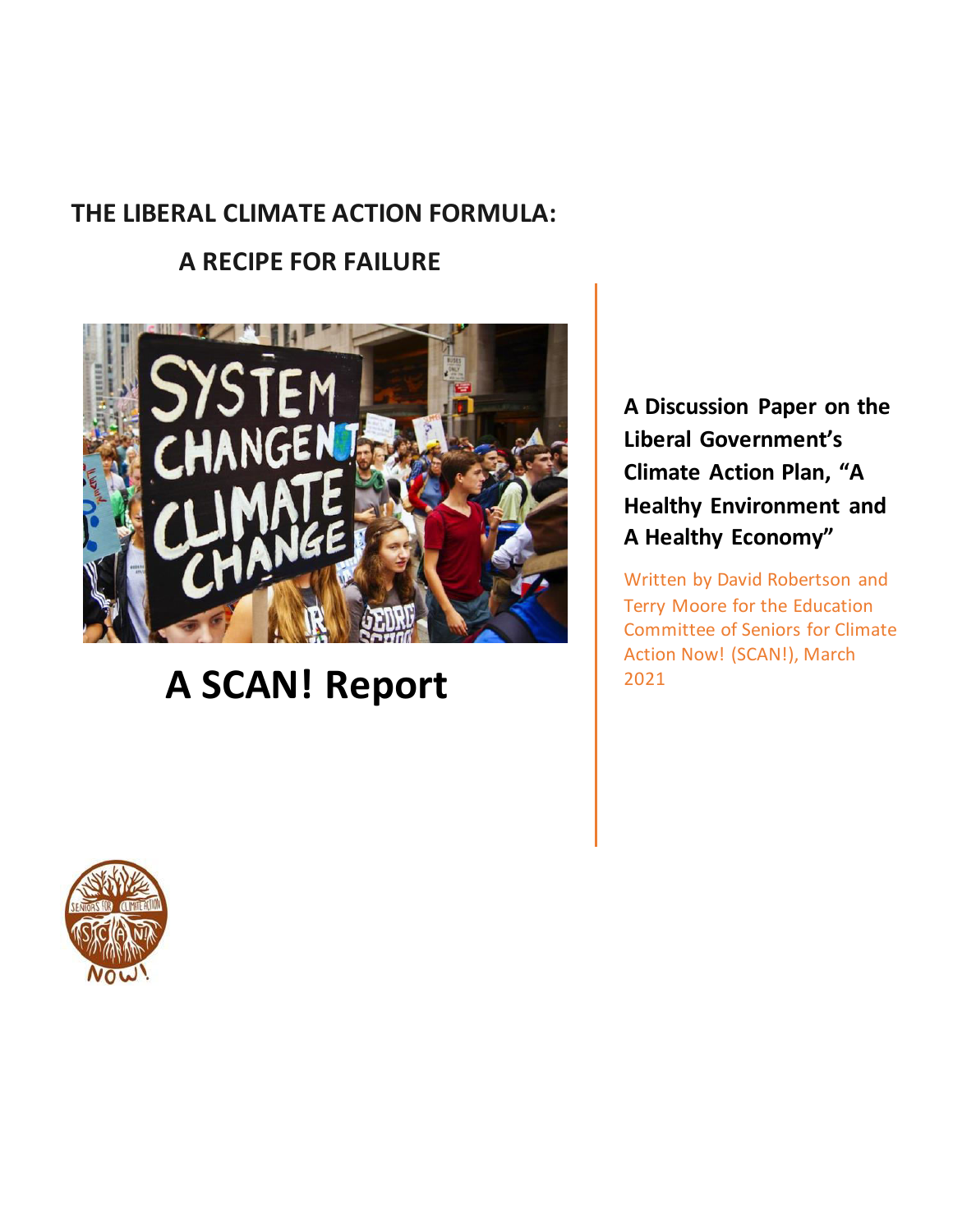# THE LIBERAL CLIMATE ACTION FORMULA:

# A RECIPE FOR FAILURE

## A SCAN! Report

**A Discussion Paper on the Liberal Government's Climate Action Plan, "A Healthy Environment and A Healthy Economy"**

Written by David Robertson and Terry Moore for the Education Committee of Seniors for Climate Action Now! (SCAN!), March 2021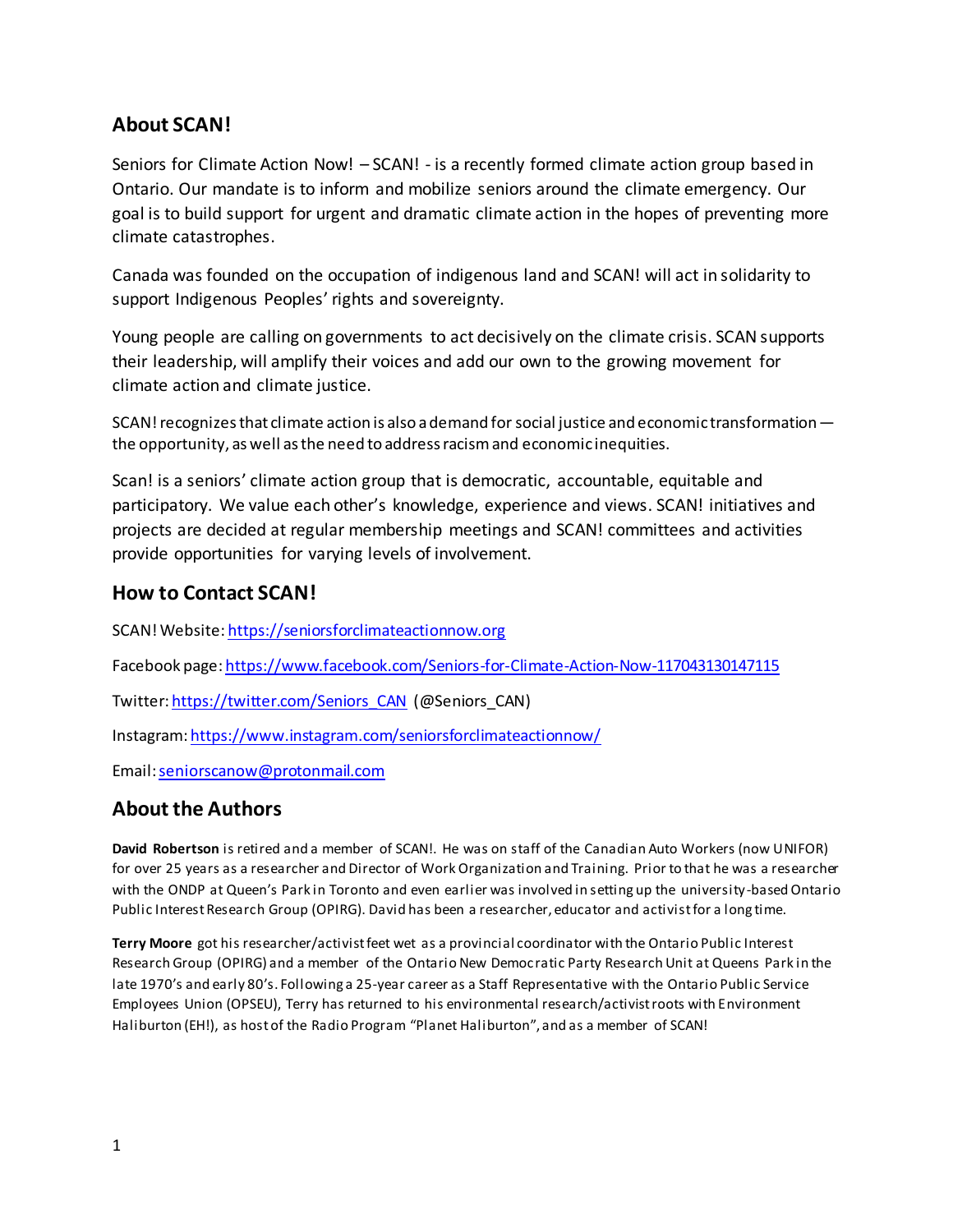## About SCAN!

Seniors for Climate Action Now! – SCAN! - is a recently formed climate action group based in Ontario. Our mandate is to inform and mobilize seniors around the climate emergency. Our goal is to build support for urgent and dramatic climate action in the hopes of preventing more climate catastrophes.

Canada was founded on the occupation of indigenous land and SCAN! will act in solidarity to support Indigenous Peoples' rights and sovereignty.

Young people are calling on governments to act decisively on the climate crisis. SCAN supports their leadership, will amplify their voices and add our own to the growing movement for climate action and climate justice.

SCAN! recognizes that climate action is also a demand for social justice and economic transformation — the opportunity, as well as the need to address racism and economic inequities.

Scan! is a seniors' climate action group that is democratic, accountable, equitable and participatory. We value each other's knowledge, experience and views. SCAN! initiatives and projects are decided at regular membership meetings and SCAN! committees and activities provide opportunities for varying levels of involvement.

## How to Contact SCAN!

SCAN! Website: https://seniorsforclimateactionnow.org

Facebook page: https://www.facebook.com/Seniors-for-Climate-Action-Now-117043130147115

Twitter: https://twitter.com/Seniors_CAN (@Seniors_CAN)

Instagram: https://www.instagram.com/seniorsforclimateactionnow/

Email: seniorscanow@protonmail.com

## About the Authors

**David Robertson** is retired and a member of SCAN!. He was on staff of the Canadian Auto Workers (now UNIFOR) for over 25 years as a researcher and Director of Work Organization and Training. Prior to that he was a researcher with the ONDP at Queen's Park in Toronto and even earlier was involved in setting up the university-based Ontario Public Interest Research Group (OPIRG). David has been a researcher, educator and activist for a long time.

**Terry Moore** got his researcher/activist feet wet as a provincial coordinator with the Ontario Public Interest Research Group (OPIRG) and a member of the Ontario New Democratic Party Research Unit at Queens Park in the late 1970's and early 80's. Following a 25-year career as a Staff Representative with the Ontario Public Service Employees Union (OPSEU), Terry has returned to his environmental research/activist roots with Environment Haliburton (EH!), as host of the Radio Program "Planet Haliburton", and as a member of SCAN!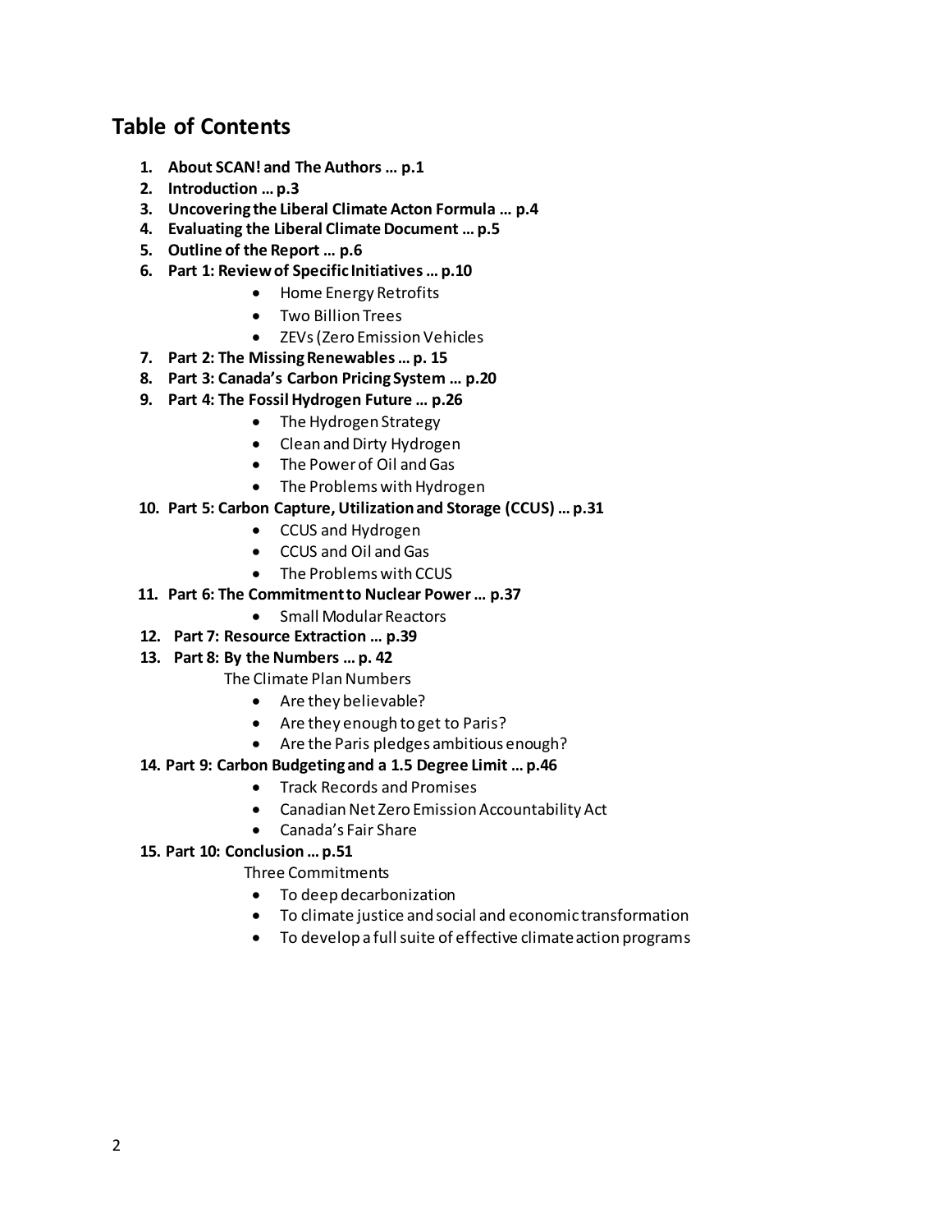## Table of Contents

1. **About SCAN! and The Authors … p.1**
2. **Introduction … p.3**
3. **Uncovering the Liberal Climate Acton Formula … p.4**
4. **Evaluating the Liberal Climate Document … p.5**
5. **Outline of the Report … p.6**
6. **Part 1: Review of Specific Initiatives … p.10**
   - Home Energy Retrofits
   - Two Billion Trees
   - ZEVs (Zero Emission Vehicles
7. **Part 2: The Missing Renewables … p. 15**
8. **Part 3: Canada's Carbon Pricing System … p.20**
9. **Part 4: The Fossil Hydrogen Future … p.26**
   - The Hydrogen Strategy
   - Clean and Dirty Hydrogen
   - The Power of Oil and Gas
   - The Problems with Hydrogen
10. **Part 5: Carbon Capture, Utilization and Storage (CCUS) … p.31**
    - CCUS and Hydrogen
    - CCUS and Oil and Gas
    - The Problems with CCUS
11. **Part 6: The Commitment to Nuclear Power … p.37**
    - Small Modular Reactors
12. **Part 7: Resource Extraction … p.39**
13. **Part 8: By the Numbers … p. 42**

    The Climate Plan Numbers
    - Are they believable?
    - Are they enough to get to Paris?
    - Are the Paris pledges ambitious enough?
14. **Part 9: Carbon Budgeting and a 1.5 Degree Limit … p.46**
    - Track Records and Promises
    - Canadian Net Zero Emission Accountability Act
    - Canada's Fair Share
15. **Part 10: Conclusion … p.51**

    Three Commitments
    - To deep decarbonization
    - To climate justice and social and economic transformation
    - To develop a full suite of effective climate action programs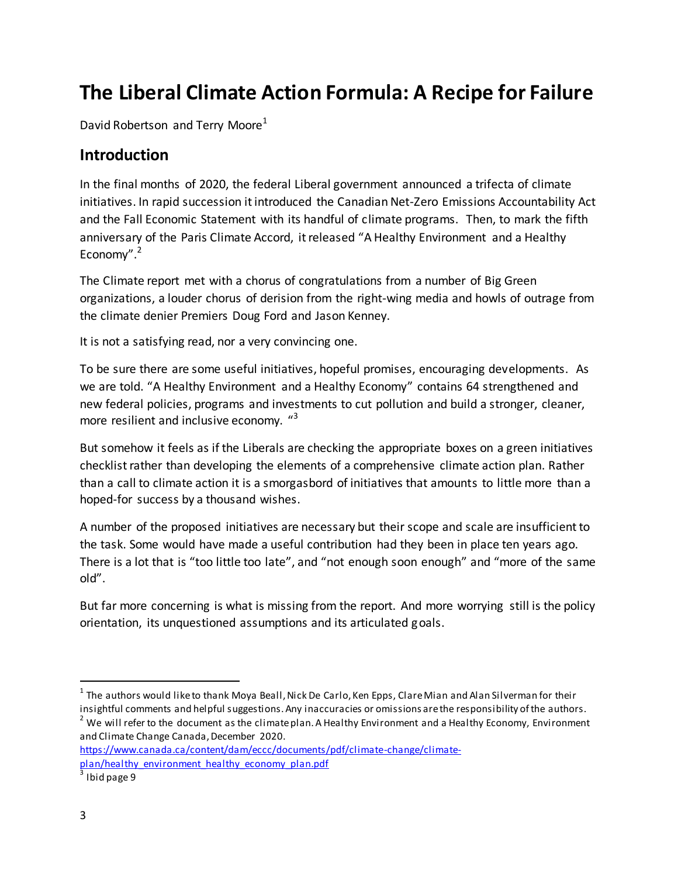# The Liberal Climate Action Formula: A Recipe for Failure

David Robertson and Terry Moore[1]

## Introduction

In the final months of 2020, the federal Liberal government announced a trifecta of climate initiatives. In rapid succession it introduced the Canadian Net-Zero Emissions Accountability Act and the Fall Economic Statement with its handful of climate programs. Then, to mark the fifth anniversary of the Paris Climate Accord, it released "A Healthy Environment and a Healthy Economy".[2]

The Climate report met with a chorus of congratulations from a number of Big Green organizations, a louder chorus of derision from the right-wing media and howls of outrage from the climate denier Premiers Doug Ford and Jason Kenney.

It is not a satisfying read, nor a very convincing one.

To be sure there are some useful initiatives, hopeful promises, encouraging developments. As we are told. "A Healthy Environment and a Healthy Economy" contains 64 strengthened and new federal policies, programs and investments to cut pollution and build a stronger, cleaner, more resilient and inclusive economy. "[3]

But somehow it feels as if the Liberals are checking the appropriate boxes on a green initiatives checklist rather than developing the elements of a comprehensive climate action plan. Rather than a call to climate action it is a smorgasbord of initiatives that amounts to little more than a hoped-for success by a thousand wishes.

A number of the proposed initiatives are necessary but their scope and scale are insufficient to the task. Some would have made a useful contribution had they been in place ten years ago. There is a lot that is "too little too late", and "not enough soon enough" and "more of the same old".

But far more concerning is what is missing from the report. And more worrying still is the policy orientation, its unquestioned assumptions and its articulated goals.

---

[1] The authors would like to thank Moya Beall, Nick De Carlo, Ken Epps, Clare Mian and Alan Silverman for their insightful comments and helpful suggestions. Any inaccuracies or omissions are the responsibility of the authors.

[2] We will refer to the document as the climate plan. A Healthy Environment and a Healthy Economy, Environment and Climate Change Canada, December 2020. https://www.canada.ca/content/dam/eccc/documents/pdf/climate-change/climate-plan/healthy_environment_healthy_economy_plan.pdf

[3] Ibid page 9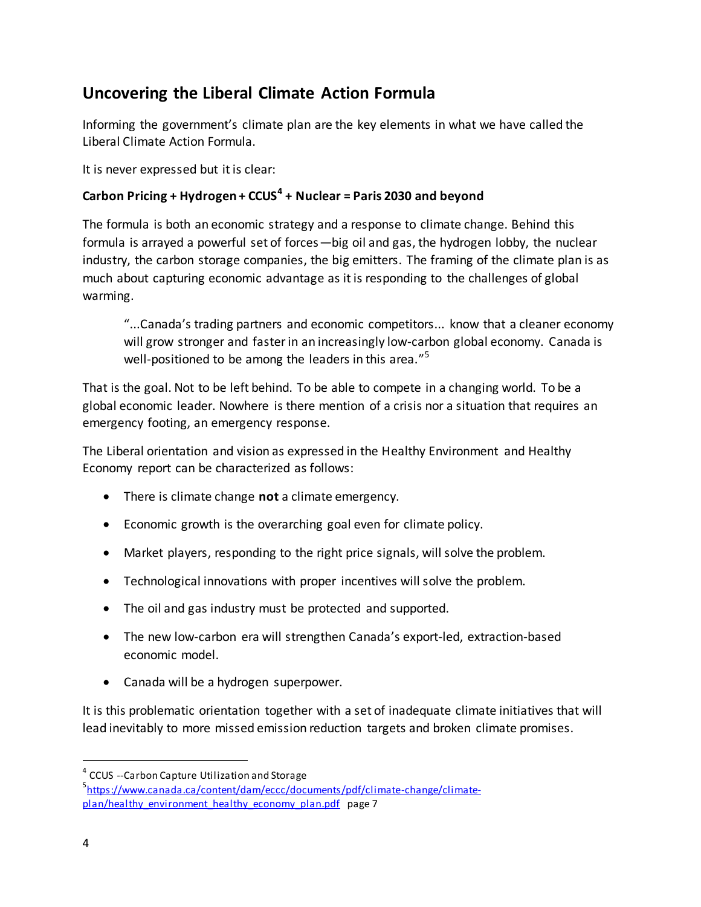## Uncovering the Liberal Climate Action Formula

Informing the government's climate plan are the key elements in what we have called the Liberal Climate Action Formula.

It is never expressed but it is clear:

**Carbon Pricing + Hydrogen + CCUS[4] + Nuclear = Paris 2030 and beyond**

The formula is both an economic strategy and a response to climate change. Behind this formula is arrayed a powerful set of forces—big oil and gas, the hydrogen lobby, the nuclear industry, the carbon storage companies, the big emitters. The framing of the climate plan is as much about capturing economic advantage as it is responding to the challenges of global warming.

> "...Canada's trading partners and economic competitors... know that a cleaner economy will grow stronger and faster in an increasingly low-carbon global economy. Canada is well-positioned to be among the leaders in this area."[5]

That is the goal. Not to be left behind. To be able to compete in a changing world. To be a global economic leader. Nowhere is there mention of a crisis nor a situation that requires an emergency footing, an emergency response.

The Liberal orientation and vision as expressed in the Healthy Environment and Healthy Economy report can be characterized as follows:

- There is climate change **not** a climate emergency.
- Economic growth is the overarching goal even for climate policy.
- Market players, responding to the right price signals, will solve the problem.
- Technological innovations with proper incentives will solve the problem.
- The oil and gas industry must be protected and supported.
- The new low-carbon era will strengthen Canada's export-led, extraction-based economic model.
- Canada will be a hydrogen superpower.

It is this problematic orientation together with a set of inadequate climate initiatives that will lead inevitably to more missed emission reduction targets and broken climate promises.

---

[4] CCUS --Carbon Capture Utilization and Storage

[5] https://www.canada.ca/content/dam/eccc/documents/pdf/climate-change/climate-plan/healthy_environment_healthy_economy_plan.pdf page 7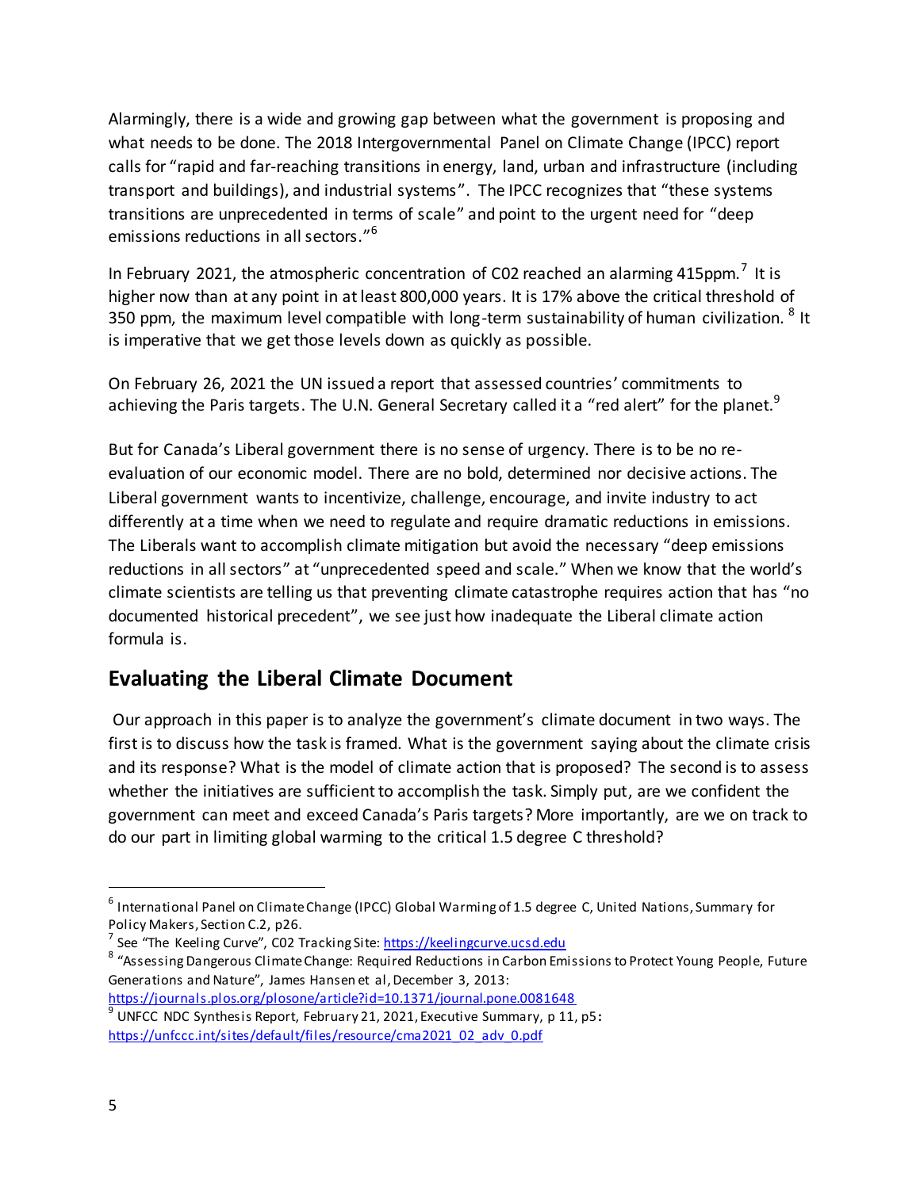Alarmingly, there is a wide and growing gap between what the government is proposing and what needs to be done. The 2018 Intergovernmental Panel on Climate Change (IPCC) report calls for "rapid and far-reaching transitions in energy, land, urban and infrastructure (including transport and buildings), and industrial systems". The IPCC recognizes that "these systems transitions are unprecedented in terms of scale" and point to the urgent need for "deep emissions reductions in all sectors."[6]

In February 2021, the atmospheric concentration of C02 reached an alarming 415ppm.[7] It is higher now than at any point in at least 800,000 years. It is 17% above the critical threshold of 350 ppm, the maximum level compatible with long-term sustainability of human civilization. [8] It is imperative that we get those levels down as quickly as possible.

On February 26, 2021 the UN issued a report that assessed countries' commitments to achieving the Paris targets. The U.N. General Secretary called it a "red alert" for the planet.[9]

But for Canada's Liberal government there is no sense of urgency. There is to be no re-evaluation of our economic model. There are no bold, determined nor decisive actions. The Liberal government wants to incentivize, challenge, encourage, and invite industry to act differently at a time when we need to regulate and require dramatic reductions in emissions. The Liberals want to accomplish climate mitigation but avoid the necessary "deep emissions reductions in all sectors" at "unprecedented speed and scale." When we know that the world's climate scientists are telling us that preventing climate catastrophe requires action that has "no documented historical precedent", we see just how inadequate the Liberal climate action formula is.

## Evaluating the Liberal Climate Document

Our approach in this paper is to analyze the government's climate document in two ways. The first is to discuss how the task is framed. What is the government saying about the climate crisis and its response? What is the model of climate action that is proposed? The second is to assess whether the initiatives are sufficient to accomplish the task. Simply put, are we confident the government can meet and exceed Canada's Paris targets? More importantly, are we on track to do our part in limiting global warming to the critical 1.5 degree C threshold?

---

[6] International Panel on Climate Change (IPCC) Global Warming of 1.5 degree C, United Nations, Summary for Policy Makers, Section C.2, p26.

[7] See "The Keeling Curve", C02 Tracking Site: https://keelingcurve.ucsd.edu

[8] "Assessing Dangerous Climate Change: Required Reductions in Carbon Emissions to Protect Young People, Future Generations and Nature", James Hansen et al, December 3, 2013: https://journals.plos.org/plosone/article?id=10.1371/journal.pone.0081648

[9] UNFCC NDC Synthesis Report, February 21, 2021, Executive Summary, p 11, p5: https://unfccc.int/sites/default/files/resource/cma2021_02_adv_0.pdf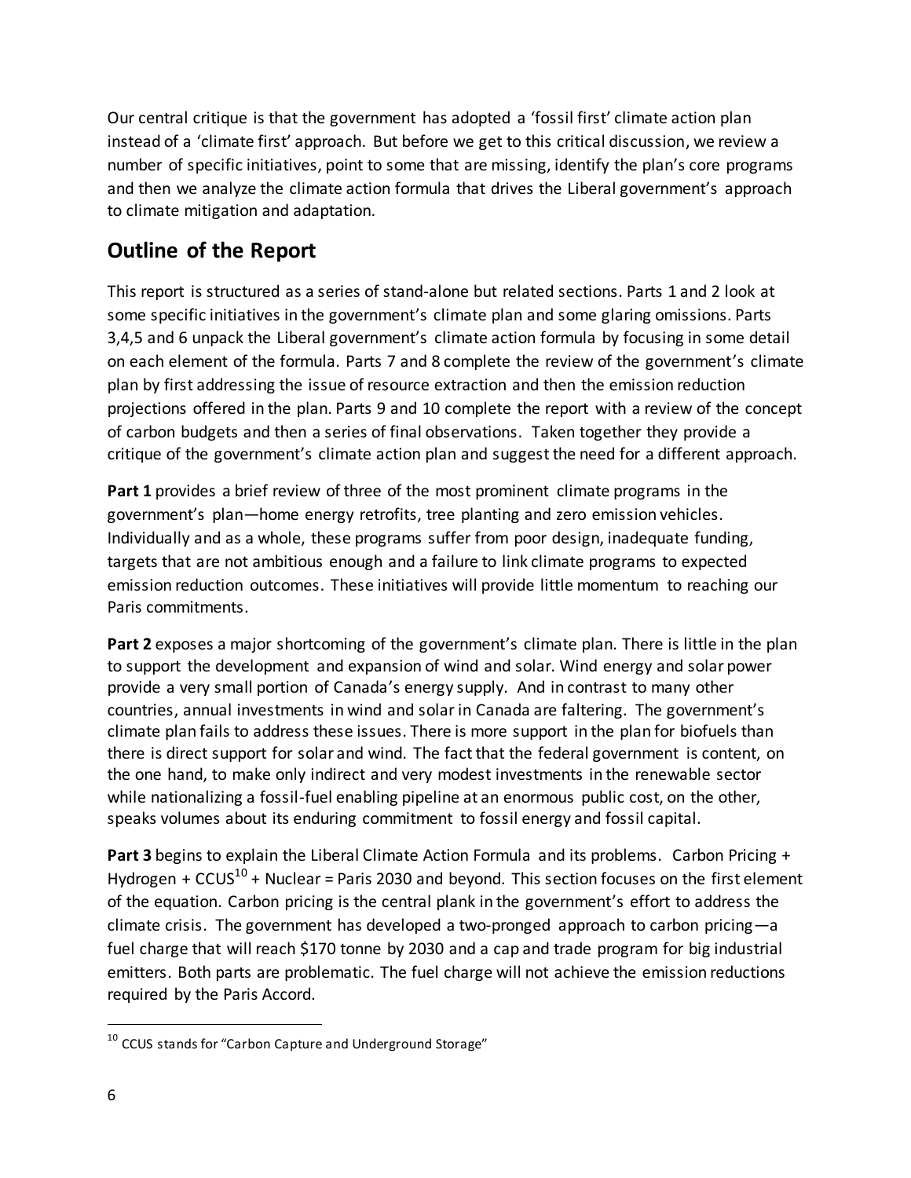Our central critique is that the government has adopted a 'fossil first' climate action plan instead of a 'climate first' approach. But before we get to this critical discussion, we review a number of specific initiatives, point to some that are missing, identify the plan's core programs and then we analyze the climate action formula that drives the Liberal government's approach to climate mitigation and adaptation.

## Outline of the Report

This report is structured as a series of stand-alone but related sections. Parts 1 and 2 look at some specific initiatives in the government's climate plan and some glaring omissions. Parts 3,4,5 and 6 unpack the Liberal government's climate action formula by focusing in some detail on each element of the formula. Parts 7 and 8 complete the review of the government's climate plan by first addressing the issue of resource extraction and then the emission reduction projections offered in the plan. Parts 9 and 10 complete the report with a review of the concept of carbon budgets and then a series of final observations. Taken together they provide a critique of the government's climate action plan and suggest the need for a different approach.

**Part 1** provides a brief review of three of the most prominent climate programs in the government's plan—home energy retrofits, tree planting and zero emission vehicles. Individually and as a whole, these programs suffer from poor design, inadequate funding, targets that are not ambitious enough and a failure to link climate programs to expected emission reduction outcomes. These initiatives will provide little momentum to reaching our Paris commitments.

**Part 2** exposes a major shortcoming of the government's climate plan. There is little in the plan to support the development and expansion of wind and solar. Wind energy and solar power provide a very small portion of Canada's energy supply. And in contrast to many other countries, annual investments in wind and solar in Canada are faltering. The government's climate plan fails to address these issues. There is more support in the plan for biofuels than there is direct support for solar and wind. The fact that the federal government is content, on the one hand, to make only indirect and very modest investments in the renewable sector while nationalizing a fossil-fuel enabling pipeline at an enormous public cost, on the other, speaks volumes about its enduring commitment to fossil energy and fossil capital.

**Part 3** begins to explain the Liberal Climate Action Formula and its problems. Carbon Pricing + Hydrogen + CCUS[10] + Nuclear = Paris 2030 and beyond. This section focuses on the first element of the equation. Carbon pricing is the central plank in the government's effort to address the climate crisis. The government has developed a two-pronged approach to carbon pricing—a fuel charge that will reach $170 tonne by 2030 and a cap and trade program for big industrial emitters. Both parts are problematic. The fuel charge will not achieve the emission reductions required by the Paris Accord.

[10] CCUS stands for "Carbon Capture and Underground Storage"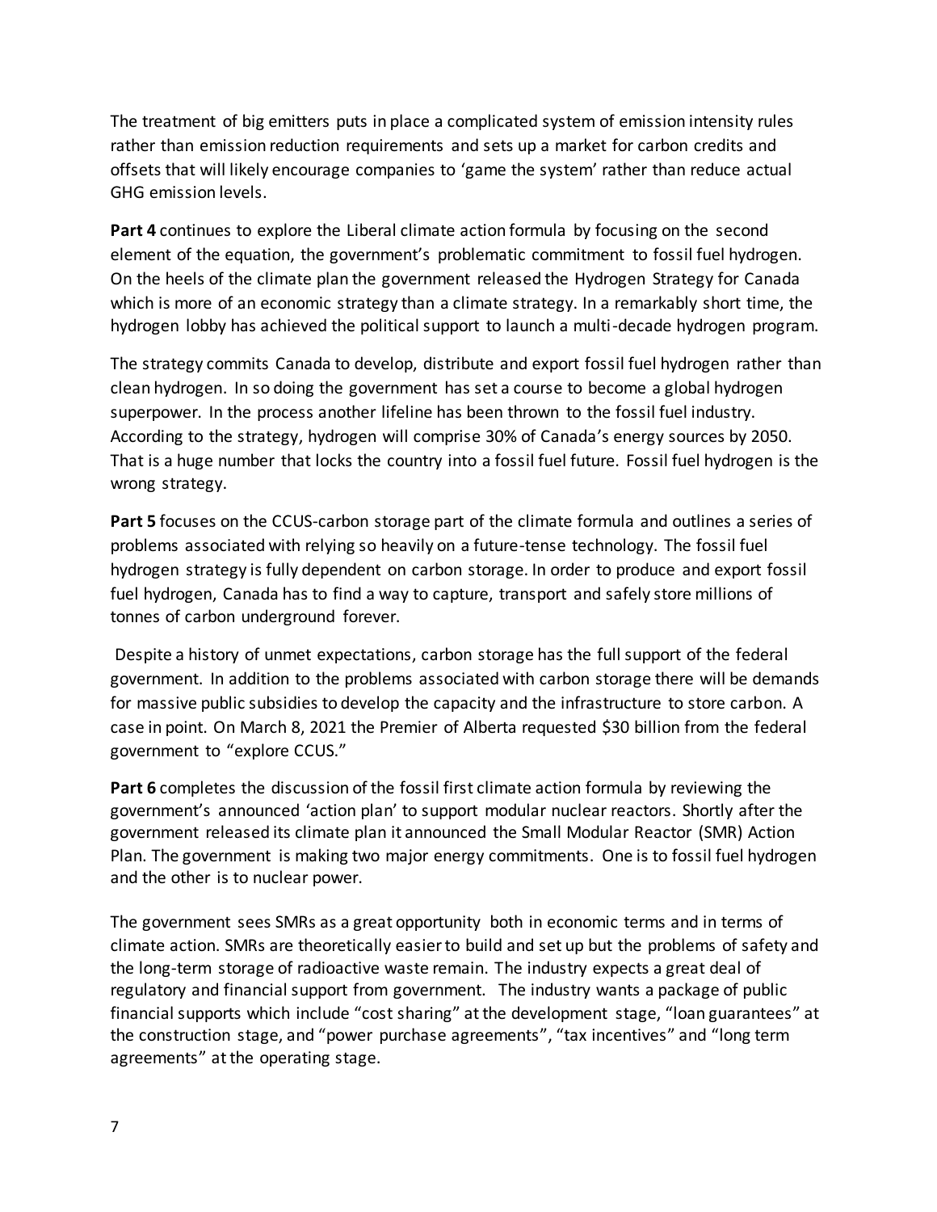The treatment of big emitters puts in place a complicated system of emission intensity rules rather than emission reduction requirements and sets up a market for carbon credits and offsets that will likely encourage companies to 'game the system' rather than reduce actual GHG emission levels.

**Part 4** continues to explore the Liberal climate action formula by focusing on the second element of the equation, the government's problematic commitment to fossil fuel hydrogen. On the heels of the climate plan the government released the Hydrogen Strategy for Canada which is more of an economic strategy than a climate strategy. In a remarkably short time, the hydrogen lobby has achieved the political support to launch a multi-decade hydrogen program.

The strategy commits Canada to develop, distribute and export fossil fuel hydrogen rather than clean hydrogen. In so doing the government has set a course to become a global hydrogen superpower. In the process another lifeline has been thrown to the fossil fuel industry. According to the strategy, hydrogen will comprise 30% of Canada's energy sources by 2050. That is a huge number that locks the country into a fossil fuel future. Fossil fuel hydrogen is the wrong strategy.

**Part 5** focuses on the CCUS-carbon storage part of the climate formula and outlines a series of problems associated with relying so heavily on a future-tense technology. The fossil fuel hydrogen strategy is fully dependent on carbon storage. In order to produce and export fossil fuel hydrogen, Canada has to find a way to capture, transport and safely store millions of tonnes of carbon underground forever.

Despite a history of unmet expectations, carbon storage has the full support of the federal government. In addition to the problems associated with carbon storage there will be demands for massive public subsidies to develop the capacity and the infrastructure to store carbon. A case in point. On March 8, 2021 the Premier of Alberta requested $30 billion from the federal government to "explore CCUS."

**Part 6** completes the discussion of the fossil first climate action formula by reviewing the government's announced 'action plan' to support modular nuclear reactors. Shortly after the government released its climate plan it announced the Small Modular Reactor (SMR) Action Plan. The government is making two major energy commitments. One is to fossil fuel hydrogen and the other is to nuclear power.

The government sees SMRs as a great opportunity both in economic terms and in terms of climate action. SMRs are theoretically easier to build and set up but the problems of safety and the long-term storage of radioactive waste remain. The industry expects a great deal of regulatory and financial support from government. The industry wants a package of public financial supports which include "cost sharing" at the development stage, "loan guarantees" at the construction stage, and "power purchase agreements", "tax incentives" and "long term agreements" at the operating stage.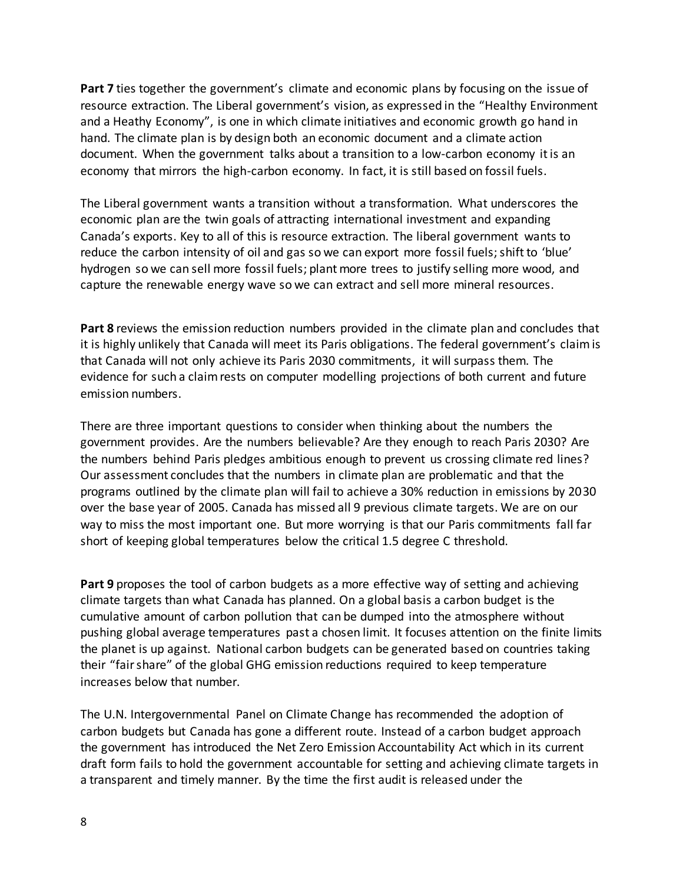**Part 7** ties together the government's climate and economic plans by focusing on the issue of resource extraction. The Liberal government's vision, as expressed in the "Healthy Environment and a Heathy Economy", is one in which climate initiatives and economic growth go hand in hand. The climate plan is by design both an economic document and a climate action document. When the government talks about a transition to a low-carbon economy it is an economy that mirrors the high-carbon economy. In fact, it is still based on fossil fuels.

The Liberal government wants a transition without a transformation. What underscores the economic plan are the twin goals of attracting international investment and expanding Canada's exports. Key to all of this is resource extraction. The liberal government wants to reduce the carbon intensity of oil and gas so we can export more fossil fuels; shift to 'blue' hydrogen so we can sell more fossil fuels; plant more trees to justify selling more wood, and capture the renewable energy wave so we can extract and sell more mineral resources.

**Part 8** reviews the emission reduction numbers provided in the climate plan and concludes that it is highly unlikely that Canada will meet its Paris obligations. The federal government's claim is that Canada will not only achieve its Paris 2030 commitments, it will surpass them. The evidence for such a claim rests on computer modelling projections of both current and future emission numbers.

There are three important questions to consider when thinking about the numbers the government provides. Are the numbers believable? Are they enough to reach Paris 2030? Are the numbers behind Paris pledges ambitious enough to prevent us crossing climate red lines? Our assessment concludes that the numbers in climate plan are problematic and that the programs outlined by the climate plan will fail to achieve a 30% reduction in emissions by 2030 over the base year of 2005. Canada has missed all 9 previous climate targets. We are on our way to miss the most important one. But more worrying is that our Paris commitments fall far short of keeping global temperatures below the critical 1.5 degree C threshold.

**Part 9** proposes the tool of carbon budgets as a more effective way of setting and achieving climate targets than what Canada has planned. On a global basis a carbon budget is the cumulative amount of carbon pollution that can be dumped into the atmosphere without pushing global average temperatures past a chosen limit. It focuses attention on the finite limits the planet is up against. National carbon budgets can be generated based on countries taking their "fair share" of the global GHG emission reductions required to keep temperature increases below that number.

The U.N. Intergovernmental Panel on Climate Change has recommended the adoption of carbon budgets but Canada has gone a different route. Instead of a carbon budget approach the government has introduced the Net Zero Emission Accountability Act which in its current draft form fails to hold the government accountable for setting and achieving climate targets in a transparent and timely manner. By the time the first audit is released under the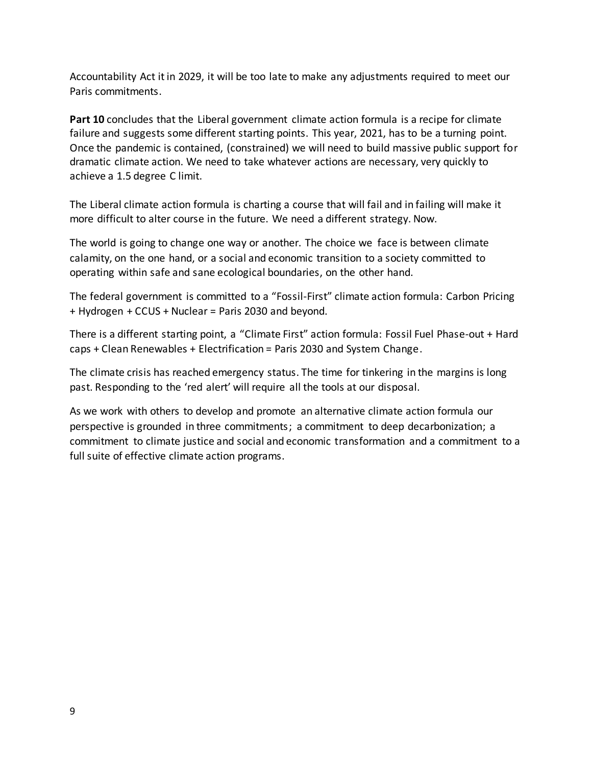Accountability Act it in 2029, it will be too late to make any adjustments required to meet our Paris commitments.

**Part 10** concludes that the Liberal government climate action formula is a recipe for climate failure and suggests some different starting points. This year, 2021, has to be a turning point. Once the pandemic is contained, (constrained) we will need to build massive public support for dramatic climate action. We need to take whatever actions are necessary, very quickly to achieve a 1.5 degree C limit.

The Liberal climate action formula is charting a course that will fail and in failing will make it more difficult to alter course in the future. We need a different strategy. Now.

The world is going to change one way or another. The choice we face is between climate calamity, on the one hand, or a social and economic transition to a society committed to operating within safe and sane ecological boundaries, on the other hand.

The federal government is committed to a "Fossil-First" climate action formula: Carbon Pricing + Hydrogen + CCUS + Nuclear = Paris 2030 and beyond.

There is a different starting point, a "Climate First" action formula: Fossil Fuel Phase-out + Hard caps + Clean Renewables + Electrification = Paris 2030 and System Change.

The climate crisis has reached emergency status. The time for tinkering in the margins is long past. Responding to the 'red alert' will require all the tools at our disposal.

As we work with others to develop and promote an alternative climate action formula our perspective is grounded in three commitments; a commitment to deep decarbonization; a commitment to climate justice and social and economic transformation and a commitment to a full suite of effective climate action programs.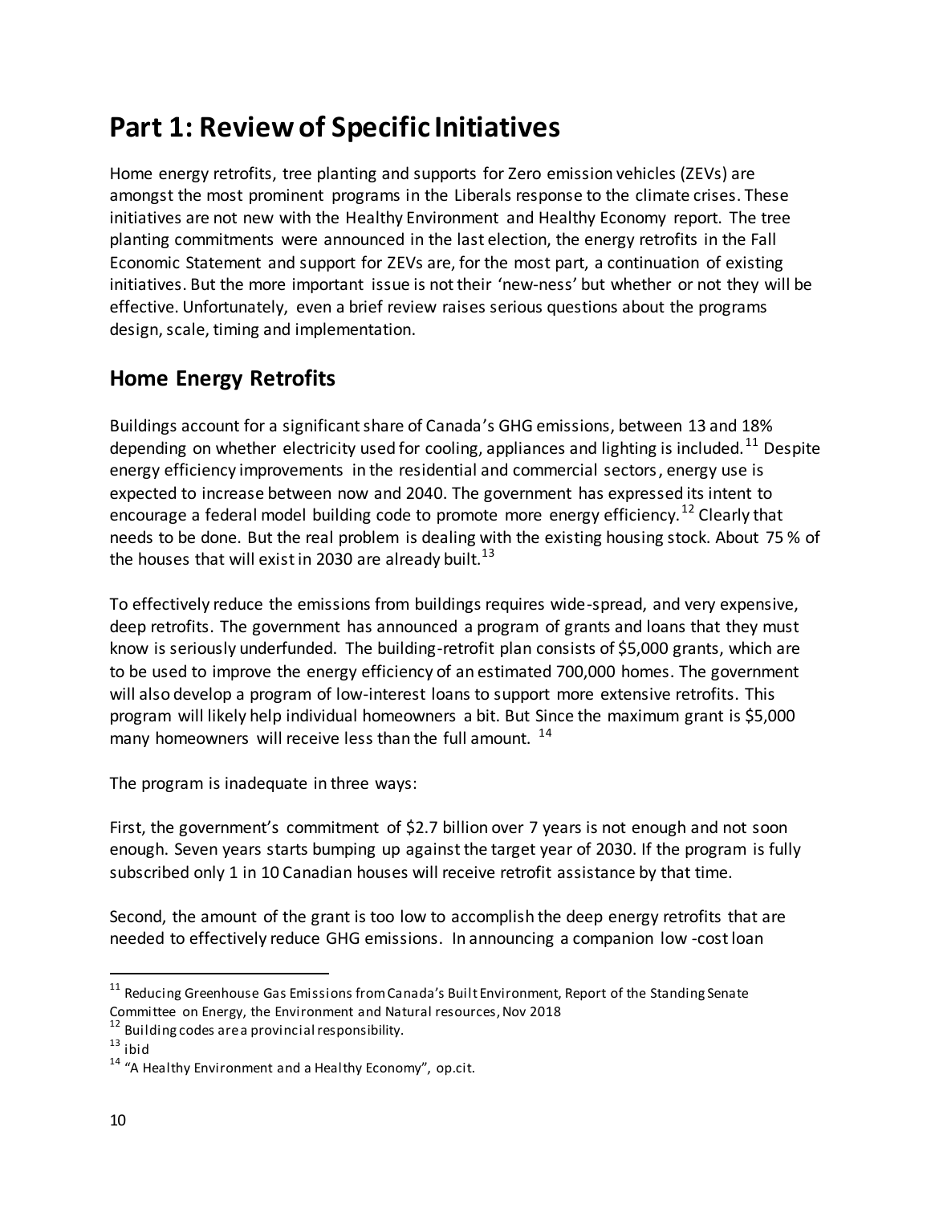# Part 1: Review of Specific Initiatives

Home energy retrofits, tree planting and supports for Zero emission vehicles (ZEVs) are amongst the most prominent programs in the Liberals response to the climate crises. These initiatives are not new with the Healthy Environment and Healthy Economy report. The tree planting commitments were announced in the last election, the energy retrofits in the Fall Economic Statement and support for ZEVs are, for the most part, a continuation of existing initiatives. But the more important issue is not their 'new-ness' but whether or not they will be effective. Unfortunately, even a brief review raises serious questions about the programs design, scale, timing and implementation.

## Home Energy Retrofits

Buildings account for a significant share of Canada's GHG emissions, between 13 and 18% depending on whether electricity used for cooling, appliances and lighting is included.[11] Despite energy efficiency improvements in the residential and commercial sectors, energy use is expected to increase between now and 2040. The government has expressed its intent to encourage a federal model building code to promote more energy efficiency.[12] Clearly that needs to be done. But the real problem is dealing with the existing housing stock. About 75 % of the houses that will exist in 2030 are already built.[13]

To effectively reduce the emissions from buildings requires wide-spread, and very expensive, deep retrofits. The government has announced a program of grants and loans that they must know is seriously underfunded. The building-retrofit plan consists of $5,000 grants, which are to be used to improve the energy efficiency of an estimated 700,000 homes. The government will also develop a program of low-interest loans to support more extensive retrofits. This program will likely help individual homeowners a bit. But Since the maximum grant is $5,000 many homeowners will receive less than the full amount. [14]

The program is inadequate in three ways:

First, the government's commitment of $2.7 billion over 7 years is not enough and not soon enough. Seven years starts bumping up against the target year of 2030. If the program is fully subscribed only 1 in 10 Canadian houses will receive retrofit assistance by that time.

Second, the amount of the grant is too low to accomplish the deep energy retrofits that are needed to effectively reduce GHG emissions. In announcing a companion low -cost loan

---

[11] Reducing Greenhouse Gas Emissions from Canada's Built Environment, Report of the Standing Senate Committee on Energy, the Environment and Natural resources, Nov 2018

[12] Building codes are a provincial responsibility.

[13] ibid

[14] "A Healthy Environment and a Healthy Economy", op.cit.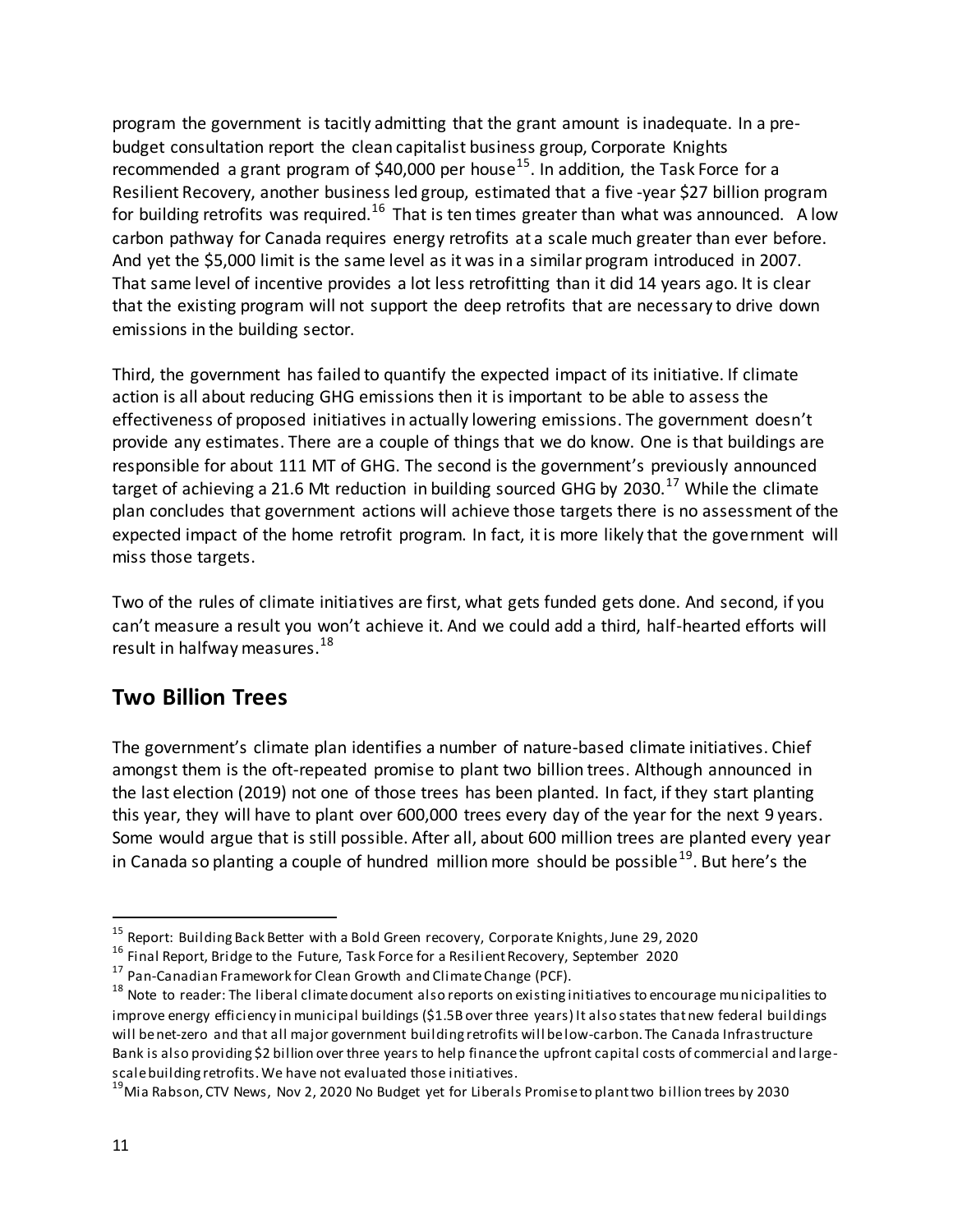program the government is tacitly admitting that the grant amount is inadequate. In a pre-budget consultation report the clean capitalist business group, Corporate Knights recommended a grant program of $40,000 per house[15]. In addition, the Task Force for a Resilient Recovery, another business led group, estimated that a five -year $27 billion program for building retrofits was required.[16] That is ten times greater than what was announced. A low carbon pathway for Canada requires energy retrofits at a scale much greater than ever before. And yet the $5,000 limit is the same level as it was in a similar program introduced in 2007. That same level of incentive provides a lot less retrofitting than it did 14 years ago. It is clear that the existing program will not support the deep retrofits that are necessary to drive down emissions in the building sector.

Third, the government has failed to quantify the expected impact of its initiative. If climate action is all about reducing GHG emissions then it is important to be able to assess the effectiveness of proposed initiatives in actually lowering emissions. The government doesn't provide any estimates. There are a couple of things that we do know. One is that buildings are responsible for about 111 MT of GHG. The second is the government's previously announced target of achieving a 21.6 Mt reduction in building sourced GHG by 2030.[17] While the climate plan concludes that government actions will achieve those targets there is no assessment of the expected impact of the home retrofit program. In fact, it is more likely that the government will miss those targets.

Two of the rules of climate initiatives are first, what gets funded gets done. And second, if you can't measure a result you won't achieve it. And we could add a third, half-hearted efforts will result in halfway measures.[18]

## Two Billion Trees

The government's climate plan identifies a number of nature-based climate initiatives. Chief amongst them is the oft-repeated promise to plant two billion trees. Although announced in the last election (2019) not one of those trees has been planted. In fact, if they start planting this year, they will have to plant over 600,000 trees every day of the year for the next 9 years. Some would argue that is still possible. After all, about 600 million trees are planted every year in Canada so planting a couple of hundred million more should be possible[19]. But here's the

---

[15] Report: Building Back Better with a Bold Green recovery, Corporate Knights, June 29, 2020

[16] Final Report, Bridge to the Future, Task Force for a Resilient Recovery, September 2020

[17] Pan-Canadian Framework for Clean Growth and Climate Change (PCF).

[18] Note to reader: The liberal climate document also reports on existing initiatives to encourage municipalities to improve energy efficiency in municipal buildings ($1.5B over three years) It also states that new federal buildings will be net-zero and that all major government building retrofits will be low-carbon. The Canada Infrastructure Bank is also providing $2 billion over three years to help finance the upfront capital costs of commercial and large-scale building retrofits. We have not evaluated those initiatives.

[19] Mia Rabson, CTV News, Nov 2, 2020 No Budget yet for Liberals Promise to plant two billion trees by 2030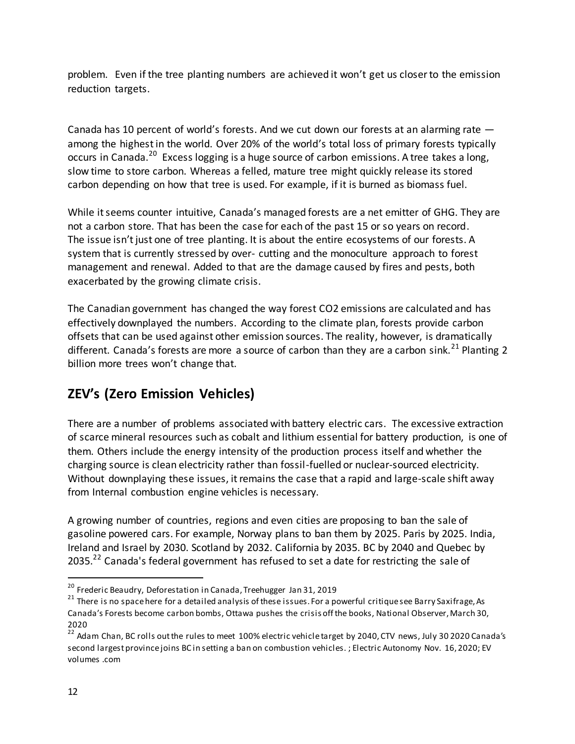problem. Even if the tree planting numbers are achieved it won't get us closer to the emission reduction targets.

Canada has 10 percent of world's forests. And we cut down our forests at an alarming rate — among the highest in the world. Over 20% of the world's total loss of primary forests typically occurs in Canada.[20] Excess logging is a huge source of carbon emissions. A tree takes a long, slow time to store carbon. Whereas a felled, mature tree might quickly release its stored carbon depending on how that tree is used. For example, if it is burned as biomass fuel.

While it seems counter intuitive, Canada's managed forests are a net emitter of GHG. They are not a carbon store. That has been the case for each of the past 15 or so years on record. The issue isn't just one of tree planting. It is about the entire ecosystems of our forests. A system that is currently stressed by over- cutting and the monoculture approach to forest management and renewal. Added to that are the damage caused by fires and pests, both exacerbated by the growing climate crisis.

The Canadian government has changed the way forest $CO_2$ emissions are calculated and has effectively downplayed the numbers. According to the climate plan, forests provide carbon offsets that can be used against other emission sources. The reality, however, is dramatically different. Canada's forests are more a source of carbon than they are a carbon sink.[21] Planting 2 billion more trees won't change that.

## ZEV's (Zero Emission Vehicles)

There are a number of problems associated with battery electric cars. The excessive extraction of scarce mineral resources such as cobalt and lithium essential for battery production, is one of them. Others include the energy intensity of the production process itself and whether the charging source is clean electricity rather than fossil-fuelled or nuclear-sourced electricity. Without downplaying these issues, it remains the case that a rapid and large-scale shift away from Internal combustion engine vehicles is necessary.

A growing number of countries, regions and even cities are proposing to ban the sale of gasoline powered cars. For example, Norway plans to ban them by 2025. Paris by 2025. India, Ireland and Israel by 2030. Scotland by 2032. California by 2035. BC by 2040 and Quebec by 2035.[22] Canada's federal government has refused to set a date for restricting the sale of

---

[20] Frederic Beaudry, Deforestation in Canada, Treehugger Jan 31, 2019

[21] There is no space here for a detailed analysis of these issues. For a powerful critique see Barry Saxifrage, As Canada's Forests become carbon bombs, Ottawa pushes the crisis off the books, National Observer, March 30, 2020

[22] Adam Chan, BC rolls out the rules to meet 100% electric vehicle target by 2040, CTV news, July 30 2020 Canada's second largest province joins BC in setting a ban on combustion vehicles. ; Electric Autonomy Nov. 16, 2020; EV volumes .com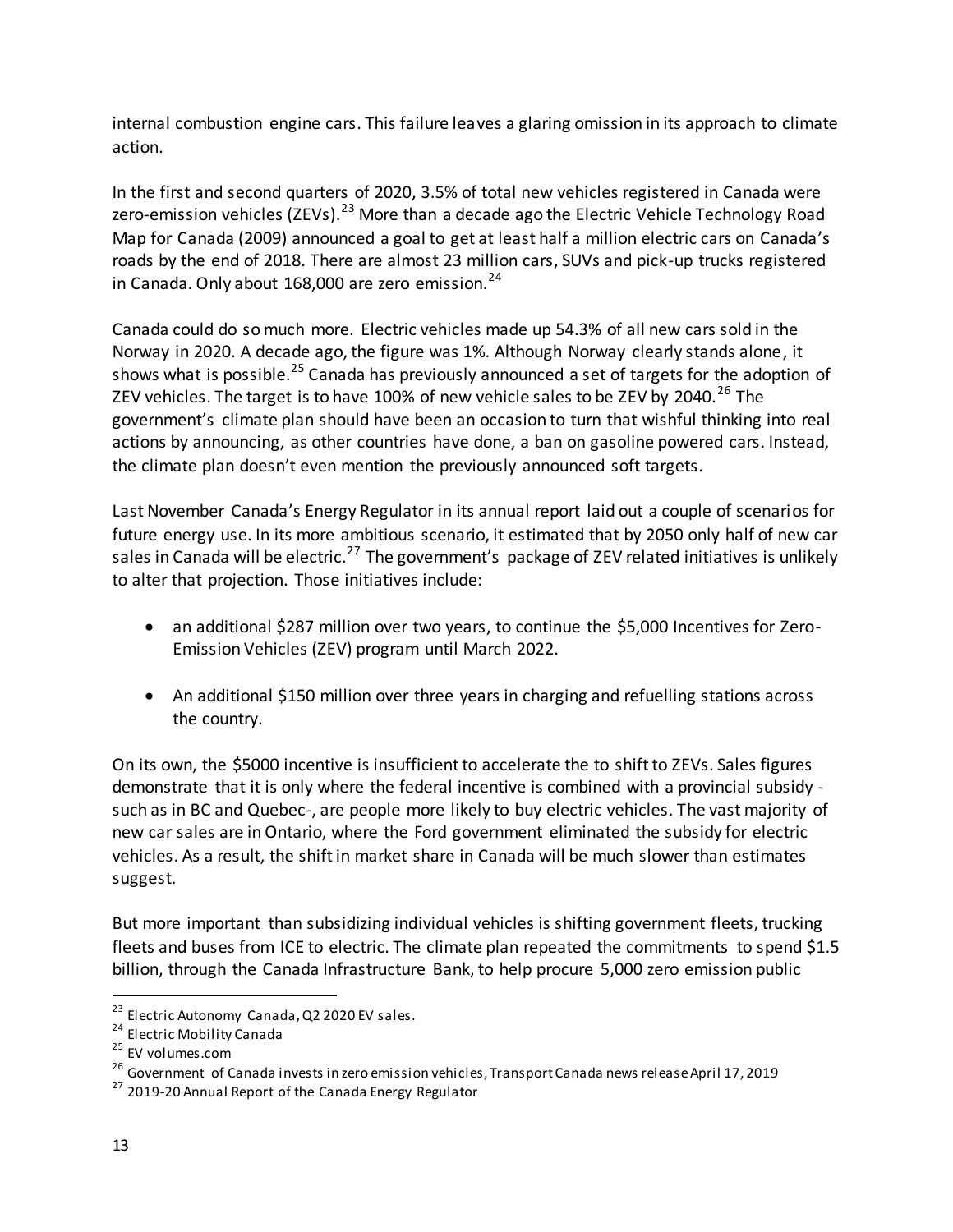internal combustion engine cars. This failure leaves a glaring omission in its approach to climate action.

In the first and second quarters of 2020, 3.5% of total new vehicles registered in Canada were zero-emission vehicles (ZEVs).[23] More than a decade ago the Electric Vehicle Technology Road Map for Canada (2009) announced a goal to get at least half a million electric cars on Canada's roads by the end of 2018. There are almost 23 million cars, SUVs and pick-up trucks registered in Canada. Only about 168,000 are zero emission.[24]

Canada could do so much more. Electric vehicles made up 54.3% of all new cars sold in the Norway in 2020. A decade ago, the figure was 1%. Although Norway clearly stands alone, it shows what is possible.[25] Canada has previously announced a set of targets for the adoption of ZEV vehicles. The target is to have 100% of new vehicle sales to be ZEV by 2040.[26] The government's climate plan should have been an occasion to turn that wishful thinking into real actions by announcing, as other countries have done, a ban on gasoline powered cars. Instead, the climate plan doesn't even mention the previously announced soft targets.

Last November Canada's Energy Regulator in its annual report laid out a couple of scenarios for future energy use. In its more ambitious scenario, it estimated that by 2050 only half of new car sales in Canada will be electric.[27] The government's package of ZEV related initiatives is unlikely to alter that projection. Those initiatives include:

- an additional $287 million over two years, to continue the $5,000 Incentives for Zero-Emission Vehicles (ZEV) program until March 2022.
- An additional $150 million over three years in charging and refuelling stations across the country.

On its own, the $5000 incentive is insufficient to accelerate the to shift to ZEVs. Sales figures demonstrate that it is only where the federal incentive is combined with a provincial subsidy - such as in BC and Quebec-, are people more likely to buy electric vehicles. The vast majority of new car sales are in Ontario, where the Ford government eliminated the subsidy for electric vehicles. As a result, the shift in market share in Canada will be much slower than estimates suggest.

But more important than subsidizing individual vehicles is shifting government fleets, trucking fleets and buses from ICE to electric. The climate plan repeated the commitments to spend $1.5 billion, through the Canada Infrastructure Bank, to help procure 5,000 zero emission public

---

[23] Electric Autonomy Canada, Q2 2020 EV sales.

[24] Electric Mobility Canada

[25] EV volumes.com

[26] Government of Canada invests in zero emission vehicles, Transport Canada news release April 17, 2019

[27] 2019-20 Annual Report of the Canada Energy Regulator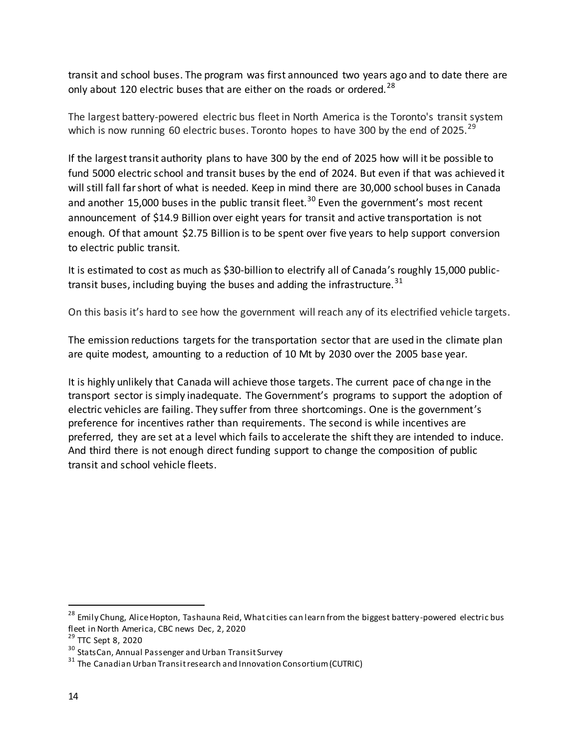transit and school buses. The program was first announced two years ago and to date there are only about 120 electric buses that are either on the roads or ordered.[28]

The largest battery-powered electric bus fleet in North America is the Toronto's transit system which is now running 60 electric buses. Toronto hopes to have 300 by the end of 2025.[29]

If the largest transit authority plans to have 300 by the end of 2025 how will it be possible to fund 5000 electric school and transit buses by the end of 2024. But even if that was achieved it will still fall far short of what is needed. Keep in mind there are 30,000 school buses in Canada and another 15,000 buses in the public transit fleet.[30] Even the government's most recent announcement of $14.9 Billion over eight years for transit and active transportation is not enough. Of that amount $2.75 Billion is to be spent over five years to help support conversion to electric public transit.

It is estimated to cost as much as $30-billion to electrify all of Canada's roughly 15,000 public-transit buses, including buying the buses and adding the infrastructure.[31]

On this basis it's hard to see how the government will reach any of its electrified vehicle targets.

The emission reductions targets for the transportation sector that are used in the climate plan are quite modest, amounting to a reduction of 10 Mt by 2030 over the 2005 base year.

It is highly unlikely that Canada will achieve those targets. The current pace of change in the transport sector is simply inadequate. The Government's programs to support the adoption of electric vehicles are failing. They suffer from three shortcomings. One is the government's preference for incentives rather than requirements. The second is while incentives are preferred, they are set at a level which fails to accelerate the shift they are intended to induce. And third there is not enough direct funding support to change the composition of public transit and school vehicle fleets.

---

[28] Emily Chung, Alice Hopton, Tashauna Reid, What cities can learn from the biggest battery-powered electric bus fleet in North America, CBC news Dec, 2, 2020

[29] TTC Sept 8, 2020

[30] StatsCan, Annual Passenger and Urban Transit Survey

[31] The Canadian Urban Transit research and Innovation Consortium (CUTRIC)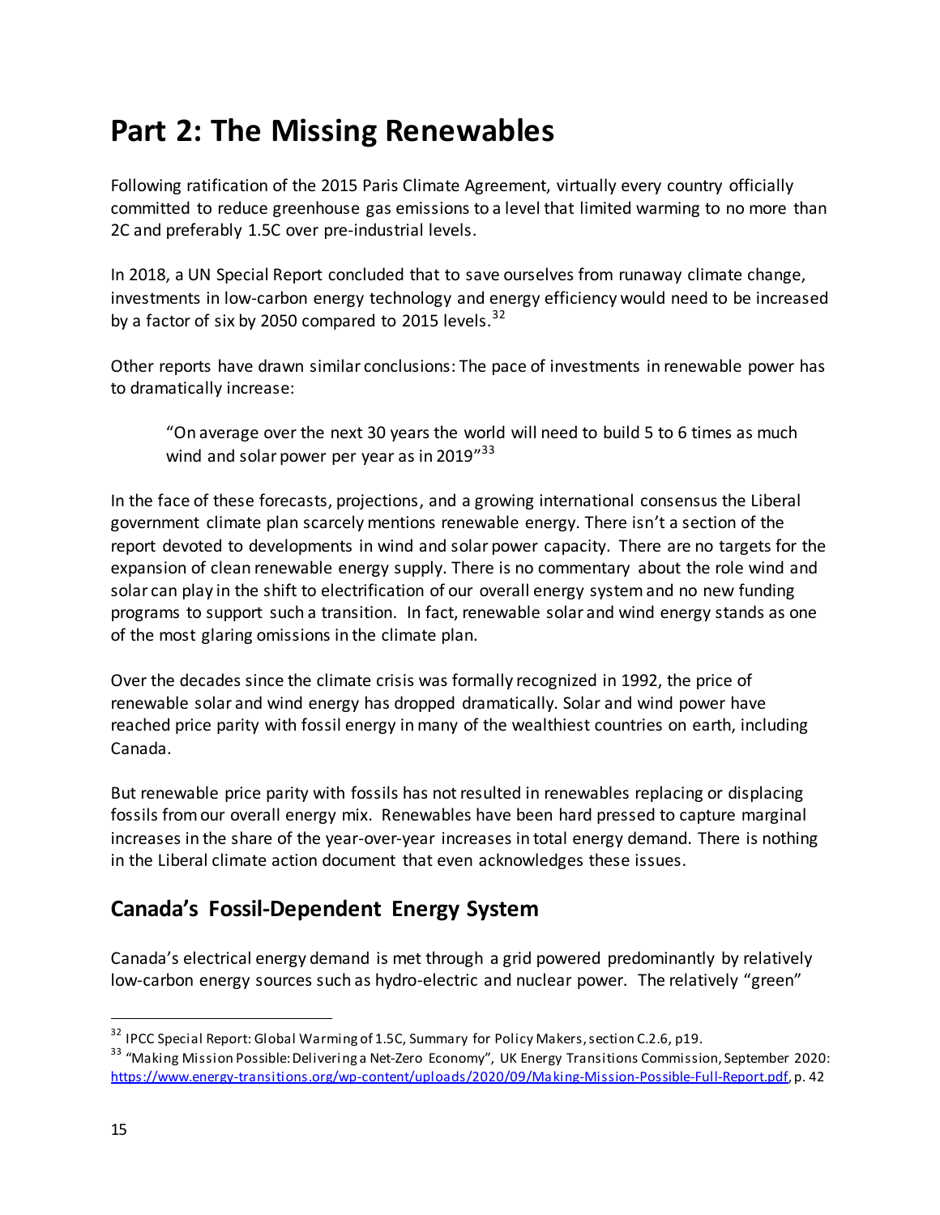# Part 2: The Missing Renewables

Following ratification of the 2015 Paris Climate Agreement, virtually every country officially committed to reduce greenhouse gas emissions to a level that limited warming to no more than 2C and preferably 1.5C over pre-industrial levels.

In 2018, a UN Special Report concluded that to save ourselves from runaway climate change, investments in low-carbon energy technology and energy efficiency would need to be increased by a factor of six by 2050 compared to 2015 levels.[32]

Other reports have drawn similar conclusions: The pace of investments in renewable power has to dramatically increase:

> "On average over the next 30 years the world will need to build 5 to 6 times as much wind and solar power per year as in 2019"[33]

In the face of these forecasts, projections, and a growing international consensus the Liberal government climate plan scarcely mentions renewable energy. There isn't a section of the report devoted to developments in wind and solar power capacity. There are no targets for the expansion of clean renewable energy supply. There is no commentary about the role wind and solar can play in the shift to electrification of our overall energy system and no new funding programs to support such a transition. In fact, renewable solar and wind energy stands as one of the most glaring omissions in the climate plan.

Over the decades since the climate crisis was formally recognized in 1992, the price of renewable solar and wind energy has dropped dramatically. Solar and wind power have reached price parity with fossil energy in many of the wealthiest countries on earth, including Canada.

But renewable price parity with fossils has not resulted in renewables replacing or displacing fossils from our overall energy mix. Renewables have been hard pressed to capture marginal increases in the share of the year-over-year increases in total energy demand. There is nothing in the Liberal climate action document that even acknowledges these issues.

## Canada's Fossil-Dependent Energy System

Canada's electrical energy demand is met through a grid powered predominantly by relatively low-carbon energy sources such as hydro-electric and nuclear power. The relatively "green"

---

[32] IPCC Special Report: Global Warming of 1.5C, Summary for Policy Makers, section C.2.6, p19.

[33] "Making Mission Possible: Delivering a Net-Zero Economy", UK Energy Transitions Commission, September 2020: https://www.energy-transitions.org/wp-content/uploads/2020/09/Making-Mission-Possible-Full-Report.pdf, p. 42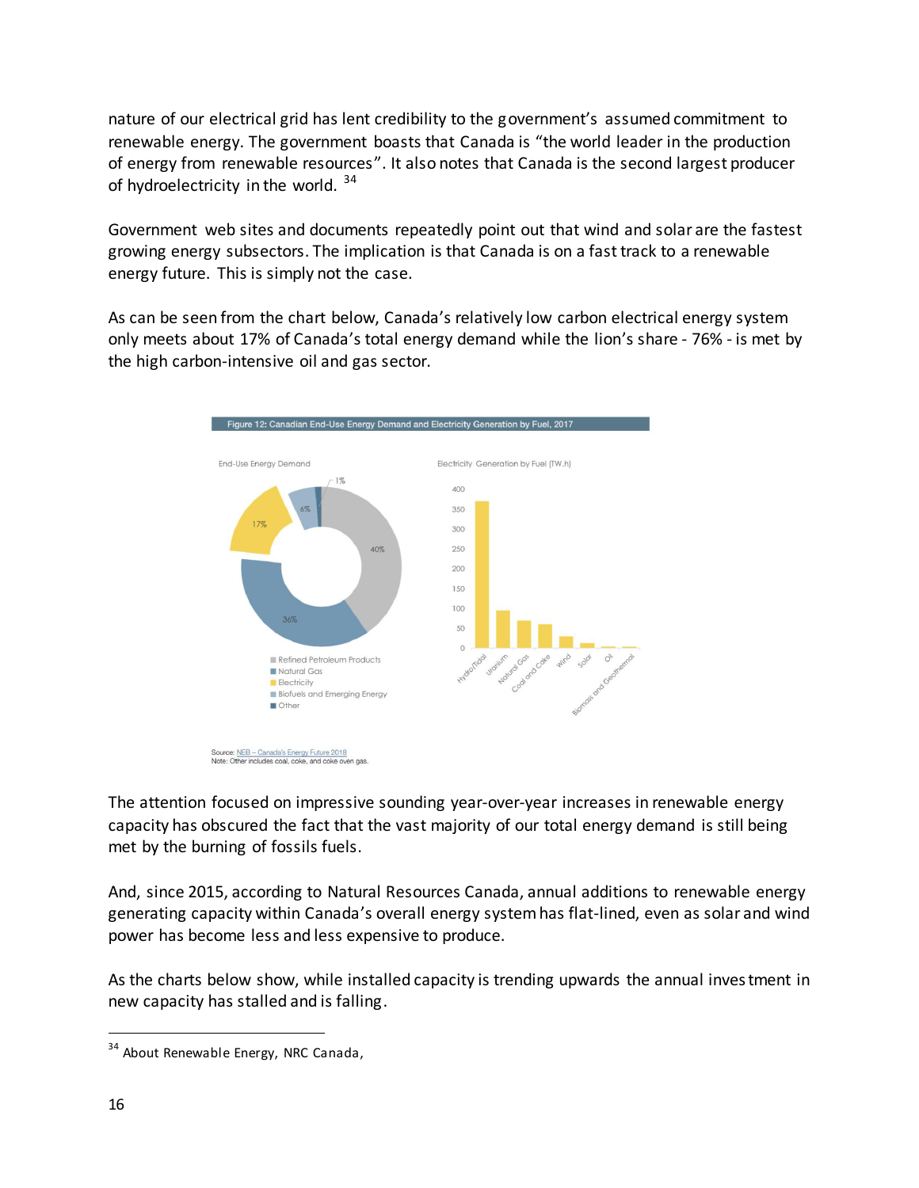nature of our electrical grid has lent credibility to the government's assumed commitment to renewable energy. The government boasts that Canada is "the world leader in the production of energy from renewable resources". It also notes that Canada is the second largest producer of hydroelectricity in the world. [34]

Government web sites and documents repeatedly point out that wind and solar are the fastest growing energy subsectors. The implication is that Canada is on a fast track to a renewable energy future. This is simply not the case.

As can be seen from the chart below, Canada's relatively low carbon electrical energy system only meets about 17% of Canada's total energy demand while the lion's share - 76% - is met by the high carbon-intensive oil and gas sector.

Figure 12: Canadian End-Use Energy Demand and Electricity Generation by Fuel, 2017

Source: NEB – Canada's Energy Future 2018
Note: Other includes coal, coke, and coke oven gas.

The attention focused on impressive sounding year-over-year increases in renewable energy capacity has obscured the fact that the vast majority of our total energy demand is still being met by the burning of fossils fuels.

And, since 2015, according to Natural Resources Canada, annual additions to renewable energy generating capacity within Canada's overall energy system has flat-lined, even as solar and wind power has become less and less expensive to produce.

As the charts below show, while installed capacity is trending upwards the annual investment in new capacity has stalled and is falling.

[34] About Renewable Energy, NRC Canada,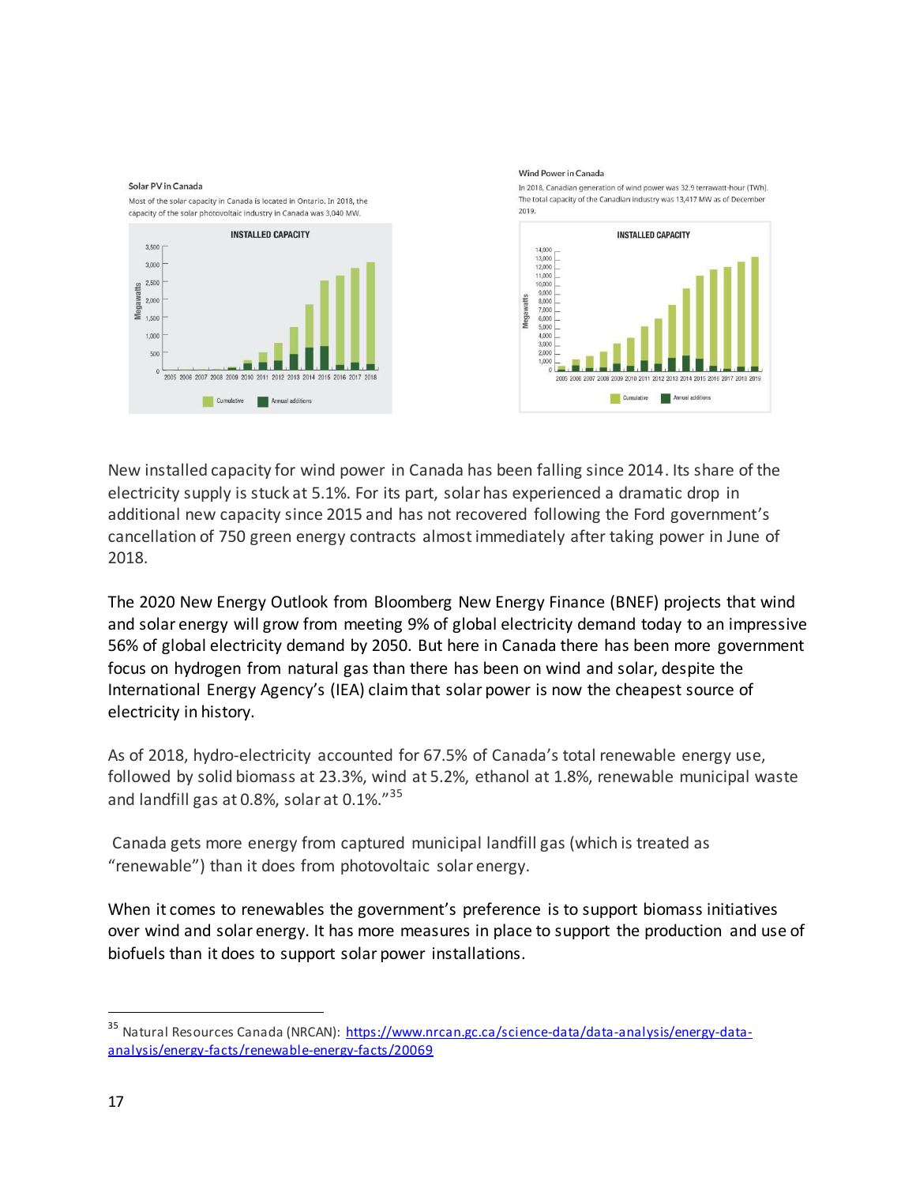**Solar PV in Canada**

Most of the solar capacity in Canada is located in Ontario. In 2018, the capacity of the solar photovoltaic industry in Canada was 3,040 MW.

**Wind Power in Canada**

In 2018, Canadian generation of wind power was 32.9 terrawatt-hour (TWh). The total capacity of the Canadian industry was 13,417 MW as of December 2019.

New installed capacity for wind power in Canada has been falling since 2014. Its share of the electricity supply is stuck at 5.1%. For its part, solar has experienced a dramatic drop in additional new capacity since 2015 and has not recovered following the Ford government's cancellation of 750 green energy contracts almost immediately after taking power in June of 2018.

The 2020 New Energy Outlook from Bloomberg New Energy Finance (BNEF) projects that wind and solar energy will grow from meeting 9% of global electricity demand today to an impressive 56% of global electricity demand by 2050. But here in Canada there has been more government focus on hydrogen from natural gas than there has been on wind and solar, despite the International Energy Agency's (IEA) claim that solar power is now the cheapest source of electricity in history.

As of 2018, hydro-electricity accounted for 67.5% of Canada's total renewable energy use, followed by solid biomass at 23.3%, wind at 5.2%, ethanol at 1.8%, renewable municipal waste and landfill gas at 0.8%, solar at 0.1%."[35]

Canada gets more energy from captured municipal landfill gas (which is treated as "renewable") than it does from photovoltaic solar energy.

When it comes to renewables the government's preference is to support biomass initiatives over wind and solar energy. It has more measures in place to support the production and use of biofuels than it does to support solar power installations.

---

[35] Natural Resources Canada (NRCAN): https://www.nrcan.gc.ca/science-data/data-analysis/energy-data-analysis/energy-facts/renewable-energy-facts/20069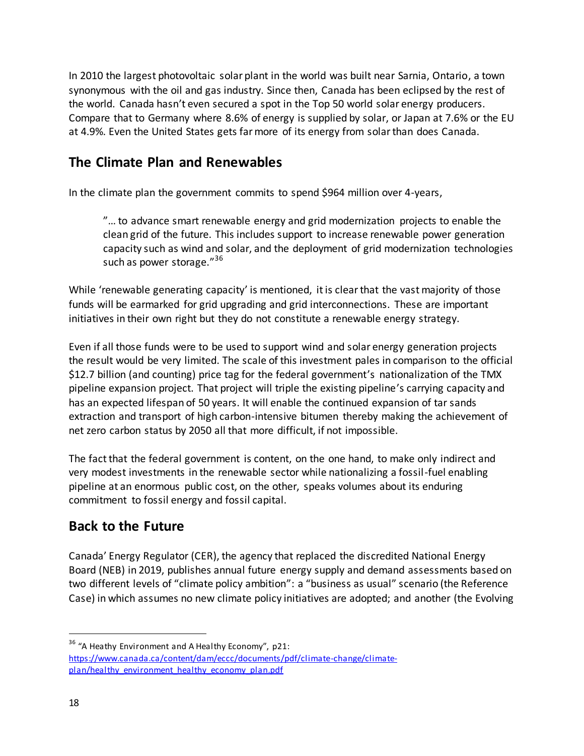In 2010 the largest photovoltaic solar plant in the world was built near Sarnia, Ontario, a town synonymous with the oil and gas industry. Since then, Canada has been eclipsed by the rest of the world. Canada hasn't even secured a spot in the Top 50 world solar energy producers. Compare that to Germany where 8.6% of energy is supplied by solar, or Japan at 7.6% or the EU at 4.9%. Even the United States gets far more of its energy from solar than does Canada.

## The Climate Plan and Renewables

In the climate plan the government commits to spend $964 million over 4-years,

> "… to advance smart renewable energy and grid modernization projects to enable the clean grid of the future. This includes support to increase renewable power generation capacity such as wind and solar, and the deployment of grid modernization technologies such as power storage."[36]

While 'renewable generating capacity' is mentioned, it is clear that the vast majority of those funds will be earmarked for grid upgrading and grid interconnections. These are important initiatives in their own right but they do not constitute a renewable energy strategy.

Even if all those funds were to be used to support wind and solar energy generation projects the result would be very limited. The scale of this investment pales in comparison to the official $12.7 billion (and counting) price tag for the federal government's nationalization of the TMX pipeline expansion project. That project will triple the existing pipeline's carrying capacity and has an expected lifespan of 50 years. It will enable the continued expansion of tar sands extraction and transport of high carbon-intensive bitumen thereby making the achievement of net zero carbon status by 2050 all that more difficult, if not impossible.

The fact that the federal government is content, on the one hand, to make only indirect and very modest investments in the renewable sector while nationalizing a fossil-fuel enabling pipeline at an enormous public cost, on the other, speaks volumes about its enduring commitment to fossil energy and fossil capital.

## Back to the Future

Canada' Energy Regulator (CER), the agency that replaced the discredited National Energy Board (NEB) in 2019, publishes annual future energy supply and demand assessments based on two different levels of "climate policy ambition": a "business as usual" scenario (the Reference Case) in which assumes no new climate policy initiatives are adopted; and another (the Evolving

---

[36] "A Heathy Environment and A Healthy Economy", p21: https://www.canada.ca/content/dam/eccc/documents/pdf/climate-change/climate-plan/healthy_environment_healthy_economy_plan.pdf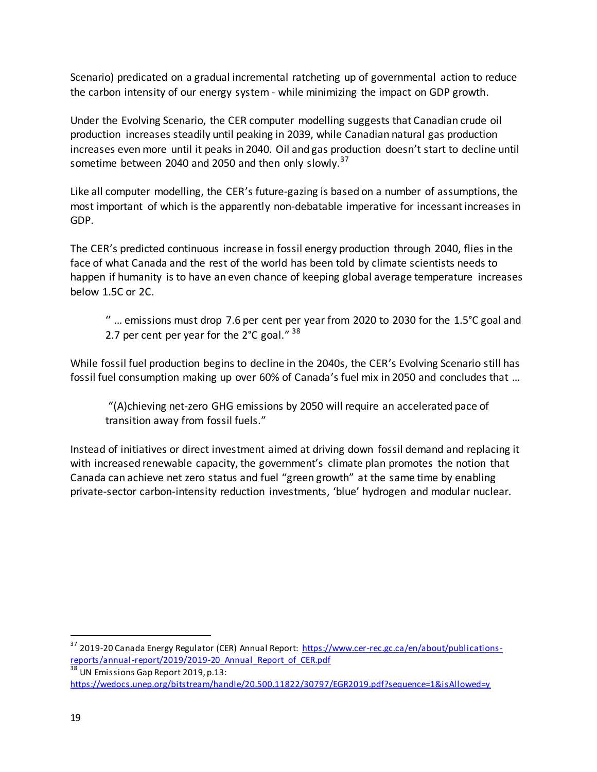Scenario) predicated on a gradual incremental ratcheting up of governmental action to reduce the carbon intensity of our energy system - while minimizing the impact on GDP growth.

Under the Evolving Scenario, the CER computer modelling suggests that Canadian crude oil production increases steadily until peaking in 2039, while Canadian natural gas production increases even more until it peaks in 2040. Oil and gas production doesn't start to decline until sometime between 2040 and 2050 and then only slowly.[37]

Like all computer modelling, the CER's future-gazing is based on a number of assumptions, the most important of which is the apparently non-debatable imperative for incessant increases in GDP.

The CER's predicted continuous increase in fossil energy production through 2040, flies in the face of what Canada and the rest of the world has been told by climate scientists needs to happen if humanity is to have an even chance of keeping global average temperature increases below 1.5C or 2C.

> " … emissions must drop 7.6 per cent per year from 2020 to 2030 for the 1.5°C goal and 2.7 per cent per year for the 2°C goal." [38]

While fossil fuel production begins to decline in the 2040s, the CER's Evolving Scenario still has fossil fuel consumption making up over 60% of Canada's fuel mix in 2050 and concludes that …

> "(A)chieving net-zero GHG emissions by 2050 will require an accelerated pace of transition away from fossil fuels."

Instead of initiatives or direct investment aimed at driving down fossil demand and replacing it with increased renewable capacity, the government's climate plan promotes the notion that Canada can achieve net zero status and fuel "green growth" at the same time by enabling private-sector carbon-intensity reduction investments, 'blue' hydrogen and modular nuclear.

---

[37] 2019-20 Canada Energy Regulator (CER) Annual Report: https://www.cer-rec.gc.ca/en/about/publications-reports/annual-report/2019/2019-20_Annual_Report_of_CER.pdf

[38] UN Emissions Gap Report 2019, p.13: https://wedocs.unep.org/bitstream/handle/20.500.11822/30797/EGR2019.pdf?sequence=1&isAllowed=y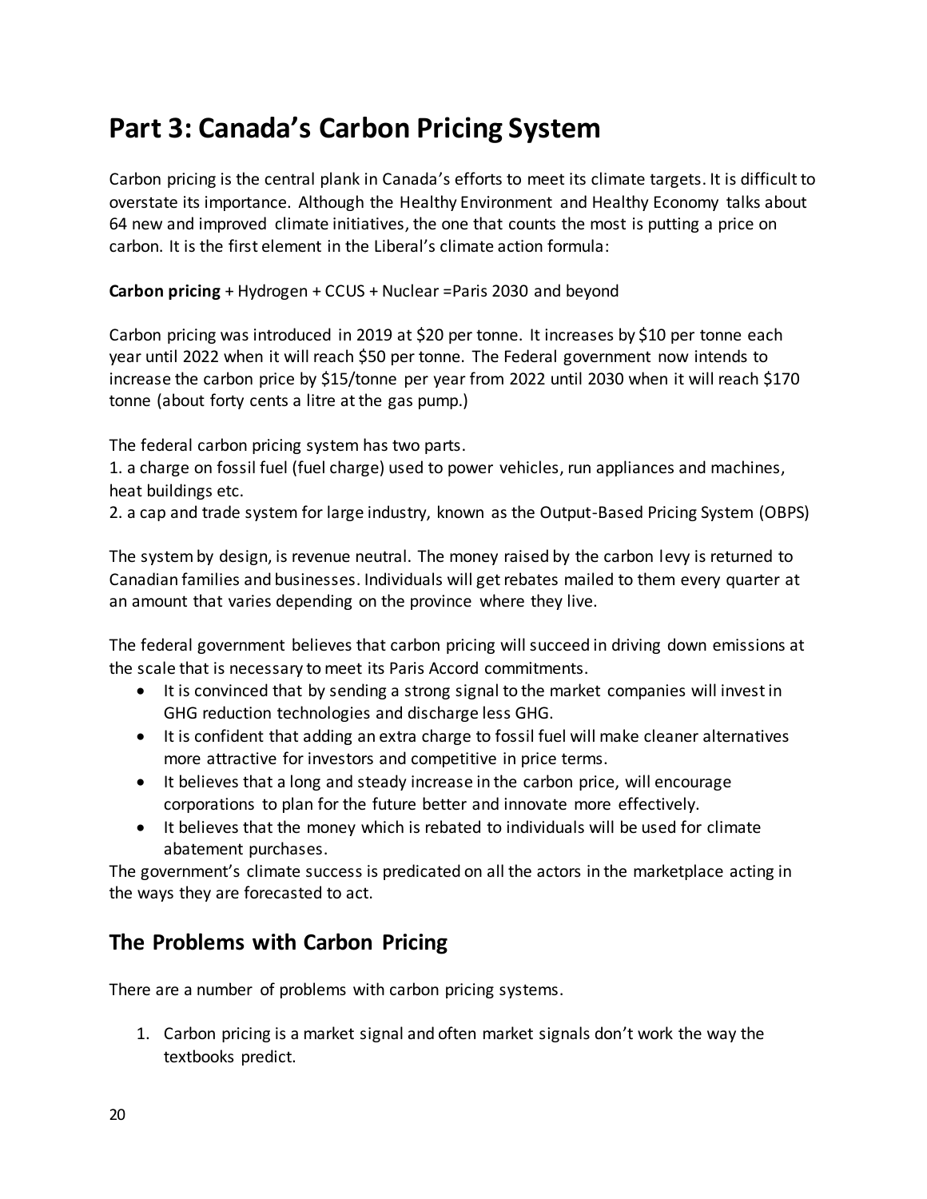# Part 3: Canada's Carbon Pricing System

Carbon pricing is the central plank in Canada's efforts to meet its climate targets. It is difficult to overstate its importance. Although the Healthy Environment and Healthy Economy talks about 64 new and improved climate initiatives, the one that counts the most is putting a price on carbon. It is the first element in the Liberal's climate action formula:

**Carbon pricing** + Hydrogen + CCUS + Nuclear =Paris 2030 and beyond

Carbon pricing was introduced in 2019 at $20 per tonne. It increases by $10 per tonne each year until 2022 when it will reach $50 per tonne. The Federal government now intends to increase the carbon price by $15/tonne per year from 2022 until 2030 when it will reach $170 tonne (about forty cents a litre at the gas pump.)

The federal carbon pricing system has two parts.

1. a charge on fossil fuel (fuel charge) used to power vehicles, run appliances and machines, heat buildings etc.
2. a cap and trade system for large industry, known as the Output-Based Pricing System (OBPS)

The system by design, is revenue neutral. The money raised by the carbon levy is returned to Canadian families and businesses. Individuals will get rebates mailed to them every quarter at an amount that varies depending on the province where they live.

The federal government believes that carbon pricing will succeed in driving down emissions at the scale that is necessary to meet its Paris Accord commitments.

- It is convinced that by sending a strong signal to the market companies will invest in GHG reduction technologies and discharge less GHG.
- It is confident that adding an extra charge to fossil fuel will make cleaner alternatives more attractive for investors and competitive in price terms.
- It believes that a long and steady increase in the carbon price, will encourage corporations to plan for the future better and innovate more effectively.
- It believes that the money which is rebated to individuals will be used for climate abatement purchases.

The government's climate success is predicated on all the actors in the marketplace acting in the ways they are forecasted to act.

## The Problems with Carbon Pricing

There are a number of problems with carbon pricing systems.

1. Carbon pricing is a market signal and often market signals don't work the way the textbooks predict.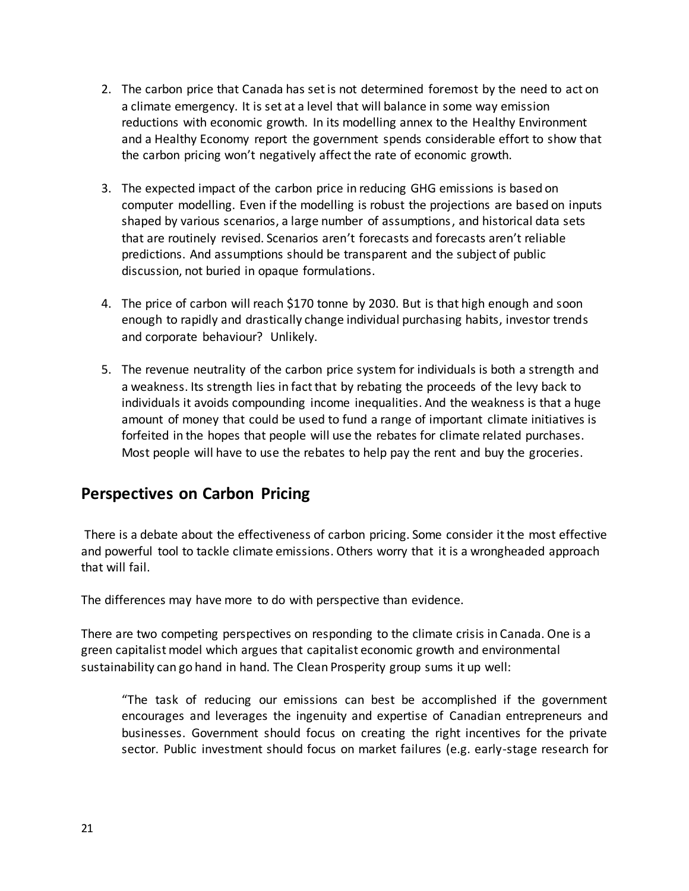2. The carbon price that Canada has set is not determined foremost by the need to act on a climate emergency. It is set at a level that will balance in some way emission reductions with economic growth. In its modelling annex to the Healthy Environment and a Healthy Economy report the government spends considerable effort to show that the carbon pricing won't negatively affect the rate of economic growth.

3. The expected impact of the carbon price in reducing GHG emissions is based on computer modelling. Even if the modelling is robust the projections are based on inputs shaped by various scenarios, a large number of assumptions, and historical data sets that are routinely revised. Scenarios aren't forecasts and forecasts aren't reliable predictions. And assumptions should be transparent and the subject of public discussion, not buried in opaque formulations.

4. The price of carbon will reach $170 tonne by 2030. But is that high enough and soon enough to rapidly and drastically change individual purchasing habits, investor trends and corporate behaviour? Unlikely.

5. The revenue neutrality of the carbon price system for individuals is both a strength and a weakness. Its strength lies in fact that by rebating the proceeds of the levy back to individuals it avoids compounding income inequalities. And the weakness is that a huge amount of money that could be used to fund a range of important climate initiatives is forfeited in the hopes that people will use the rebates for climate related purchases. Most people will have to use the rebates to help pay the rent and buy the groceries.

## Perspectives on Carbon Pricing

There is a debate about the effectiveness of carbon pricing. Some consider it the most effective and powerful tool to tackle climate emissions. Others worry that it is a wrongheaded approach that will fail.

The differences may have more to do with perspective than evidence.

There are two competing perspectives on responding to the climate crisis in Canada. One is a green capitalist model which argues that capitalist economic growth and environmental sustainability can go hand in hand. The Clean Prosperity group sums it up well:

> "The task of reducing our emissions can best be accomplished if the government encourages and leverages the ingenuity and expertise of Canadian entrepreneurs and businesses. Government should focus on creating the right incentives for the private sector. Public investment should focus on market failures (e.g. early-stage research for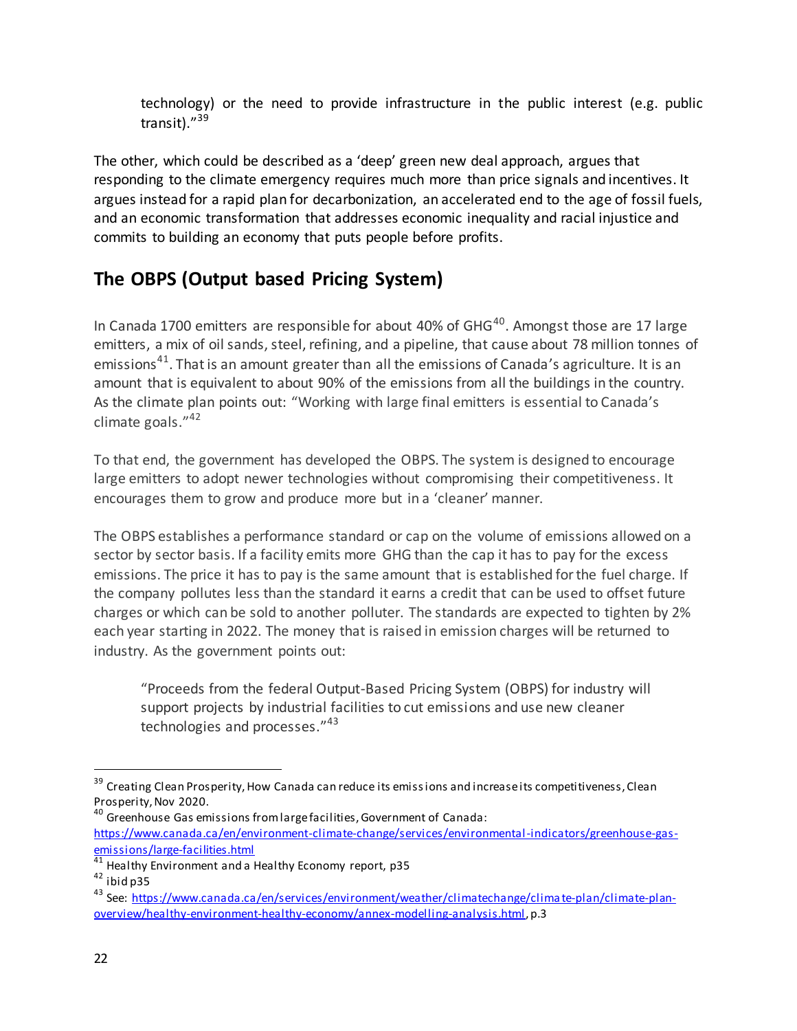technology) or the need to provide infrastructure in the public interest (e.g. public transit)."[39]

The other, which could be described as a 'deep' green new deal approach, argues that responding to the climate emergency requires much more than price signals and incentives. It argues instead for a rapid plan for decarbonization, an accelerated end to the age of fossil fuels, and an economic transformation that addresses economic inequality and racial injustice and commits to building an economy that puts people before profits.

## The OBPS (Output based Pricing System)

In Canada 1700 emitters are responsible for about 40% of GHG[40]. Amongst those are 17 large emitters, a mix of oil sands, steel, refining, and a pipeline, that cause about 78 million tonnes of emissions[41]. That is an amount greater than all the emissions of Canada's agriculture. It is an amount that is equivalent to about 90% of the emissions from all the buildings in the country. As the climate plan points out: "Working with large final emitters is essential to Canada's climate goals."[42]

To that end, the government has developed the OBPS. The system is designed to encourage large emitters to adopt newer technologies without compromising their competitiveness. It encourages them to grow and produce more but in a 'cleaner' manner.

The OBPS establishes a performance standard or cap on the volume of emissions allowed on a sector by sector basis. If a facility emits more GHG than the cap it has to pay for the excess emissions. The price it has to pay is the same amount that is established for the fuel charge. If the company pollutes less than the standard it earns a credit that can be used to offset future charges or which can be sold to another polluter. The standards are expected to tighten by 2% each year starting in 2022. The money that is raised in emission charges will be returned to industry. As the government points out:

> "Proceeds from the federal Output-Based Pricing System (OBPS) for industry will support projects by industrial facilities to cut emissions and use new cleaner technologies and processes."[43]

---

[39] Creating Clean Prosperity, How Canada can reduce its emissions and increase its competitiveness, Clean Prosperity, Nov 2020.

[40] Greenhouse Gas emissions from large facilities, Government of Canada: https://www.canada.ca/en/environment-climate-change/services/environmental-indicators/greenhouse-gas-emissions/large-facilities.html

[41] Healthy Environment and a Healthy Economy report, p35

[42] ibid p35

[43] See: https://www.canada.ca/en/services/environment/weather/climatechange/climate-plan/climate-plan-overview/healthy-environment-healthy-economy/annex-modelling-analysis.html, p.3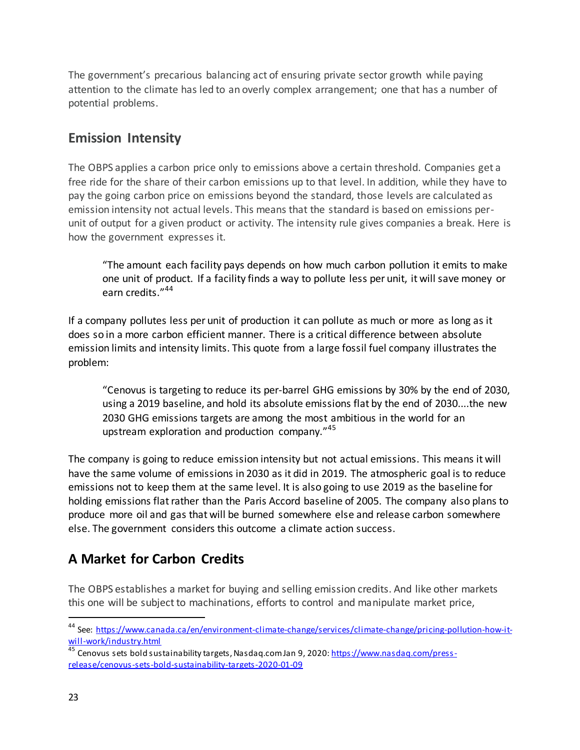The government's precarious balancing act of ensuring private sector growth while paying attention to the climate has led to an overly complex arrangement; one that has a number of potential problems.

## Emission Intensity

The OBPS applies a carbon price only to emissions above a certain threshold. Companies get a free ride for the share of their carbon emissions up to that level. In addition, while they have to pay the going carbon price on emissions beyond the standard, those levels are calculated as emission intensity not actual levels. This means that the standard is based on emissions per-unit of output for a given product or activity. The intensity rule gives companies a break. Here is how the government expresses it.

> "The amount each facility pays depends on how much carbon pollution it emits to make one unit of product. If a facility finds a way to pollute less per unit, it will save money or earn credits."[44]

If a company pollutes less per unit of production it can pollute as much or more as long as it does so in a more carbon efficient manner. There is a critical difference between absolute emission limits and intensity limits. This quote from a large fossil fuel company illustrates the problem:

> "Cenovus is targeting to reduce its per-barrel GHG emissions by 30% by the end of 2030, using a 2019 baseline, and hold its absolute emissions flat by the end of 2030....the new 2030 GHG emissions targets are among the most ambitious in the world for an upstream exploration and production company."[45]

The company is going to reduce emission intensity but not actual emissions. This means it will have the same volume of emissions in 2030 as it did in 2019. The atmospheric goal is to reduce emissions not to keep them at the same level. It is also going to use 2019 as the baseline for holding emissions flat rather than the Paris Accord baseline of 2005. The company also plans to produce more oil and gas that will be burned somewhere else and release carbon somewhere else. The government considers this outcome a climate action success.

## A Market for Carbon Credits

The OBPS establishes a market for buying and selling emission credits. And like other markets this one will be subject to machinations, efforts to control and manipulate market price,

---

[44] See: https://www.canada.ca/en/environment-climate-change/services/climate-change/pricing-pollution-how-it-will-work/industry.html

[45] Cenovus sets bold sustainability targets, Nasdaq.com Jan 9, 2020: https://www.nasdaq.com/press-release/cenovus-sets-bold-sustainability-targets-2020-01-09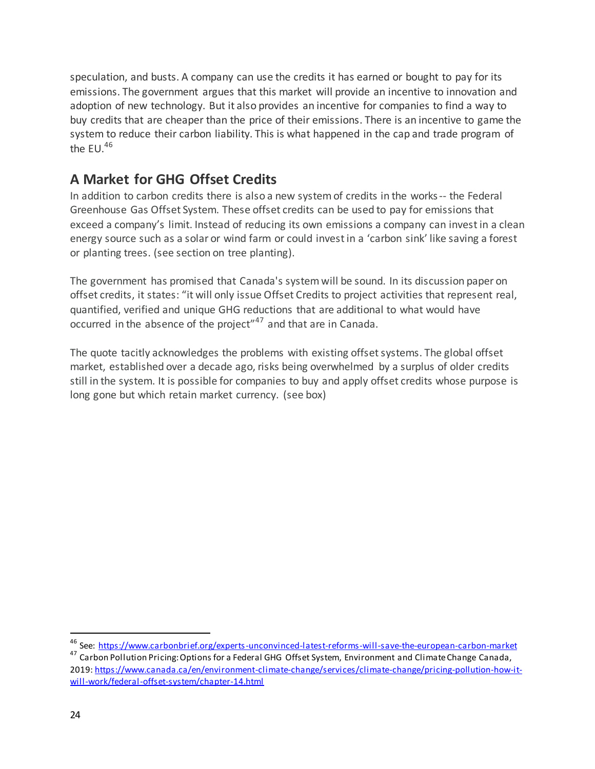speculation, and busts. A company can use the credits it has earned or bought to pay for its emissions. The government argues that this market will provide an incentive to innovation and adoption of new technology. But it also provides an incentive for companies to find a way to buy credits that are cheaper than the price of their emissions. There is an incentive to game the system to reduce their carbon liability. This is what happened in the cap and trade program of the EU.[46]

## A Market for GHG Offset Credits

In addition to carbon credits there is also a new system of credits in the works -- the Federal Greenhouse Gas Offset System. These offset credits can be used to pay for emissions that exceed a company's limit. Instead of reducing its own emissions a company can invest in a clean energy source such as a solar or wind farm or could invest in a 'carbon sink' like saving a forest or planting trees. (see section on tree planting).

The government has promised that Canada's system will be sound. In its discussion paper on offset credits, it states: "it will only issue Offset Credits to project activities that represent real, quantified, verified and unique GHG reductions that are additional to what would have occurred in the absence of the project"[47] and that are in Canada.

The quote tacitly acknowledges the problems with existing offset systems. The global offset market, established over a decade ago, risks being overwhelmed by a surplus of older credits still in the system. It is possible for companies to buy and apply offset credits whose purpose is long gone but which retain market currency. (see box)

---

[46] See: https://www.carbonbrief.org/experts-unconvinced-latest-reforms-will-save-the-european-carbon-market

[47] Carbon Pollution Pricing: Options for a Federal GHG Offset System, Environment and Climate Change Canada, 2019: https://www.canada.ca/en/environment-climate-change/services/climate-change/pricing-pollution-how-it-will-work/federal-offset-system/chapter-14.html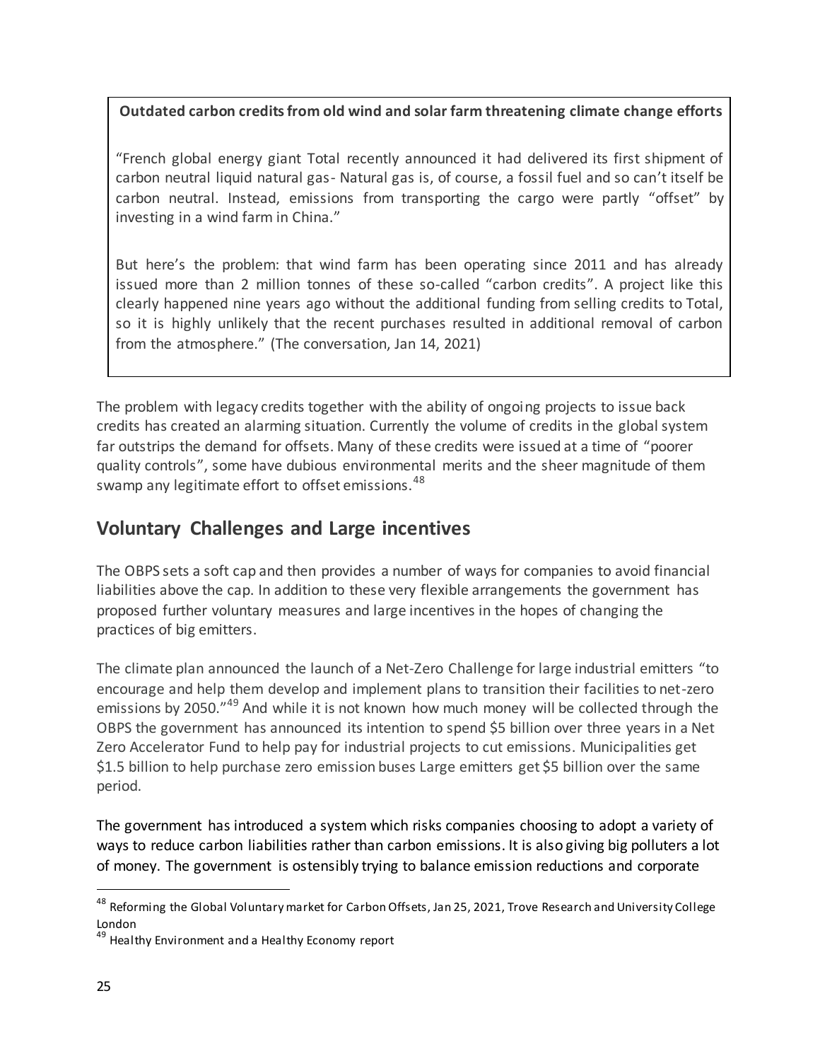**Outdated carbon credits from old wind and solar farm threatening climate change efforts**

"French global energy giant Total recently announced it had delivered its first shipment of carbon neutral liquid natural gas- Natural gas is, of course, a fossil fuel and so can't itself be carbon neutral. Instead, emissions from transporting the cargo were partly "offset" by investing in a wind farm in China."

But here's the problem: that wind farm has been operating since 2011 and has already issued more than 2 million tonnes of these so-called "carbon credits". A project like this clearly happened nine years ago without the additional funding from selling credits to Total, so it is highly unlikely that the recent purchases resulted in additional removal of carbon from the atmosphere." (The conversation, Jan 14, 2021)

The problem with legacy credits together with the ability of ongoing projects to issue back credits has created an alarming situation. Currently the volume of credits in the global system far outstrips the demand for offsets. Many of these credits were issued at a time of "poorer quality controls", some have dubious environmental merits and the sheer magnitude of them swamp any legitimate effort to offset emissions.[48]

## Voluntary Challenges and Large incentives

The OBPS sets a soft cap and then provides a number of ways for companies to avoid financial liabilities above the cap. In addition to these very flexible arrangements the government has proposed further voluntary measures and large incentives in the hopes of changing the practices of big emitters.

The climate plan announced the launch of a Net-Zero Challenge for large industrial emitters "to encourage and help them develop and implement plans to transition their facilities to net-zero emissions by 2050."[49] And while it is not known how much money will be collected through the OBPS the government has announced its intention to spend $5 billion over three years in a Net Zero Accelerator Fund to help pay for industrial projects to cut emissions. Municipalities get $1.5 billion to help purchase zero emission buses Large emitters get $5 billion over the same period.

The government has introduced a system which risks companies choosing to adopt a variety of ways to reduce carbon liabilities rather than carbon emissions. It is also giving big polluters a lot of money. The government is ostensibly trying to balance emission reductions and corporate

[48] Reforming the Global Voluntary market for Carbon Offsets, Jan 25, 2021, Trove Research and University College London

[49] Healthy Environment and a Healthy Economy report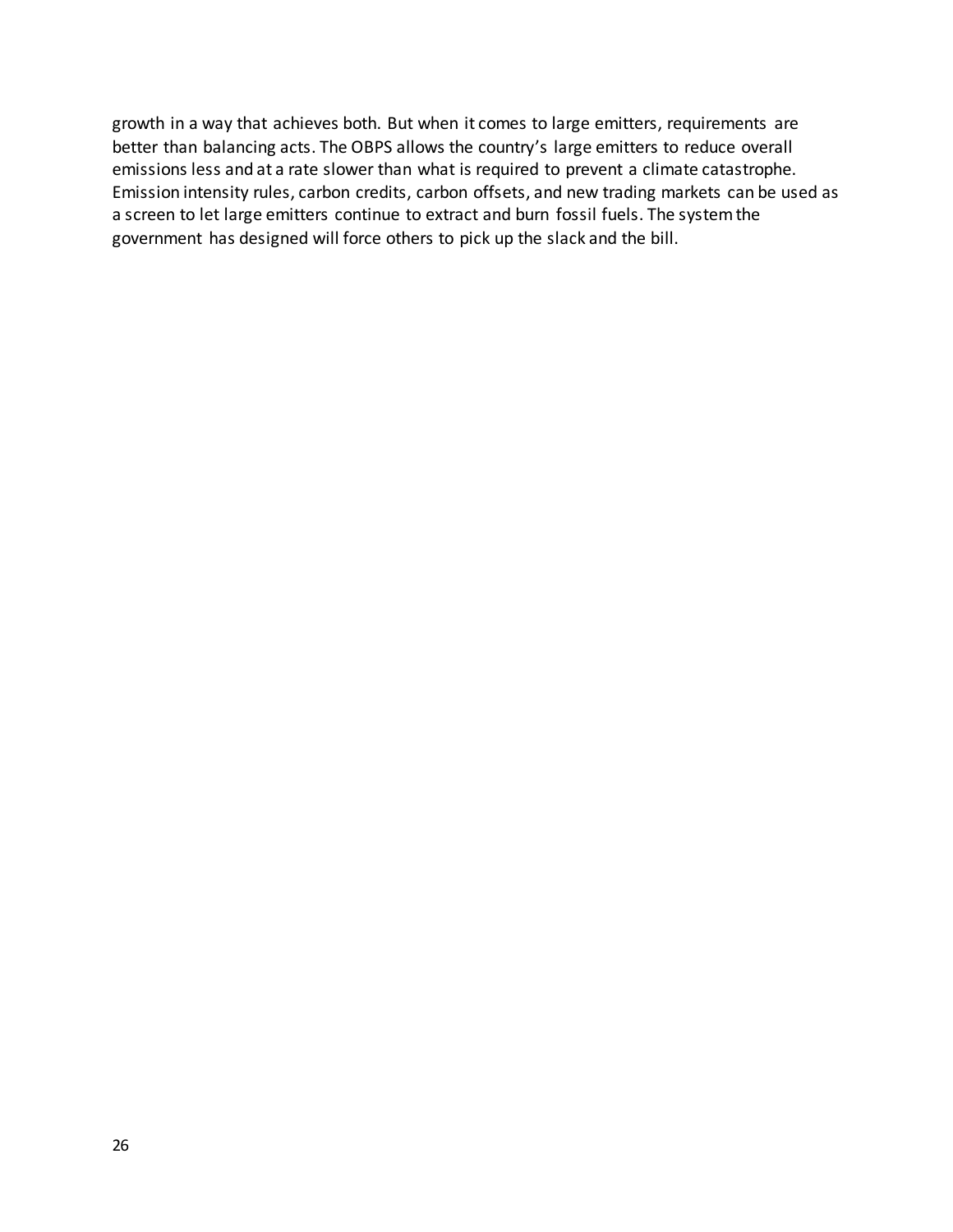growth in a way that achieves both. But when it comes to large emitters, requirements are better than balancing acts. The OBPS allows the country's large emitters to reduce overall emissions less and at a rate slower than what is required to prevent a climate catastrophe. Emission intensity rules, carbon credits, carbon offsets, and new trading markets can be used as a screen to let large emitters continue to extract and burn fossil fuels. The system the government has designed will force others to pick up the slack and the bill.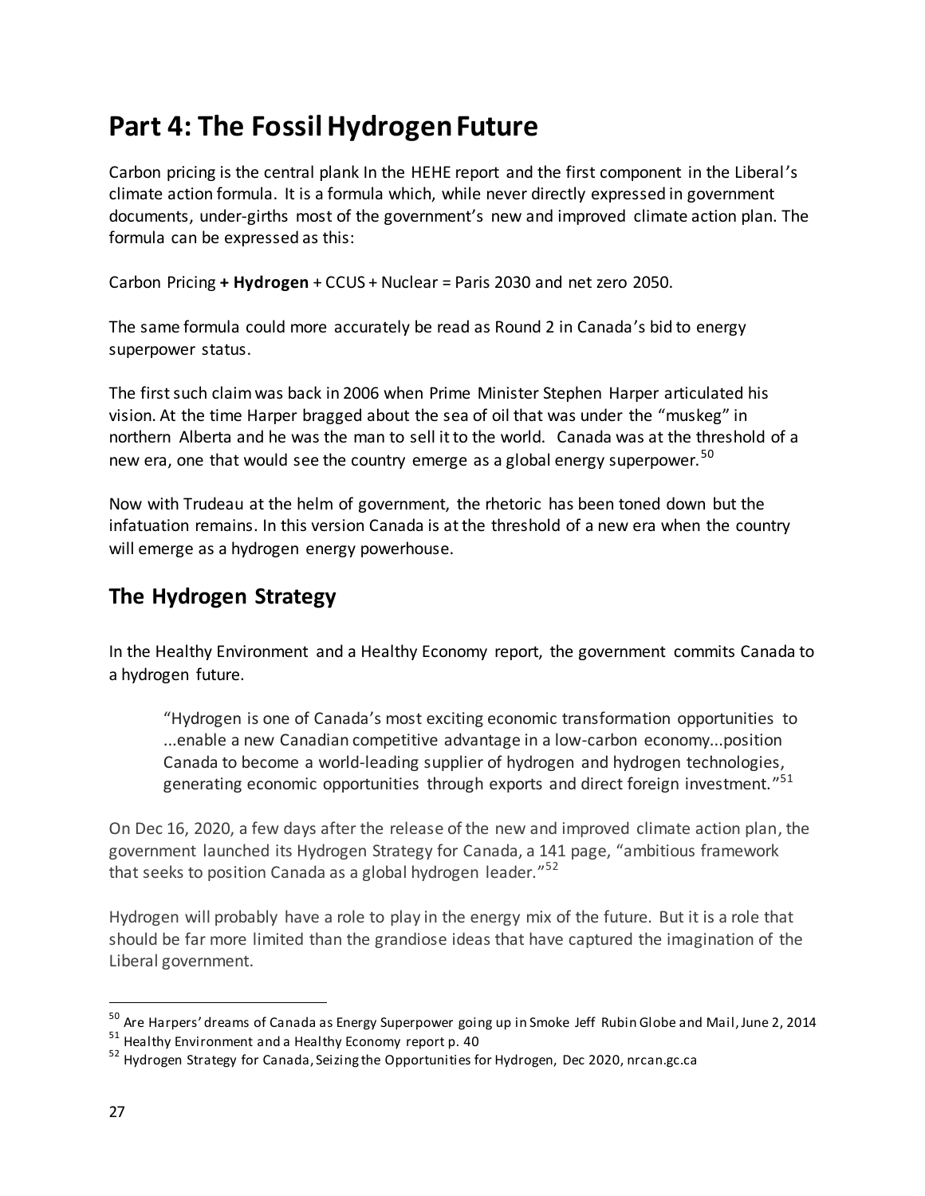# Part 4: The Fossil Hydrogen Future

Carbon pricing is the central plank In the HEHE report and the first component in the Liberal's climate action formula. It is a formula which, while never directly expressed in government documents, under-girths most of the government's new and improved climate action plan. The formula can be expressed as this:

Carbon Pricing **+ Hydrogen** + CCUS + Nuclear = Paris 2030 and net zero 2050.

The same formula could more accurately be read as Round 2 in Canada's bid to energy superpower status.

The first such claim was back in 2006 when Prime Minister Stephen Harper articulated his vision. At the time Harper bragged about the sea of oil that was under the "muskeg" in northern Alberta and he was the man to sell it to the world. Canada was at the threshold of a new era, one that would see the country emerge as a global energy superpower.[50]

Now with Trudeau at the helm of government, the rhetoric has been toned down but the infatuation remains. In this version Canada is at the threshold of a new era when the country will emerge as a hydrogen energy powerhouse.

## The Hydrogen Strategy

In the Healthy Environment and a Healthy Economy report, the government commits Canada to a hydrogen future.

> "Hydrogen is one of Canada's most exciting economic transformation opportunities to ...enable a new Canadian competitive advantage in a low-carbon economy...position Canada to become a world-leading supplier of hydrogen and hydrogen technologies, generating economic opportunities through exports and direct foreign investment."[51]

On Dec 16, 2020, a few days after the release of the new and improved climate action plan, the government launched its Hydrogen Strategy for Canada, a 141 page, "ambitious framework that seeks to position Canada as a global hydrogen leader."[52]

Hydrogen will probably have a role to play in the energy mix of the future. But it is a role that should be far more limited than the grandiose ideas that have captured the imagination of the Liberal government.

---

[50] Are Harpers' dreams of Canada as Energy Superpower going up in Smoke Jeff Rubin Globe and Mail, June 2, 2014

[51] Healthy Environment and a Healthy Economy report p. 40

[52] Hydrogen Strategy for Canada, Seizing the Opportunities for Hydrogen, Dec 2020, nrcan.gc.ca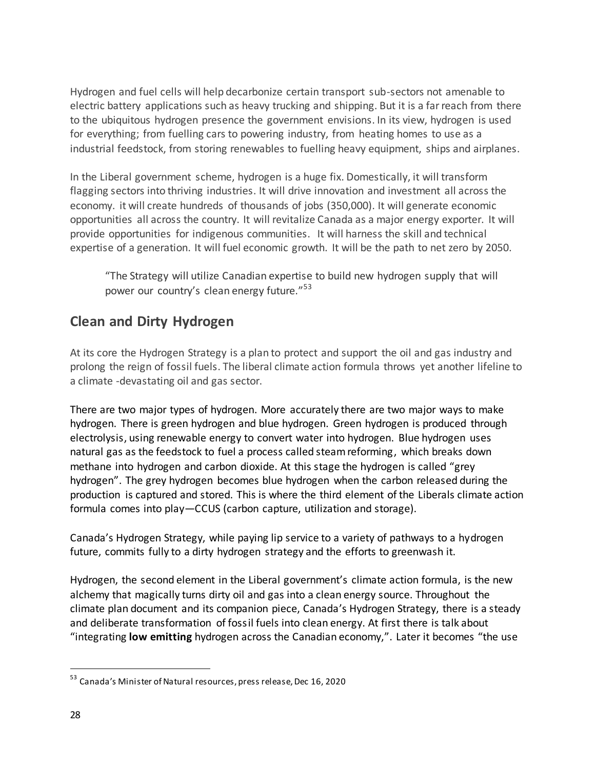Hydrogen and fuel cells will help decarbonize certain transport sub-sectors not amenable to electric battery applications such as heavy trucking and shipping. But it is a far reach from there to the ubiquitous hydrogen presence the government envisions. In its view, hydrogen is used for everything; from fuelling cars to powering industry, from heating homes to use as a industrial feedstock, from storing renewables to fuelling heavy equipment, ships and airplanes.

In the Liberal government scheme, hydrogen is a huge fix. Domestically, it will transform flagging sectors into thriving industries. It will drive innovation and investment all across the economy. it will create hundreds of thousands of jobs (350,000). It will generate economic opportunities all across the country. It will revitalize Canada as a major energy exporter. It will provide opportunities for indigenous communities. It will harness the skill and technical expertise of a generation. It will fuel economic growth. It will be the path to net zero by 2050.

> "The Strategy will utilize Canadian expertise to build new hydrogen supply that will power our country's clean energy future."[53]

## Clean and Dirty Hydrogen

At its core the Hydrogen Strategy is a plan to protect and support the oil and gas industry and prolong the reign of fossil fuels. The liberal climate action formula throws yet another lifeline to a climate -devastating oil and gas sector.

There are two major types of hydrogen. More accurately there are two major ways to make hydrogen. There is green hydrogen and blue hydrogen. Green hydrogen is produced through electrolysis, using renewable energy to convert water into hydrogen. Blue hydrogen uses natural gas as the feedstock to fuel a process called steam reforming, which breaks down methane into hydrogen and carbon dioxide. At this stage the hydrogen is called "grey hydrogen". The grey hydrogen becomes blue hydrogen when the carbon released during the production is captured and stored. This is where the third element of the Liberals climate action formula comes into play—CCUS (carbon capture, utilization and storage).

Canada's Hydrogen Strategy, while paying lip service to a variety of pathways to a hydrogen future, commits fully to a dirty hydrogen strategy and the efforts to greenwash it.

Hydrogen, the second element in the Liberal government's climate action formula, is the new alchemy that magically turns dirty oil and gas into a clean energy source. Throughout the climate plan document and its companion piece, Canada's Hydrogen Strategy, there is a steady and deliberate transformation of fossil fuels into clean energy. At first there is talk about "integrating **low emitting** hydrogen across the Canadian economy,". Later it becomes "the use

---

[53] Canada's Minister of Natural resources, press release, Dec 16, 2020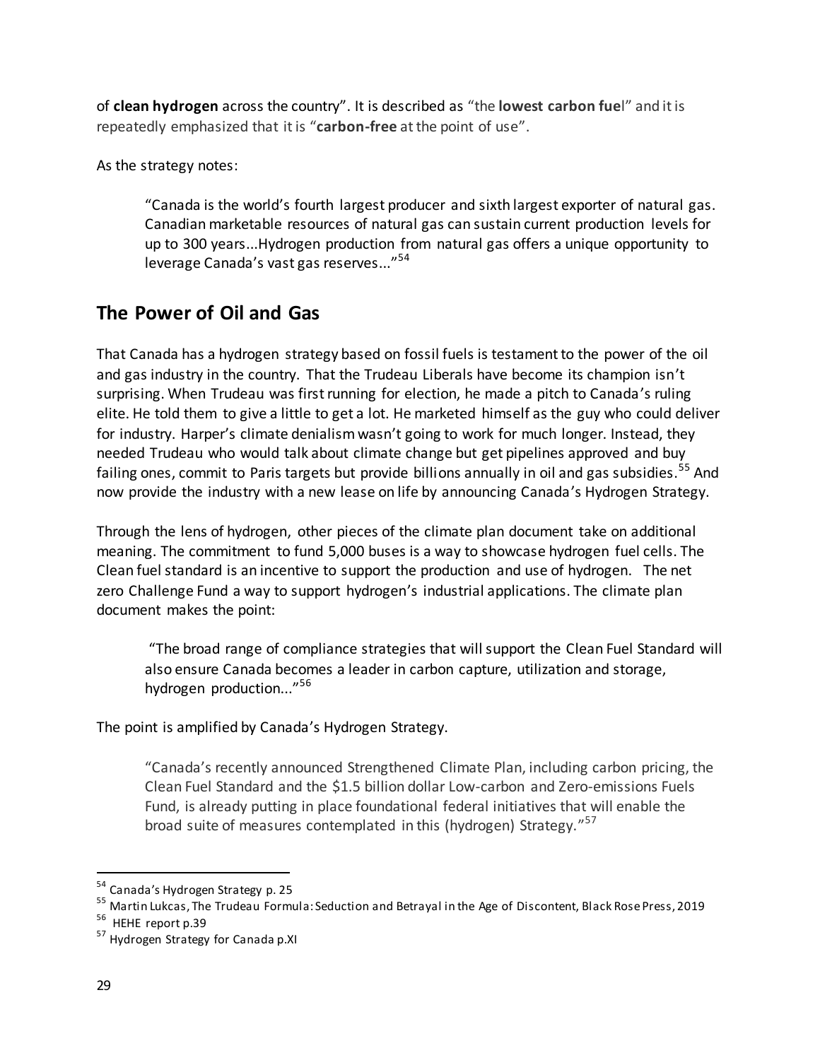of **clean hydrogen** across the country". It is described as "the **lowest carbon fue**l" and it is repeatedly emphasized that it is "**carbon-free** at the point of use".

As the strategy notes:

> "Canada is the world's fourth largest producer and sixth largest exporter of natural gas. Canadian marketable resources of natural gas can sustain current production levels for up to 300 years...Hydrogen production from natural gas offers a unique opportunity to leverage Canada's vast gas reserves..."[54]

## The Power of Oil and Gas

That Canada has a hydrogen strategy based on fossil fuels is testament to the power of the oil and gas industry in the country. That the Trudeau Liberals have become its champion isn't surprising. When Trudeau was first running for election, he made a pitch to Canada's ruling elite. He told them to give a little to get a lot. He marketed himself as the guy who could deliver for industry. Harper's climate denialism wasn't going to work for much longer. Instead, they needed Trudeau who would talk about climate change but get pipelines approved and buy failing ones, commit to Paris targets but provide billions annually in oil and gas subsidies.[55] And now provide the industry with a new lease on life by announcing Canada's Hydrogen Strategy.

Through the lens of hydrogen, other pieces of the climate plan document take on additional meaning. The commitment to fund 5,000 buses is a way to showcase hydrogen fuel cells. The Clean fuel standard is an incentive to support the production and use of hydrogen. The net zero Challenge Fund a way to support hydrogen's industrial applications. The climate plan document makes the point:

> "The broad range of compliance strategies that will support the Clean Fuel Standard will also ensure Canada becomes a leader in carbon capture, utilization and storage, hydrogen production..."[56]

The point is amplified by Canada's Hydrogen Strategy.

> "Canada's recently announced Strengthened Climate Plan, including carbon pricing, the Clean Fuel Standard and the $1.5 billion dollar Low-carbon and Zero-emissions Fuels Fund, is already putting in place foundational federal initiatives that will enable the broad suite of measures contemplated in this (hydrogen) Strategy."[57]

---

[54] Canada's Hydrogen Strategy p. 25

[55] Martin Lukcas, The Trudeau Formula: Seduction and Betrayal in the Age of Discontent, Black Rose Press, 2019

[56] HEHE report p.39

[57] Hydrogen Strategy for Canada p.XI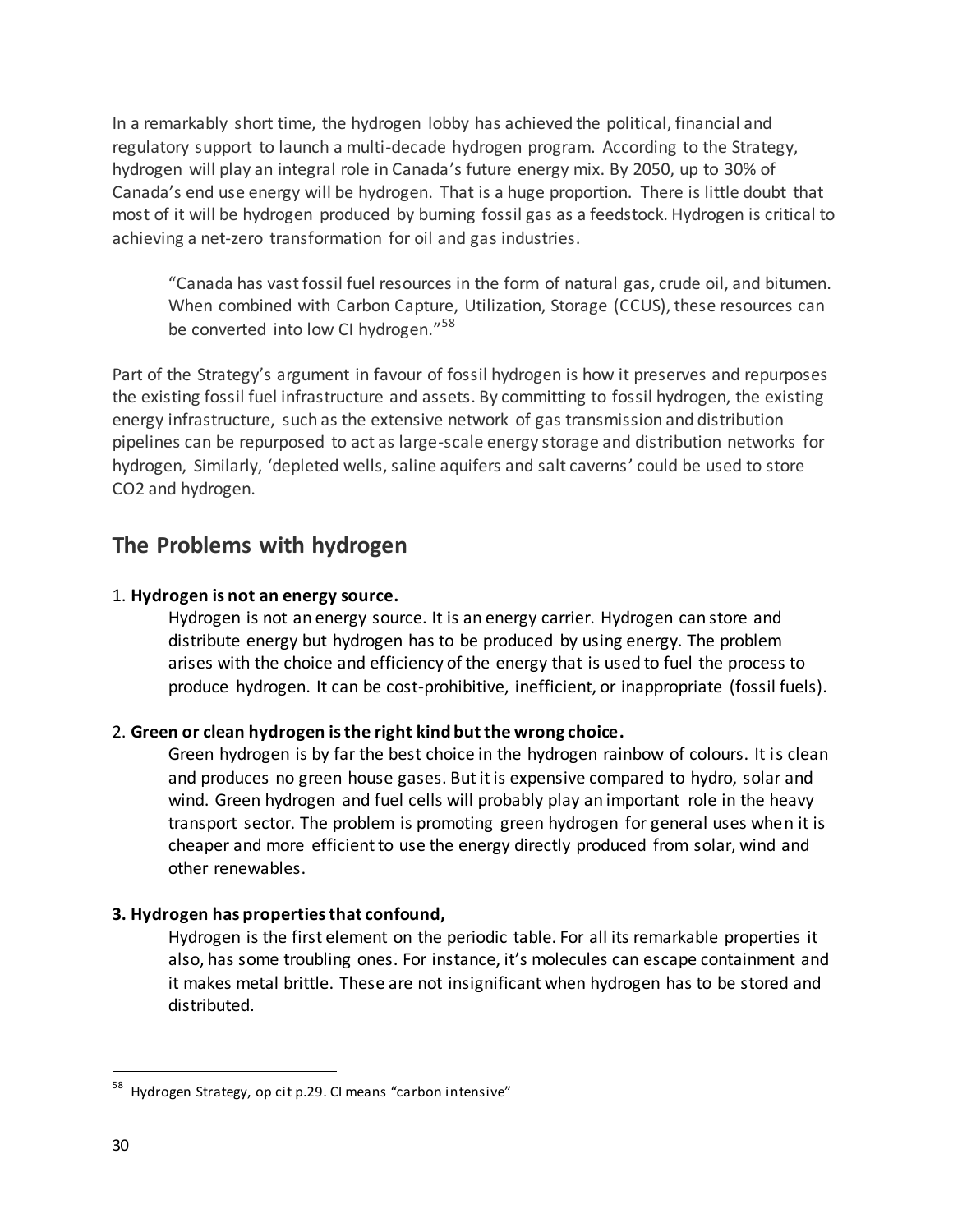In a remarkably short time, the hydrogen lobby has achieved the political, financial and regulatory support to launch a multi-decade hydrogen program. According to the Strategy, hydrogen will play an integral role in Canada's future energy mix. By 2050, up to 30% of Canada's end use energy will be hydrogen. That is a huge proportion. There is little doubt that most of it will be hydrogen produced by burning fossil gas as a feedstock. Hydrogen is critical to achieving a net-zero transformation for oil and gas industries.

> "Canada has vast fossil fuel resources in the form of natural gas, crude oil, and bitumen. When combined with Carbon Capture, Utilization, Storage (CCUS), these resources can be converted into low CI hydrogen."[58]

Part of the Strategy's argument in favour of fossil hydrogen is how it preserves and repurposes the existing fossil fuel infrastructure and assets. By committing to fossil hydrogen, the existing energy infrastructure, such as the extensive network of gas transmission and distribution pipelines can be repurposed to act as large-scale energy storage and distribution networks for hydrogen, Similarly, 'depleted wells, saline aquifers and salt caverns' could be used to store CO2 and hydrogen.

## The Problems with hydrogen

1. **Hydrogen is not an energy source.**

   Hydrogen is not an energy source. It is an energy carrier. Hydrogen can store and distribute energy but hydrogen has to be produced by using energy. The problem arises with the choice and efficiency of the energy that is used to fuel the process to produce hydrogen. It can be cost-prohibitive, inefficient, or inappropriate (fossil fuels).

2. **Green or clean hydrogen is the right kind but the wrong choice.**

   Green hydrogen is by far the best choice in the hydrogen rainbow of colours. It is clean and produces no green house gases. But it is expensive compared to hydro, solar and wind. Green hydrogen and fuel cells will probably play an important role in the heavy transport sector. The problem is promoting green hydrogen for general uses when it is cheaper and more efficient to use the energy directly produced from solar, wind and other renewables.

**3. Hydrogen has properties that confound,**

   Hydrogen is the first element on the periodic table. For all its remarkable properties it also, has some troubling ones. For instance, it's molecules can escape containment and it makes metal brittle. These are not insignificant when hydrogen has to be stored and distributed.

---

[58] Hydrogen Strategy, op cit p.29. CI means "carbon intensive"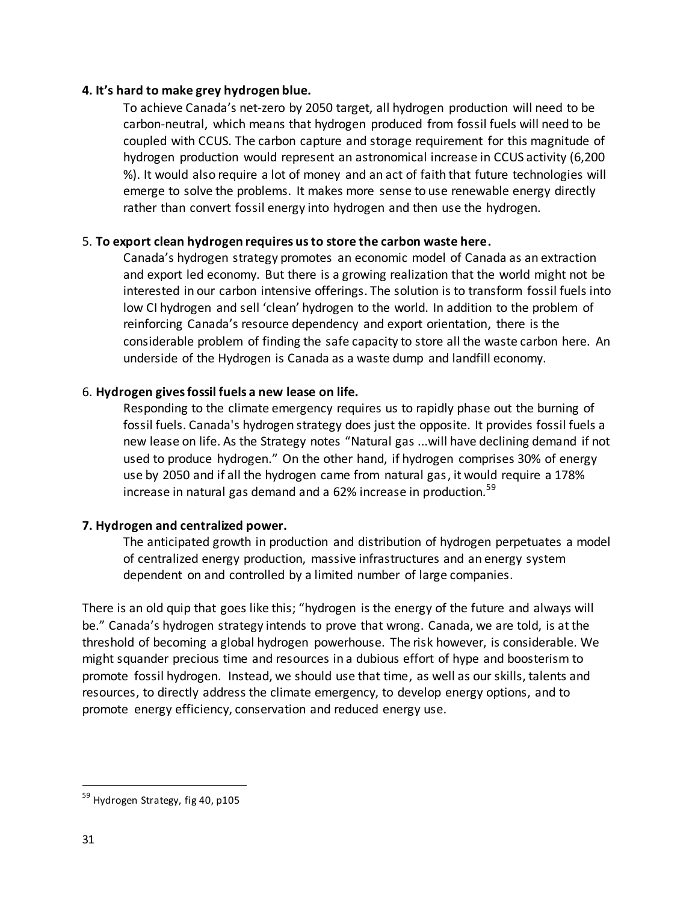**4. It's hard to make grey hydrogen blue.**

To achieve Canada's net-zero by 2050 target, all hydrogen production will need to be carbon-neutral, which means that hydrogen produced from fossil fuels will need to be coupled with CCUS. The carbon capture and storage requirement for this magnitude of hydrogen production would represent an astronomical increase in CCUS activity (6,200 %). It would also require a lot of money and an act of faith that future technologies will emerge to solve the problems. It makes more sense to use renewable energy directly rather than convert fossil energy into hydrogen and then use the hydrogen.

5. **To export clean hydrogen requires us to store the carbon waste here.**

Canada's hydrogen strategy promotes an economic model of Canada as an extraction and export led economy. But there is a growing realization that the world might not be interested in our carbon intensive offerings. The solution is to transform fossil fuels into low CI hydrogen and sell 'clean' hydrogen to the world. In addition to the problem of reinforcing Canada's resource dependency and export orientation, there is the considerable problem of finding the safe capacity to store all the waste carbon here. An underside of the Hydrogen is Canada as a waste dump and landfill economy.

6. **Hydrogen gives fossil fuels a new lease on life.**

Responding to the climate emergency requires us to rapidly phase out the burning of fossil fuels. Canada's hydrogen strategy does just the opposite. It provides fossil fuels a new lease on life. As the Strategy notes "Natural gas ...will have declining demand if not used to produce hydrogen." On the other hand, if hydrogen comprises 30% of energy use by 2050 and if all the hydrogen came from natural gas, it would require a 178% increase in natural gas demand and a 62% increase in production.[59]

**7. Hydrogen and centralized power.**

The anticipated growth in production and distribution of hydrogen perpetuates a model of centralized energy production, massive infrastructures and an energy system dependent on and controlled by a limited number of large companies.

There is an old quip that goes like this; "hydrogen is the energy of the future and always will be." Canada's hydrogen strategy intends to prove that wrong. Canada, we are told, is at the threshold of becoming a global hydrogen powerhouse. The risk however, is considerable. We might squander precious time and resources in a dubious effort of hype and boosterism to promote fossil hydrogen. Instead, we should use that time, as well as our skills, talents and resources, to directly address the climate emergency, to develop energy options, and to promote energy efficiency, conservation and reduced energy use.

---

[59] Hydrogen Strategy, fig 40, p105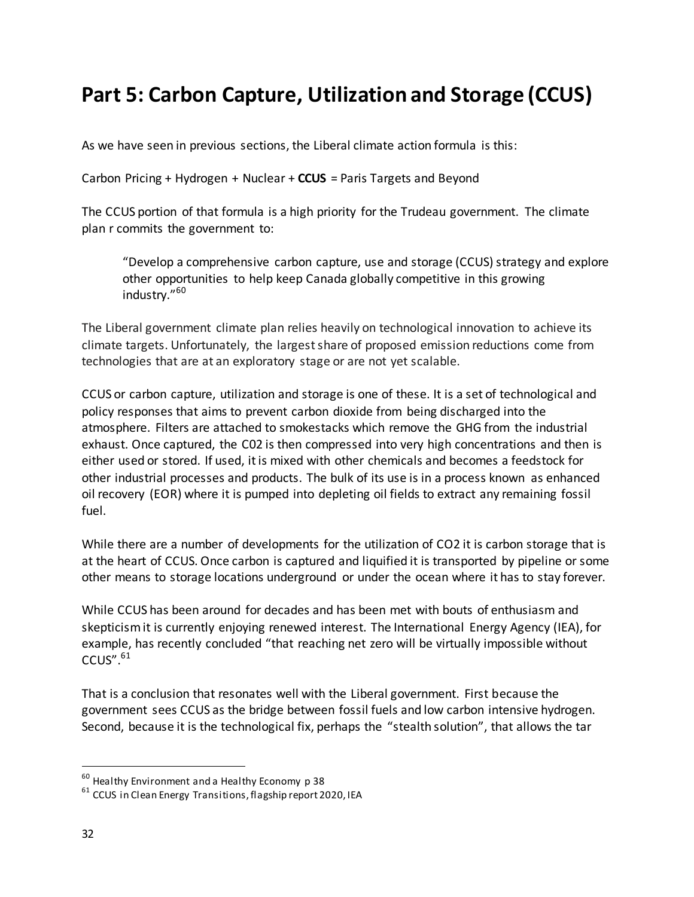# Part 5: Carbon Capture, Utilization and Storage (CCUS)

As we have seen in previous sections, the Liberal climate action formula is this:

Carbon Pricing + Hydrogen + Nuclear + **CCUS** = Paris Targets and Beyond

The CCUS portion of that formula is a high priority for the Trudeau government. The climate plan r commits the government to:

> "Develop a comprehensive carbon capture, use and storage (CCUS) strategy and explore other opportunities to help keep Canada globally competitive in this growing industry."[60]

The Liberal government climate plan relies heavily on technological innovation to achieve its climate targets. Unfortunately, the largest share of proposed emission reductions come from technologies that are at an exploratory stage or are not yet scalable.

CCUS or carbon capture, utilization and storage is one of these. It is a set of technological and policy responses that aims to prevent carbon dioxide from being discharged into the atmosphere. Filters are attached to smokestacks which remove the GHG from the industrial exhaust. Once captured, the C02 is then compressed into very high concentrations and then is either used or stored. If used, it is mixed with other chemicals and becomes a feedstock for other industrial processes and products. The bulk of its use is in a process known as enhanced oil recovery (EOR) where it is pumped into depleting oil fields to extract any remaining fossil fuel.

While there are a number of developments for the utilization of $CO_2$ it is carbon storage that is at the heart of CCUS. Once carbon is captured and liquified it is transported by pipeline or some other means to storage locations underground or under the ocean where it has to stay forever.

While CCUS has been around for decades and has been met with bouts of enthusiasm and skepticism it is currently enjoying renewed interest. The International Energy Agency (IEA), for example, has recently concluded "that reaching net zero will be virtually impossible without CCUS".[61]

That is a conclusion that resonates well with the Liberal government. First because the government sees CCUS as the bridge between fossil fuels and low carbon intensive hydrogen. Second, because it is the technological fix, perhaps the "stealth solution", that allows the tar

---

[60] Healthy Environment and a Healthy Economy p 38

[61] CCUS in Clean Energy Transitions, flagship report 2020, IEA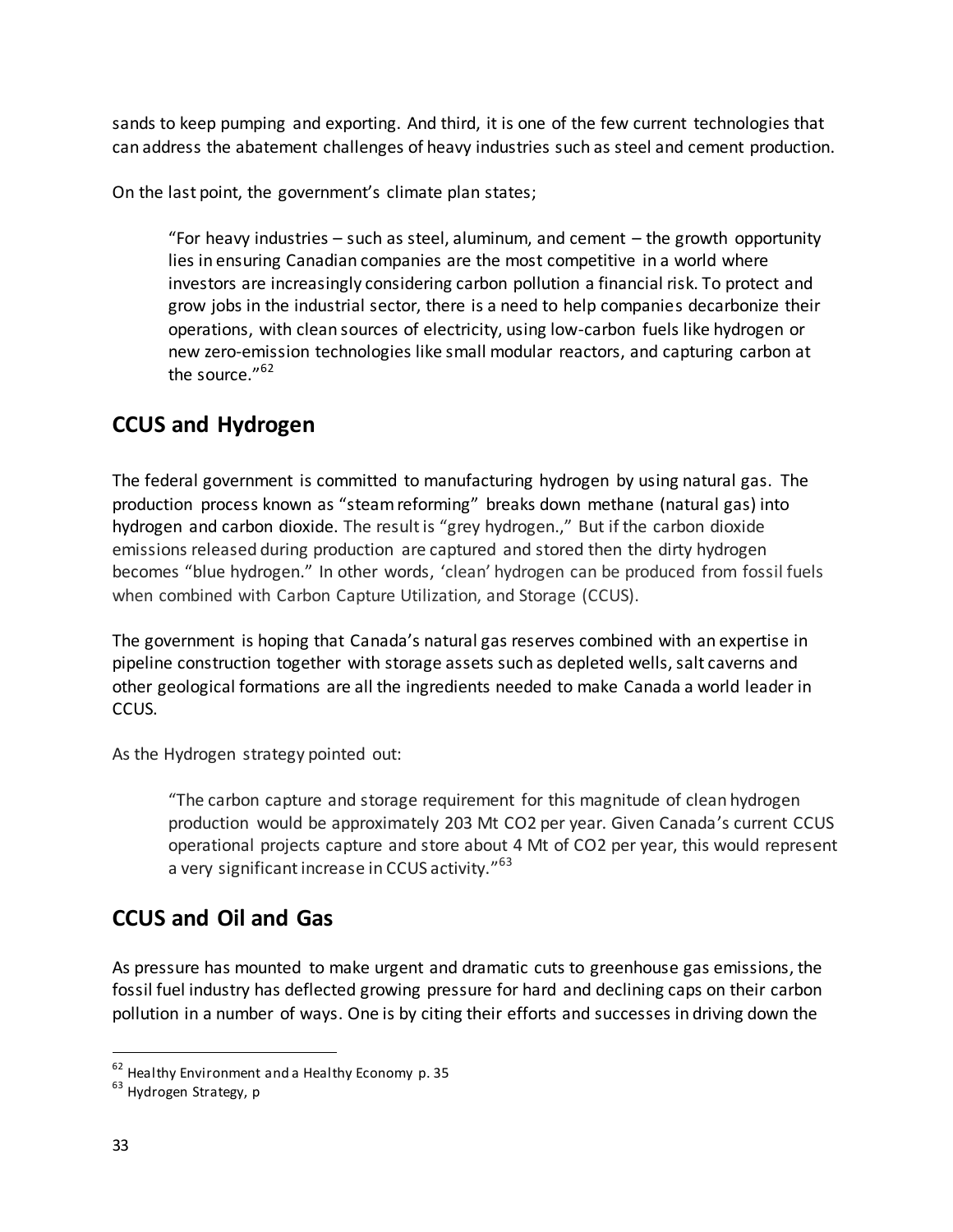sands to keep pumping and exporting. And third, it is one of the few current technologies that can address the abatement challenges of heavy industries such as steel and cement production.

On the last point, the government's climate plan states;

> "For heavy industries – such as steel, aluminum, and cement – the growth opportunity lies in ensuring Canadian companies are the most competitive in a world where investors are increasingly considering carbon pollution a financial risk. To protect and grow jobs in the industrial sector, there is a need to help companies decarbonize their operations, with clean sources of electricity, using low-carbon fuels like hydrogen or new zero-emission technologies like small modular reactors, and capturing carbon at the source."[62]

## CCUS and Hydrogen

The federal government is committed to manufacturing hydrogen by using natural gas. The production process known as "steam reforming" breaks down methane (natural gas) into hydrogen and carbon dioxide. The result is "grey hydrogen.," But if the carbon dioxide emissions released during production are captured and stored then the dirty hydrogen becomes "blue hydrogen." In other words, 'clean' hydrogen can be produced from fossil fuels when combined with Carbon Capture Utilization, and Storage (CCUS).

The government is hoping that Canada's natural gas reserves combined with an expertise in pipeline construction together with storage assets such as depleted wells, salt caverns and other geological formations are all the ingredients needed to make Canada a world leader in CCUS.

As the Hydrogen strategy pointed out:

> "The carbon capture and storage requirement for this magnitude of clean hydrogen production would be approximately 203 Mt $CO_2$ per year. Given Canada's current CCUS operational projects capture and store about 4 Mt of $CO_2$ per year, this would represent a very significant increase in CCUS activity."[63]

## CCUS and Oil and Gas

As pressure has mounted to make urgent and dramatic cuts to greenhouse gas emissions, the fossil fuel industry has deflected growing pressure for hard and declining caps on their carbon pollution in a number of ways. One is by citing their efforts and successes in driving down the

---

[62] Healthy Environment and a Healthy Economy p. 35

[63] Hydrogen Strategy, p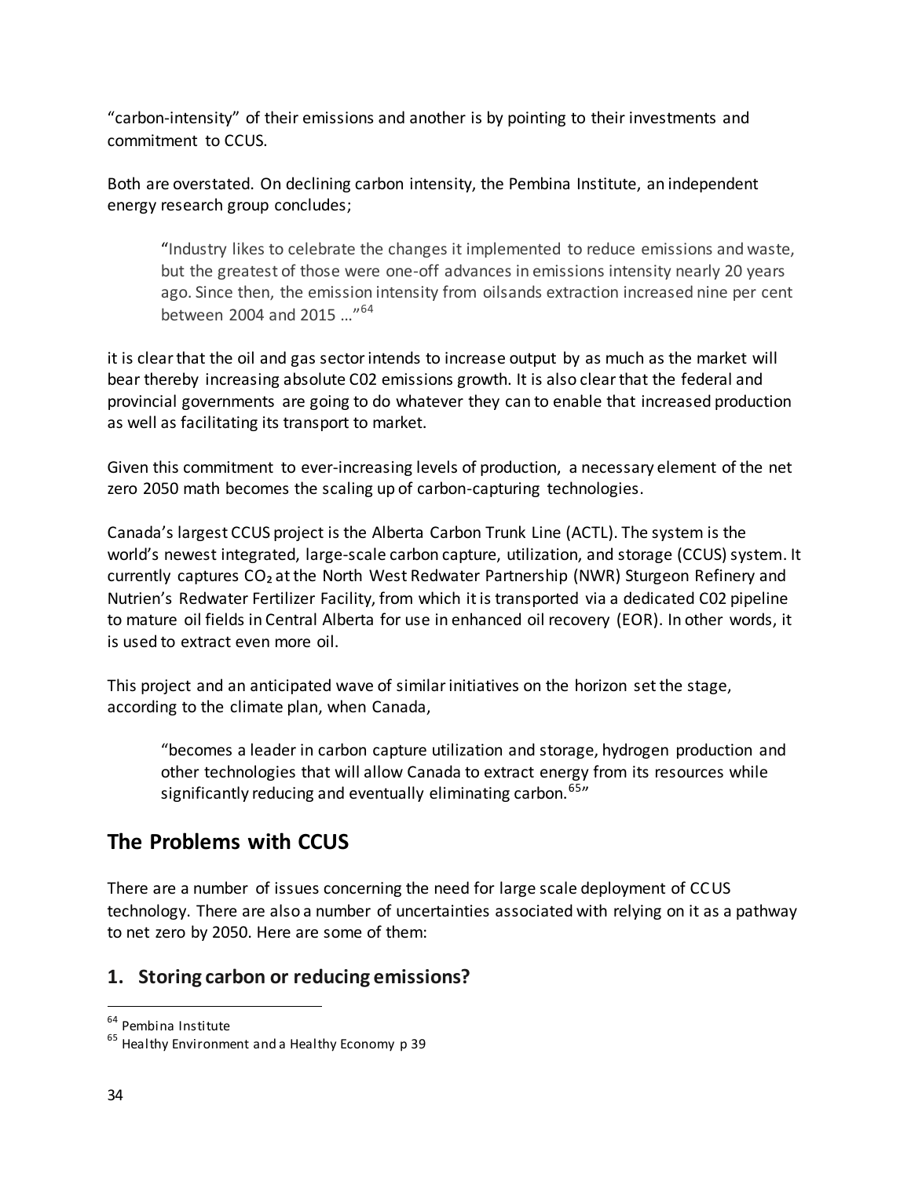"carbon-intensity" of their emissions and another is by pointing to their investments and commitment to CCUS.

Both are overstated. On declining carbon intensity, the Pembina Institute, an independent energy research group concludes;

> "Industry likes to celebrate the changes it implemented to reduce emissions and waste, but the greatest of those were one-off advances in emissions intensity nearly 20 years ago. Since then, the emission intensity from oilsands extraction increased nine per cent between 2004 and 2015 …"[64]

it is clear that the oil and gas sector intends to increase output by as much as the market will bear thereby increasing absolute C02 emissions growth. It is also clear that the federal and provincial governments are going to do whatever they can to enable that increased production as well as facilitating its transport to market.

Given this commitment to ever-increasing levels of production, a necessary element of the net zero 2050 math becomes the scaling up of carbon-capturing technologies.

Canada's largest CCUS project is the Alberta Carbon Trunk Line (ACTL). The system is the world's newest integrated, large-scale carbon capture, utilization, and storage (CCUS) system. It currently captures $CO_2$ at the North West Redwater Partnership (NWR) Sturgeon Refinery and Nutrien's Redwater Fertilizer Facility, from which it is transported via a dedicated C02 pipeline to mature oil fields in Central Alberta for use in enhanced oil recovery (EOR). In other words, it is used to extract even more oil.

This project and an anticipated wave of similar initiatives on the horizon set the stage, according to the climate plan, when Canada,

> "becomes a leader in carbon capture utilization and storage, hydrogen production and other technologies that will allow Canada to extract energy from its resources while significantly reducing and eventually eliminating carbon.[65]"

## The Problems with CCUS

There are a number of issues concerning the need for large scale deployment of CCUS technology. There are also a number of uncertainties associated with relying on it as a pathway to net zero by 2050. Here are some of them:

### 1. Storing carbon or reducing emissions?

---

[64] Pembina Institute

[65] Healthy Environment and a Healthy Economy p 39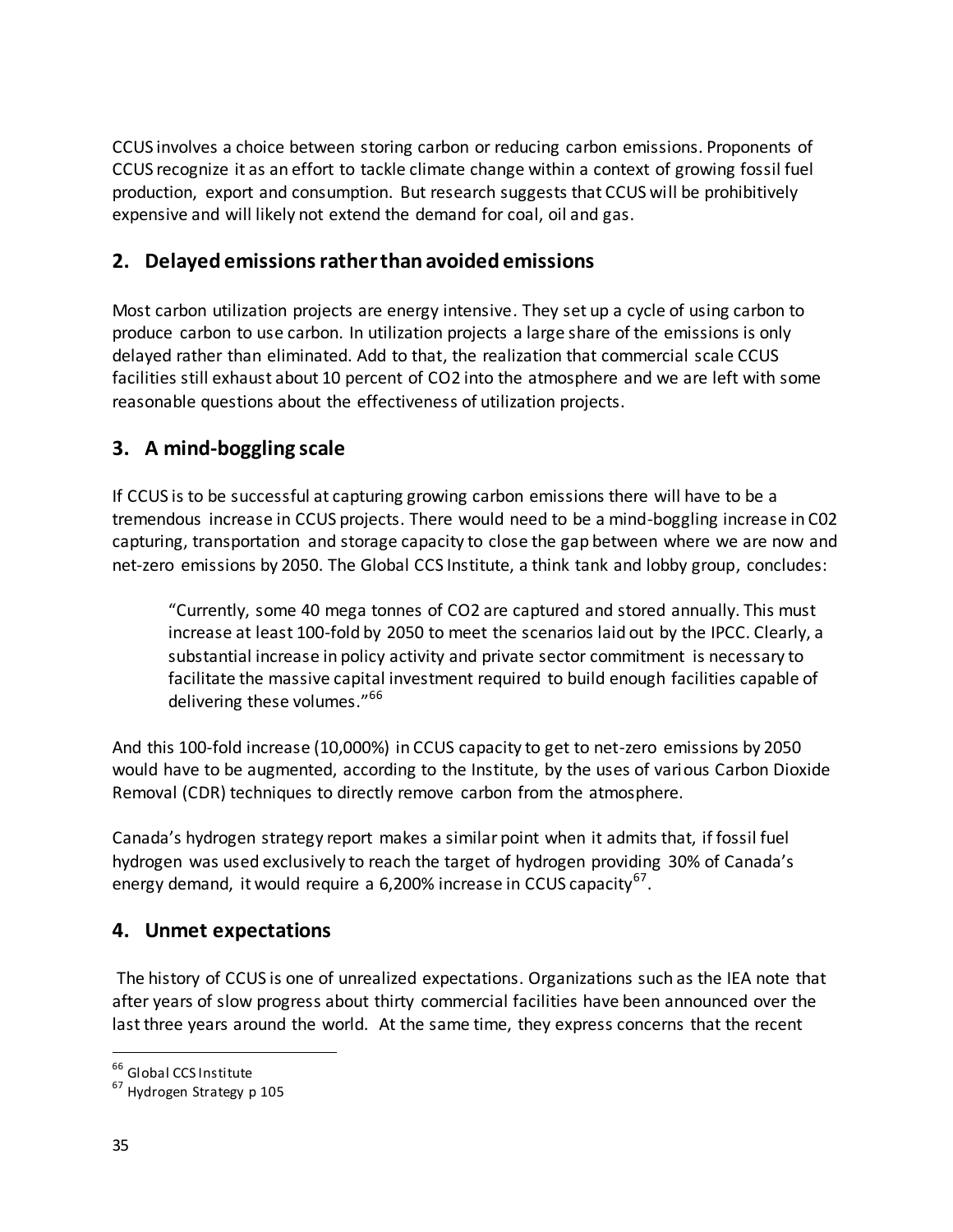CCUS involves a choice between storing carbon or reducing carbon emissions. Proponents of CCUS recognize it as an effort to tackle climate change within a context of growing fossil fuel production, export and consumption. But research suggests that CCUS will be prohibitively expensive and will likely not extend the demand for coal, oil and gas.

## 2. Delayed emissions rather than avoided emissions

Most carbon utilization projects are energy intensive. They set up a cycle of using carbon to produce carbon to use carbon. In utilization projects a large share of the emissions is only delayed rather than eliminated. Add to that, the realization that commercial scale CCUS facilities still exhaust about 10 percent of CO2 into the atmosphere and we are left with some reasonable questions about the effectiveness of utilization projects.

## 3. A mind-boggling scale

If CCUS is to be successful at capturing growing carbon emissions there will have to be a tremendous increase in CCUS projects. There would need to be a mind-boggling increase in C02 capturing, transportation and storage capacity to close the gap between where we are now and net-zero emissions by 2050. The Global CCS Institute, a think tank and lobby group, concludes:

> "Currently, some 40 mega tonnes of CO2 are captured and stored annually. This must increase at least 100-fold by 2050 to meet the scenarios laid out by the IPCC. Clearly, a substantial increase in policy activity and private sector commitment is necessary to facilitate the massive capital investment required to build enough facilities capable of delivering these volumes."[66]

And this 100-fold increase (10,000%) in CCUS capacity to get to net-zero emissions by 2050 would have to be augmented, according to the Institute, by the uses of various Carbon Dioxide Removal (CDR) techniques to directly remove carbon from the atmosphere.

Canada's hydrogen strategy report makes a similar point when it admits that, if fossil fuel hydrogen was used exclusively to reach the target of hydrogen providing 30% of Canada's energy demand, it would require a 6,200% increase in CCUS capacity[67].

## 4. Unmet expectations

The history of CCUS is one of unrealized expectations. Organizations such as the IEA note that after years of slow progress about thirty commercial facilities have been announced over the last three years around the world. At the same time, they express concerns that the recent

[66] Global CCS Institute

[67] Hydrogen Strategy p 105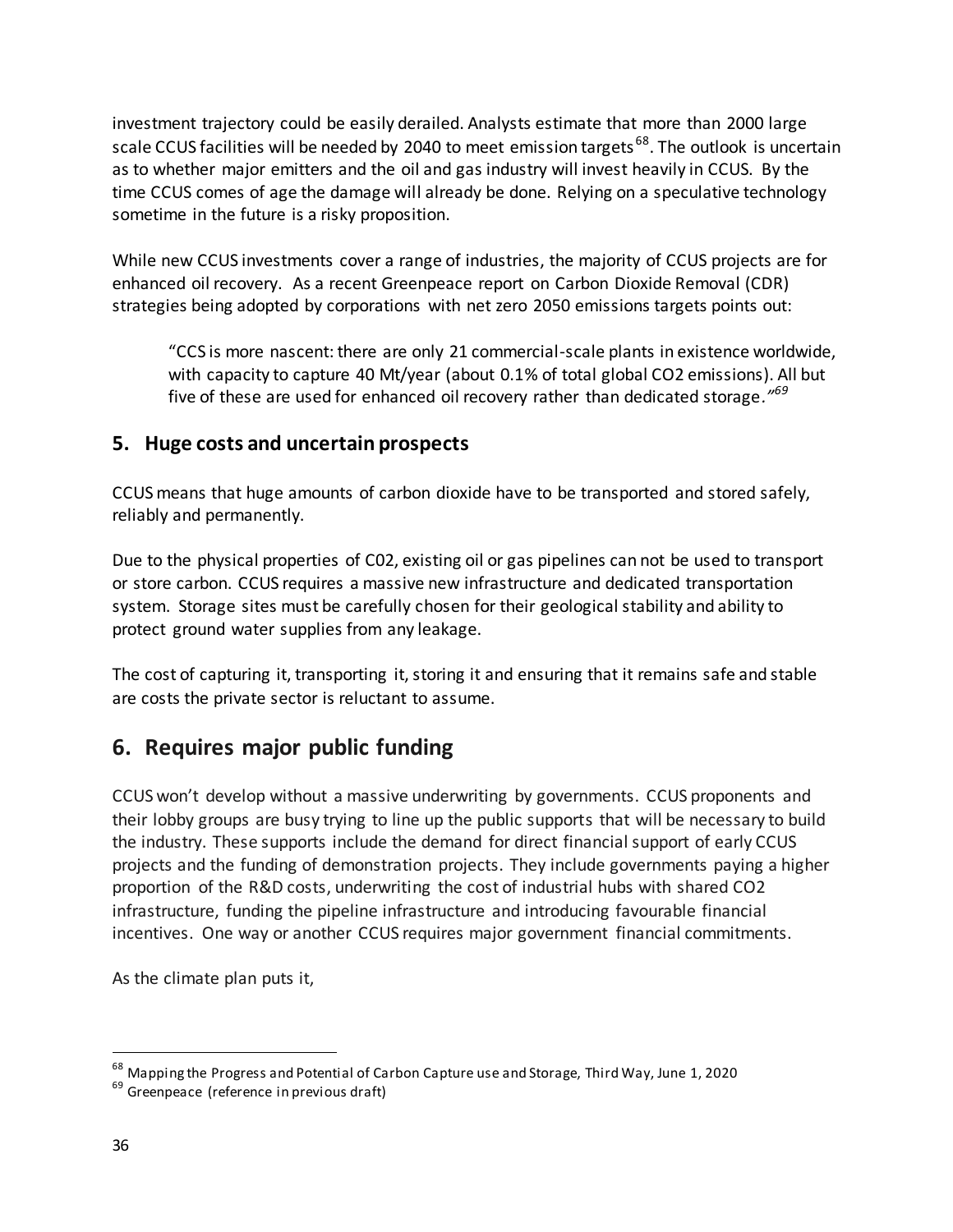investment trajectory could be easily derailed. Analysts estimate that more than 2000 large scale CCUS facilities will be needed by 2040 to meet emission targets[68]. The outlook is uncertain as to whether major emitters and the oil and gas industry will invest heavily in CCUS. By the time CCUS comes of age the damage will already be done. Relying on a speculative technology sometime in the future is a risky proposition.

While new CCUS investments cover a range of industries, the majority of CCUS projects are for enhanced oil recovery. As a recent Greenpeace report on Carbon Dioxide Removal (CDR) strategies being adopted by corporations with net zero 2050 emissions targets points out:

> "CCS is more nascent: there are only 21 commercial-scale plants in existence worldwide, with capacity to capture 40 Mt/year (about 0.1% of total global $CO_2$ emissions). All but five of these are used for enhanced oil recovery rather than dedicated storage.*"*[69]

### 5. Huge costs and uncertain prospects

CCUS means that huge amounts of carbon dioxide have to be transported and stored safely, reliably and permanently.

Due to the physical properties of C02, existing oil or gas pipelines can not be used to transport or store carbon. CCUS requires a massive new infrastructure and dedicated transportation system. Storage sites must be carefully chosen for their geological stability and ability to protect ground water supplies from any leakage.

The cost of capturing it, transporting it, storing it and ensuring that it remains safe and stable are costs the private sector is reluctant to assume.

## 6. Requires major public funding

CCUS won't develop without a massive underwriting by governments. CCUS proponents and their lobby groups are busy trying to line up the public supports that will be necessary to build the industry. These supports include the demand for direct financial support of early CCUS projects and the funding of demonstration projects. They include governments paying a higher proportion of the R&D costs, underwriting the cost of industrial hubs with shared $CO_2$ infrastructure, funding the pipeline infrastructure and introducing favourable financial incentives. One way or another CCUS requires major government financial commitments.

As the climate plan puts it,

---

[68] Mapping the Progress and Potential of Carbon Capture use and Storage, Third Way, June 1, 2020

[69] Greenpeace (reference in previous draft)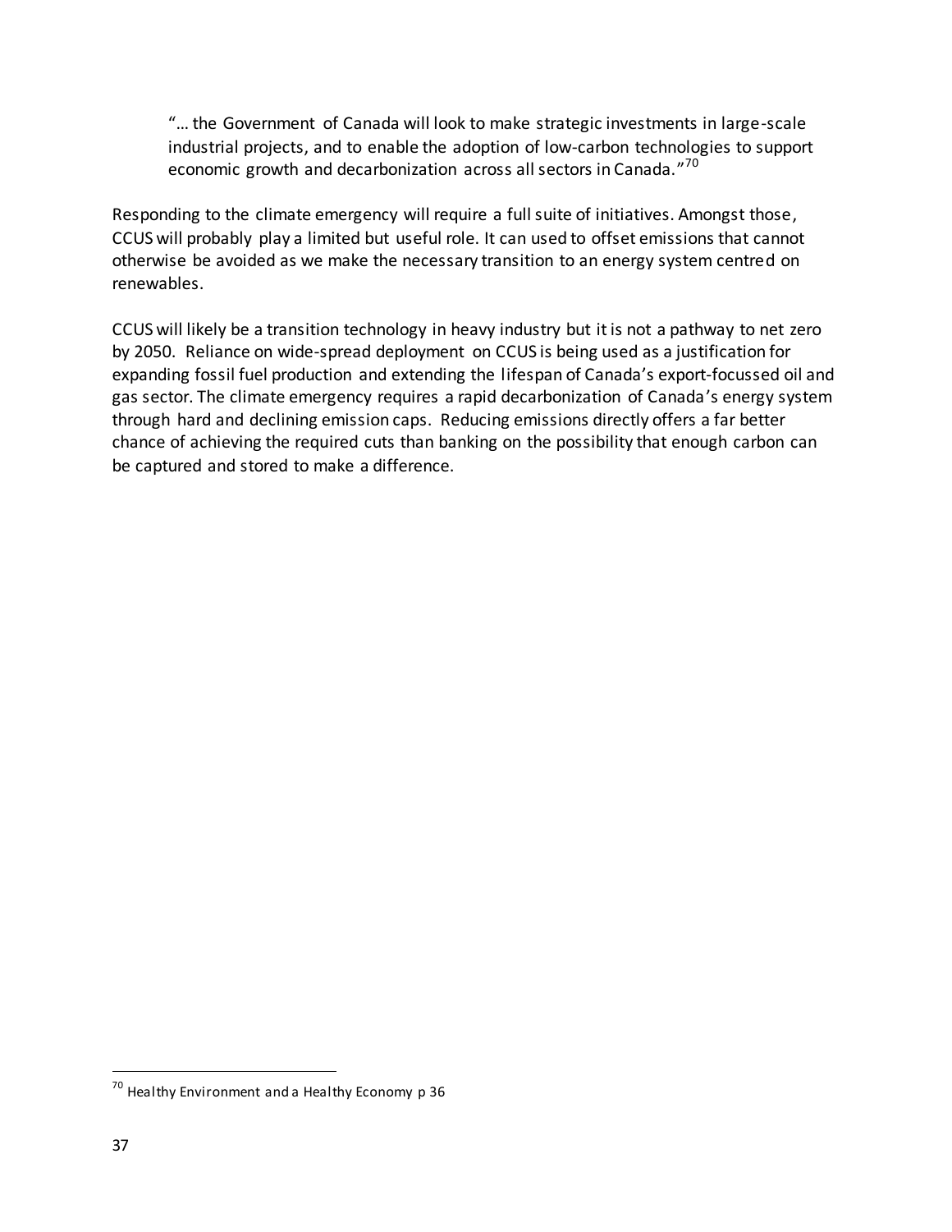> "… the Government of Canada will look to make strategic investments in large-scale industrial projects, and to enable the adoption of low-carbon technologies to support economic growth and decarbonization across all sectors in Canada."[70]

Responding to the climate emergency will require a full suite of initiatives. Amongst those, CCUS will probably play a limited but useful role. It can used to offset emissions that cannot otherwise be avoided as we make the necessary transition to an energy system centred on renewables.

CCUS will likely be a transition technology in heavy industry but it is not a pathway to net zero by 2050. Reliance on wide-spread deployment on CCUS is being used as a justification for expanding fossil fuel production and extending the lifespan of Canada's export-focussed oil and gas sector. The climate emergency requires a rapid decarbonization of Canada's energy system through hard and declining emission caps. Reducing emissions directly offers a far better chance of achieving the required cuts than banking on the possibility that enough carbon can be captured and stored to make a difference.

---

[70] Healthy Environment and a Healthy Economy p 36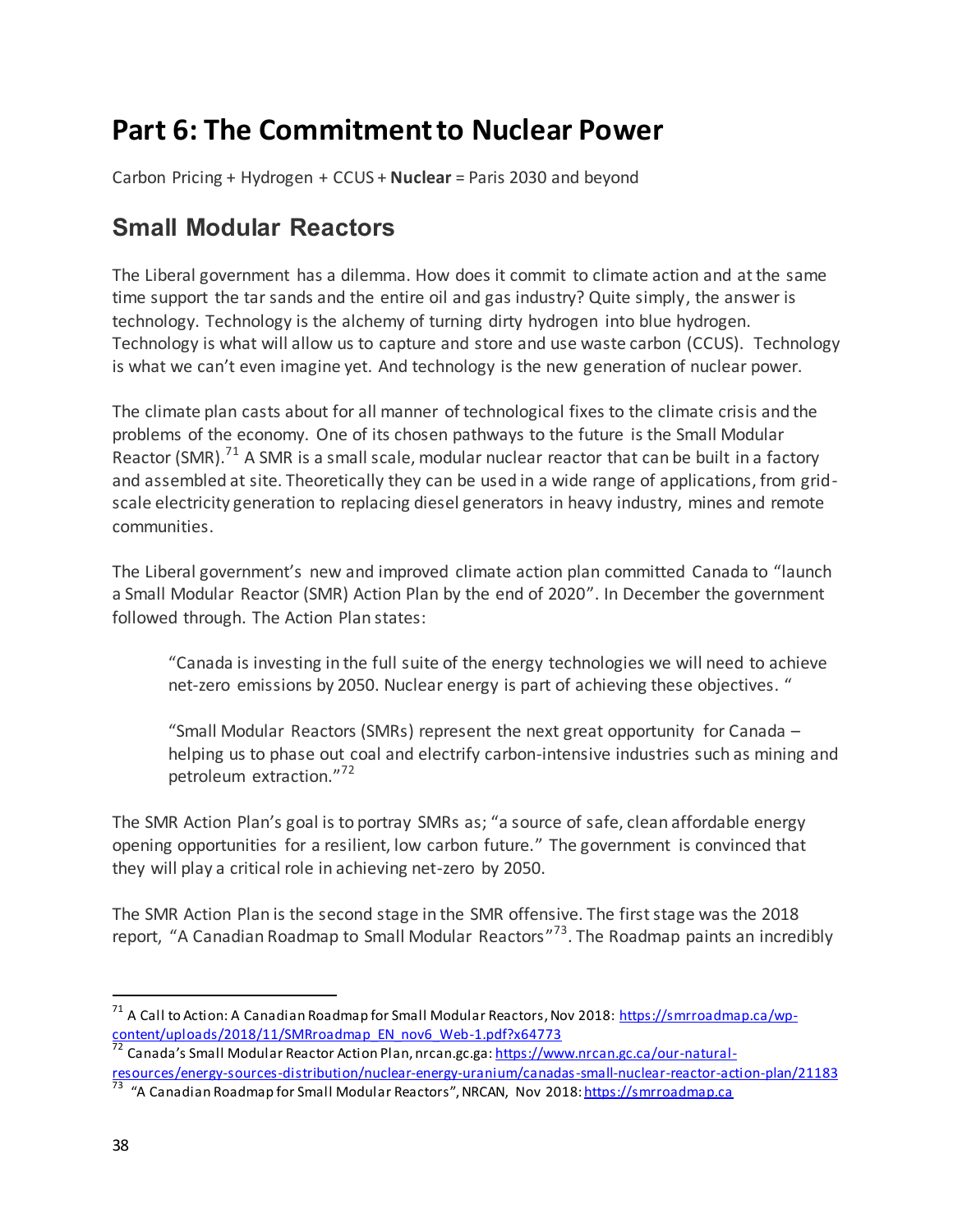# Part 6: The Commitment to Nuclear Power

Carbon Pricing + Hydrogen + CCUS + **Nuclear** = Paris 2030 and beyond

## Small Modular Reactors

The Liberal government has a dilemma. How does it commit to climate action and at the same time support the tar sands and the entire oil and gas industry? Quite simply, the answer is technology. Technology is the alchemy of turning dirty hydrogen into blue hydrogen. Technology is what will allow us to capture and store and use waste carbon (CCUS). Technology is what we can't even imagine yet. And technology is the new generation of nuclear power.

The climate plan casts about for all manner of technological fixes to the climate crisis and the problems of the economy. One of its chosen pathways to the future is the Small Modular Reactor (SMR).[71] A SMR is a small scale, modular nuclear reactor that can be built in a factory and assembled at site. Theoretically they can be used in a wide range of applications, from grid-scale electricity generation to replacing diesel generators in heavy industry, mines and remote communities.

The Liberal government's new and improved climate action plan committed Canada to "launch a Small Modular Reactor (SMR) Action Plan by the end of 2020". In December the government followed through. The Action Plan states:

> "Canada is investing in the full suite of the energy technologies we will need to achieve net-zero emissions by 2050. Nuclear energy is part of achieving these objectives. "
>
> "Small Modular Reactors (SMRs) represent the next great opportunity for Canada – helping us to phase out coal and electrify carbon-intensive industries such as mining and petroleum extraction."[72]

The SMR Action Plan's goal is to portray SMRs as; "a source of safe, clean affordable energy opening opportunities for a resilient, low carbon future." The government is convinced that they will play a critical role in achieving net-zero by 2050.

The SMR Action Plan is the second stage in the SMR offensive. The first stage was the 2018 report, "A Canadian Roadmap to Small Modular Reactors"[73]. The Roadmap paints an incredibly

---

[71] A Call to Action: A Canadian Roadmap for Small Modular Reactors, Nov 2018: https://smrroadmap.ca/wp-content/uploads/2018/11/SMRroadmap_EN_nov6_Web-1.pdf?x64773

[72] Canada's Small Modular Reactor Action Plan, nrcan.gc.ga: https://www.nrcan.gc.ca/our-natural-resources/energy-sources-distribution/nuclear-energy-uranium/canadas-small-nuclear-reactor-action-plan/21183

[73] "A Canadian Roadmap for Small Modular Reactors", NRCAN, Nov 2018: https://smrroadmap.ca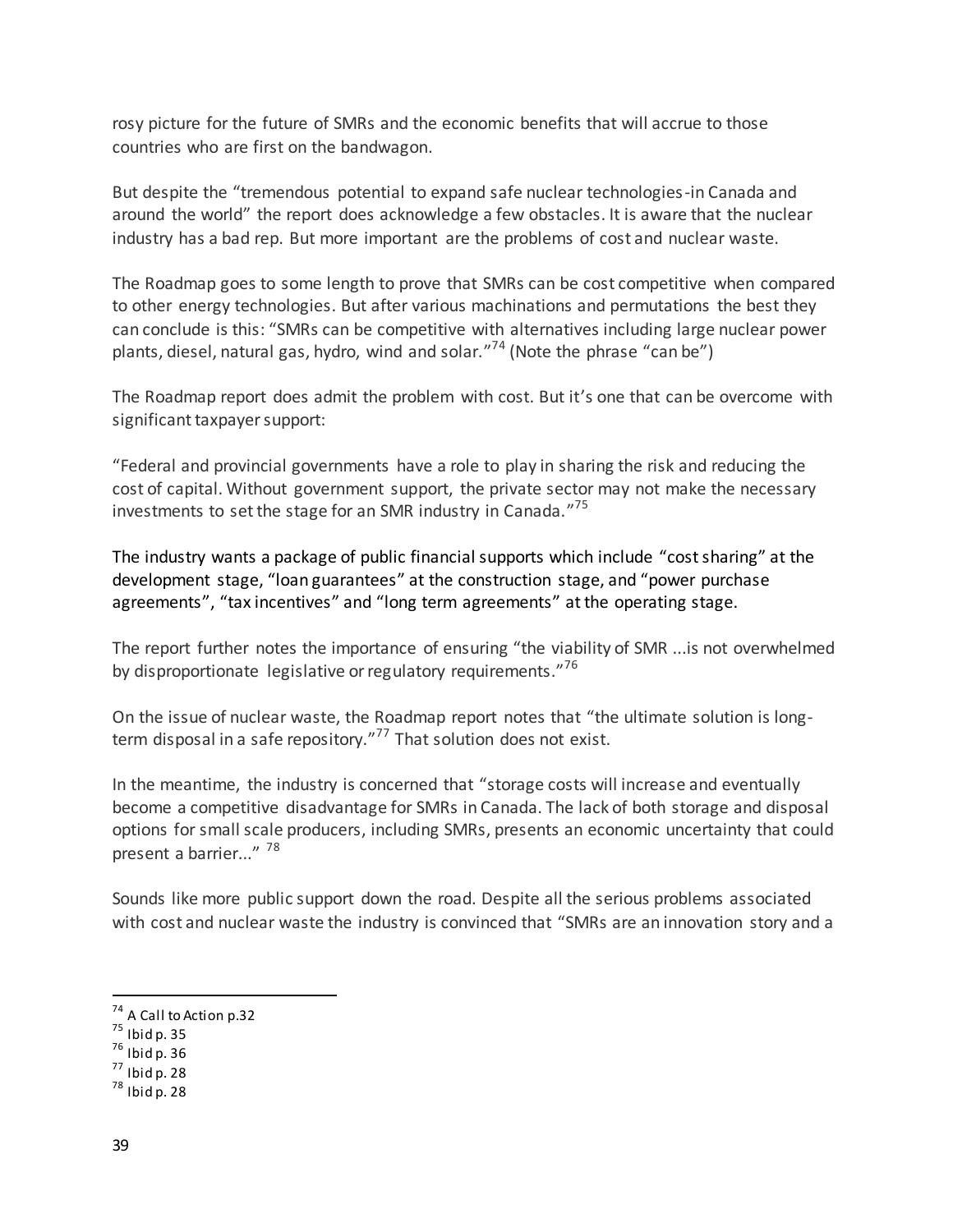rosy picture for the future of SMRs and the economic benefits that will accrue to those countries who are first on the bandwagon.

But despite the "tremendous potential to expand safe nuclear technologies-in Canada and around the world" the report does acknowledge a few obstacles. It is aware that the nuclear industry has a bad rep. But more important are the problems of cost and nuclear waste.

The Roadmap goes to some length to prove that SMRs can be cost competitive when compared to other energy technologies. But after various machinations and permutations the best they can conclude is this: "SMRs can be competitive with alternatives including large nuclear power plants, diesel, natural gas, hydro, wind and solar."[74] (Note the phrase "can be")

The Roadmap report does admit the problem with cost. But it's one that can be overcome with significant taxpayer support:

"Federal and provincial governments have a role to play in sharing the risk and reducing the cost of capital. Without government support, the private sector may not make the necessary investments to set the stage for an SMR industry in Canada."[75]

The industry wants a package of public financial supports which include "cost sharing" at the development stage, "loan guarantees" at the construction stage, and "power purchase agreements", "tax incentives" and "long term agreements" at the operating stage.

The report further notes the importance of ensuring "the viability of SMR ...is not overwhelmed by disproportionate legislative or regulatory requirements."[76]

On the issue of nuclear waste, the Roadmap report notes that "the ultimate solution is long-term disposal in a safe repository."[77] That solution does not exist.

In the meantime, the industry is concerned that "storage costs will increase and eventually become a competitive disadvantage for SMRs in Canada. The lack of both storage and disposal options for small scale producers, including SMRs, presents an economic uncertainty that could present a barrier..." [78]

Sounds like more public support down the road. Despite all the serious problems associated with cost and nuclear waste the industry is convinced that "SMRs are an innovation story and a

---

[74] A Call to Action p.32
[75] Ibid p. 35
[76] Ibid p. 36
[77] Ibid p. 28
[78] Ibid p. 28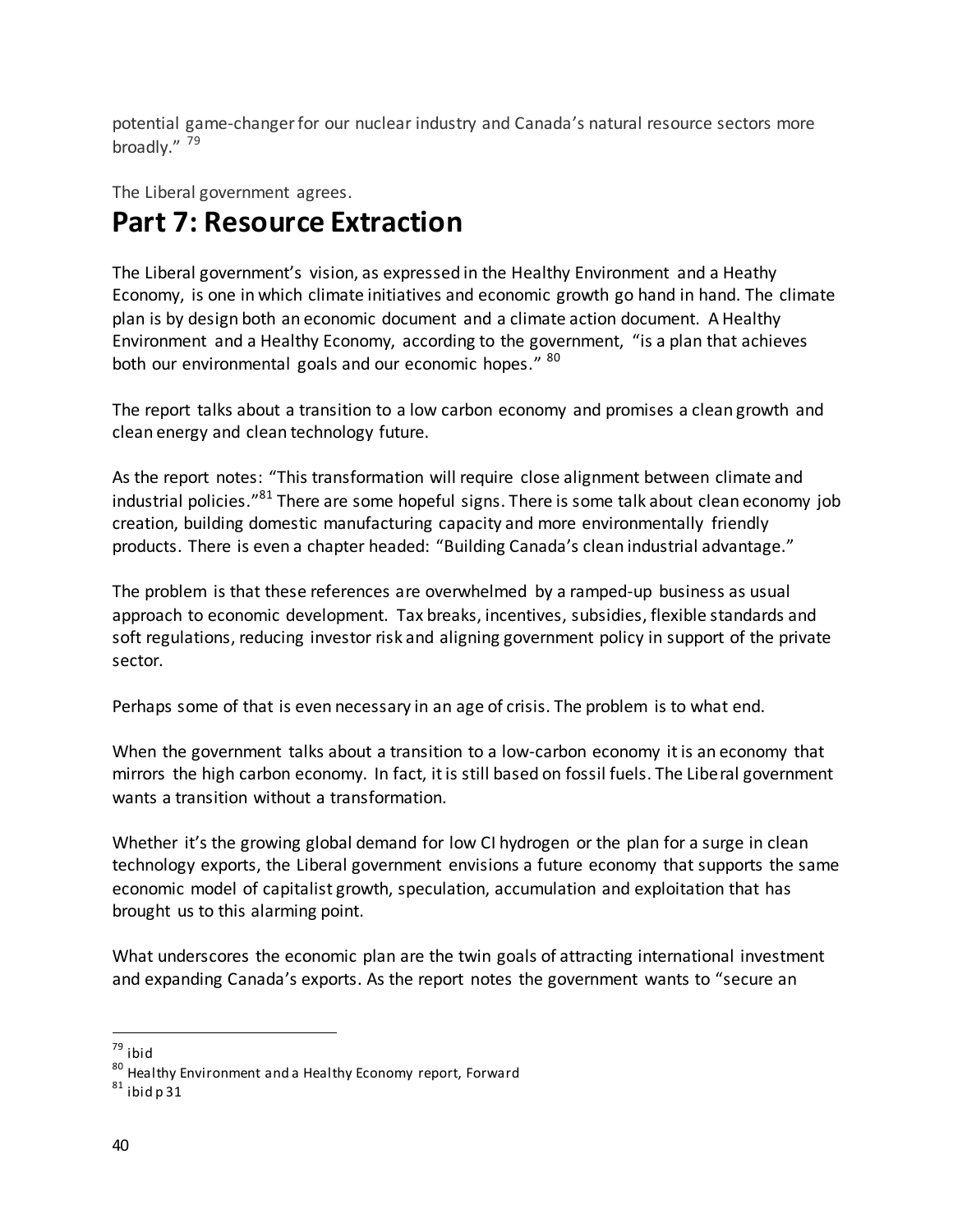potential game-changer for our nuclear industry and Canada's natural resource sectors more broadly." [79]

The Liberal government agrees.

# Part 7: Resource Extraction

The Liberal government's vision, as expressed in the Healthy Environment and a Heathy Economy, is one in which climate initiatives and economic growth go hand in hand. The climate plan is by design both an economic document and a climate action document. A Healthy Environment and a Healthy Economy, according to the government, "is a plan that achieves both our environmental goals and our economic hopes." [80]

The report talks about a transition to a low carbon economy and promises a clean growth and clean energy and clean technology future.

As the report notes: "This transformation will require close alignment between climate and industrial policies."[81] There are some hopeful signs. There is some talk about clean economy job creation, building domestic manufacturing capacity and more environmentally friendly products. There is even a chapter headed: "Building Canada's clean industrial advantage."

The problem is that these references are overwhelmed by a ramped-up business as usual approach to economic development. Tax breaks, incentives, subsidies, flexible standards and soft regulations, reducing investor risk and aligning government policy in support of the private sector.

Perhaps some of that is even necessary in an age of crisis. The problem is to what end.

When the government talks about a transition to a low-carbon economy it is an economy that mirrors the high carbon economy. In fact, it is still based on fossil fuels. The Liberal government wants a transition without a transformation.

Whether it's the growing global demand for low CI hydrogen or the plan for a surge in clean technology exports, the Liberal government envisions a future economy that supports the same economic model of capitalist growth, speculation, accumulation and exploitation that has brought us to this alarming point.

What underscores the economic plan are the twin goals of attracting international investment and expanding Canada's exports. As the report notes the government wants to "secure an

---

[79] ibid

[80] Healthy Environment and a Healthy Economy report, Forward

[81] ibid p 31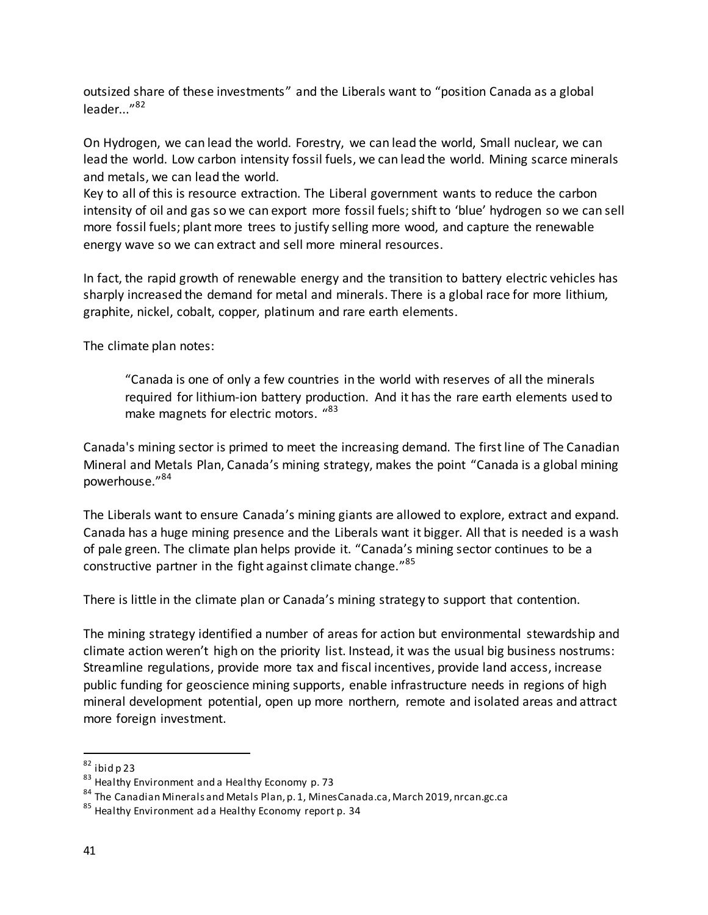outsized share of these investments" and the Liberals want to "position Canada as a global leader..."[82]

On Hydrogen, we can lead the world. Forestry, we can lead the world, Small nuclear, we can lead the world. Low carbon intensity fossil fuels, we can lead the world. Mining scarce minerals and metals, we can lead the world.

Key to all of this is resource extraction. The Liberal government wants to reduce the carbon intensity of oil and gas so we can export more fossil fuels; shift to 'blue' hydrogen so we can sell more fossil fuels; plant more trees to justify selling more wood, and capture the renewable energy wave so we can extract and sell more mineral resources.

In fact, the rapid growth of renewable energy and the transition to battery electric vehicles has sharply increased the demand for metal and minerals. There is a global race for more lithium, graphite, nickel, cobalt, copper, platinum and rare earth elements.

The climate plan notes:

> "Canada is one of only a few countries in the world with reserves of all the minerals required for lithium-ion battery production. And it has the rare earth elements used to make magnets for electric motors. "[83]

Canada's mining sector is primed to meet the increasing demand. The first line of The Canadian Mineral and Metals Plan, Canada's mining strategy, makes the point "Canada is a global mining powerhouse."[84]

The Liberals want to ensure Canada's mining giants are allowed to explore, extract and expand. Canada has a huge mining presence and the Liberals want it bigger. All that is needed is a wash of pale green. The climate plan helps provide it. "Canada's mining sector continues to be a constructive partner in the fight against climate change."[85]

There is little in the climate plan or Canada's mining strategy to support that contention.

The mining strategy identified a number of areas for action but environmental stewardship and climate action weren't high on the priority list. Instead, it was the usual big business nostrums: Streamline regulations, provide more tax and fiscal incentives, provide land access, increase public funding for geoscience mining supports, enable infrastructure needs in regions of high mineral development potential, open up more northern, remote and isolated areas and attract more foreign investment.

---

[82] ibid p 23

[83] Healthy Environment and a Healthy Economy p. 73

[84] The Canadian Minerals and Metals Plan, p. 1, MinesCanada.ca, March 2019, nrcan.gc.ca

[85] Healthy Environment ad a Healthy Economy report p. 34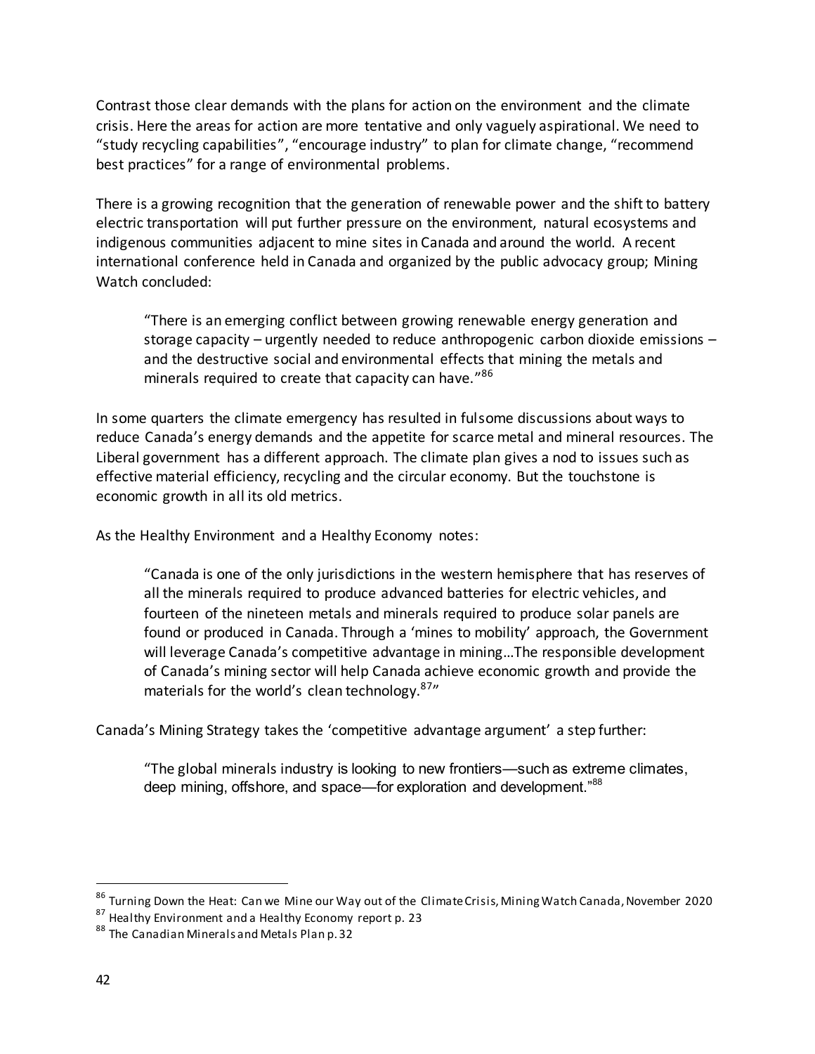Contrast those clear demands with the plans for action on the environment and the climate crisis. Here the areas for action are more tentative and only vaguely aspirational. We need to "study recycling capabilities", "encourage industry" to plan for climate change, "recommend best practices" for a range of environmental problems.

There is a growing recognition that the generation of renewable power and the shift to battery electric transportation will put further pressure on the environment, natural ecosystems and indigenous communities adjacent to mine sites in Canada and around the world. A recent international conference held in Canada and organized by the public advocacy group; Mining Watch concluded:

> "There is an emerging conflict between growing renewable energy generation and storage capacity – urgently needed to reduce anthropogenic carbon dioxide emissions – and the destructive social and environmental effects that mining the metals and minerals required to create that capacity can have."[86]

In some quarters the climate emergency has resulted in fulsome discussions about ways to reduce Canada's energy demands and the appetite for scarce metal and mineral resources. The Liberal government has a different approach. The climate plan gives a nod to issues such as effective material efficiency, recycling and the circular economy. But the touchstone is economic growth in all its old metrics.

As the Healthy Environment and a Healthy Economy notes:

> "Canada is one of the only jurisdictions in the western hemisphere that has reserves of all the minerals required to produce advanced batteries for electric vehicles, and fourteen of the nineteen metals and minerals required to produce solar panels are found or produced in Canada. Through a 'mines to mobility' approach, the Government will leverage Canada's competitive advantage in mining…The responsible development of Canada's mining sector will help Canada achieve economic growth and provide the materials for the world's clean technology.[87]"

Canada's Mining Strategy takes the 'competitive advantage argument' a step further:

> "The global minerals industry is looking to new frontiers—such as extreme climates, deep mining, offshore, and space—for exploration and development."[88]

---

[86] Turning Down the Heat: Can we Mine our Way out of the Climate Crisis, Mining Watch Canada, November 2020

[87] Healthy Environment and a Healthy Economy report p. 23

[88] The Canadian Minerals and Metals Plan p. 32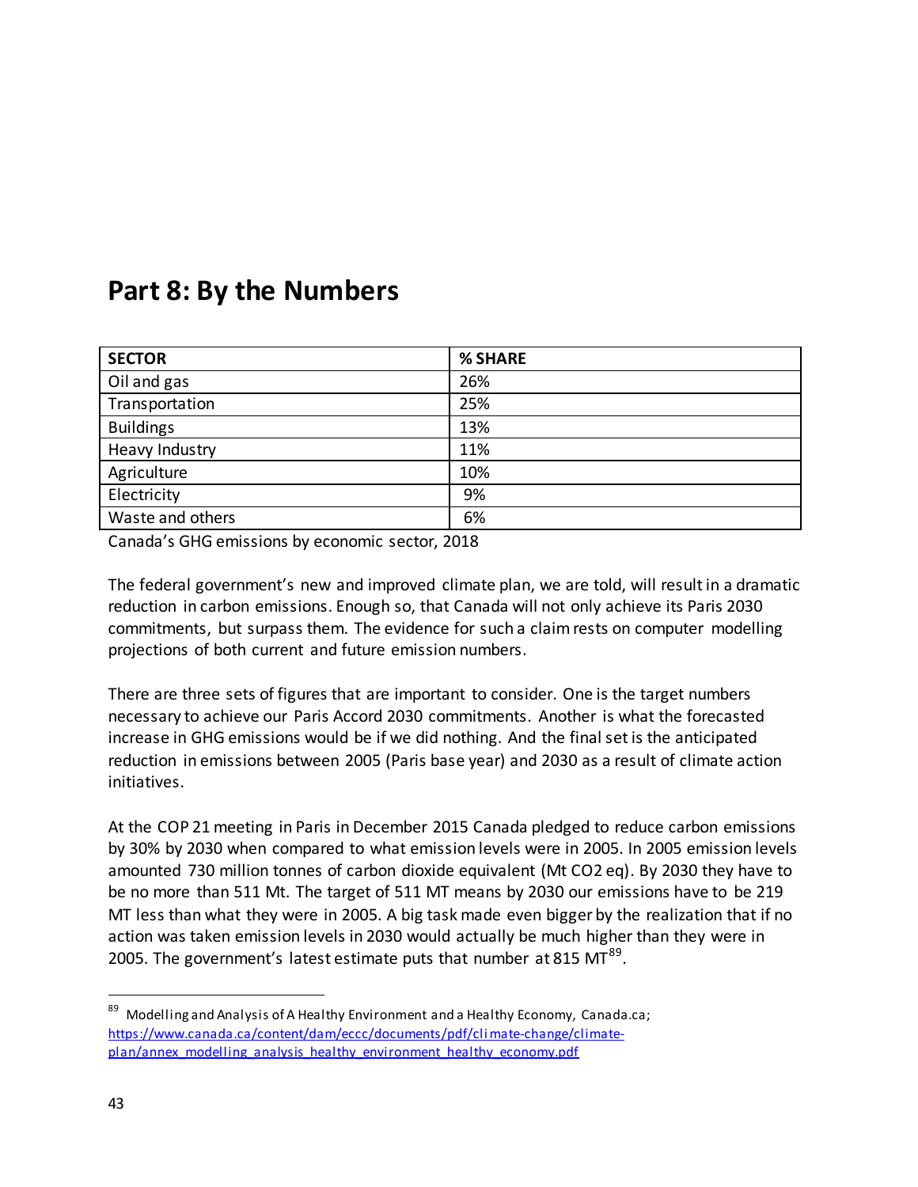# Part 8: By the Numbers

| SECTOR | % SHARE |
|---|---|
| Oil and gas | 26% |
| Transportation | 25% |
| Buildings | 13% |
| Heavy Industry | 11% |
| Agriculture | 10% |
| Electricity | 9% |
| Waste and others | 6% |

Canada's GHG emissions by economic sector, 2018

The federal government's new and improved climate plan, we are told, will result in a dramatic reduction in carbon emissions. Enough so, that Canada will not only achieve its Paris 2030 commitments, but surpass them. The evidence for such a claim rests on computer modelling projections of both current and future emission numbers.

There are three sets of figures that are important to consider. One is the target numbers necessary to achieve our Paris Accord 2030 commitments. Another is what the forecasted increase in GHG emissions would be if we did nothing. And the final set is the anticipated reduction in emissions between 2005 (Paris base year) and 2030 as a result of climate action initiatives.

At the COP 21 meeting in Paris in December 2015 Canada pledged to reduce carbon emissions by 30% by 2030 when compared to what emission levels were in 2005. In 2005 emission levels amounted 730 million tonnes of carbon dioxide equivalent (Mt $CO_2$ eq). By 2030 they have to be no more than 511 Mt. The target of 511 MT means by 2030 our emissions have to be 219 MT less than what they were in 2005. A big task made even bigger by the realization that if no action was taken emission levels in 2030 would actually be much higher than they were in 2005. The government's latest estimate puts that number at 815 MT[89].

[89] Modelling and Analysis of A Healthy Environment and a Healthy Economy, Canada.ca; https://www.canada.ca/content/dam/eccc/documents/pdf/climate-change/climate-plan/annex_modelling_analysis_healthy_environment_healthy_economy.pdf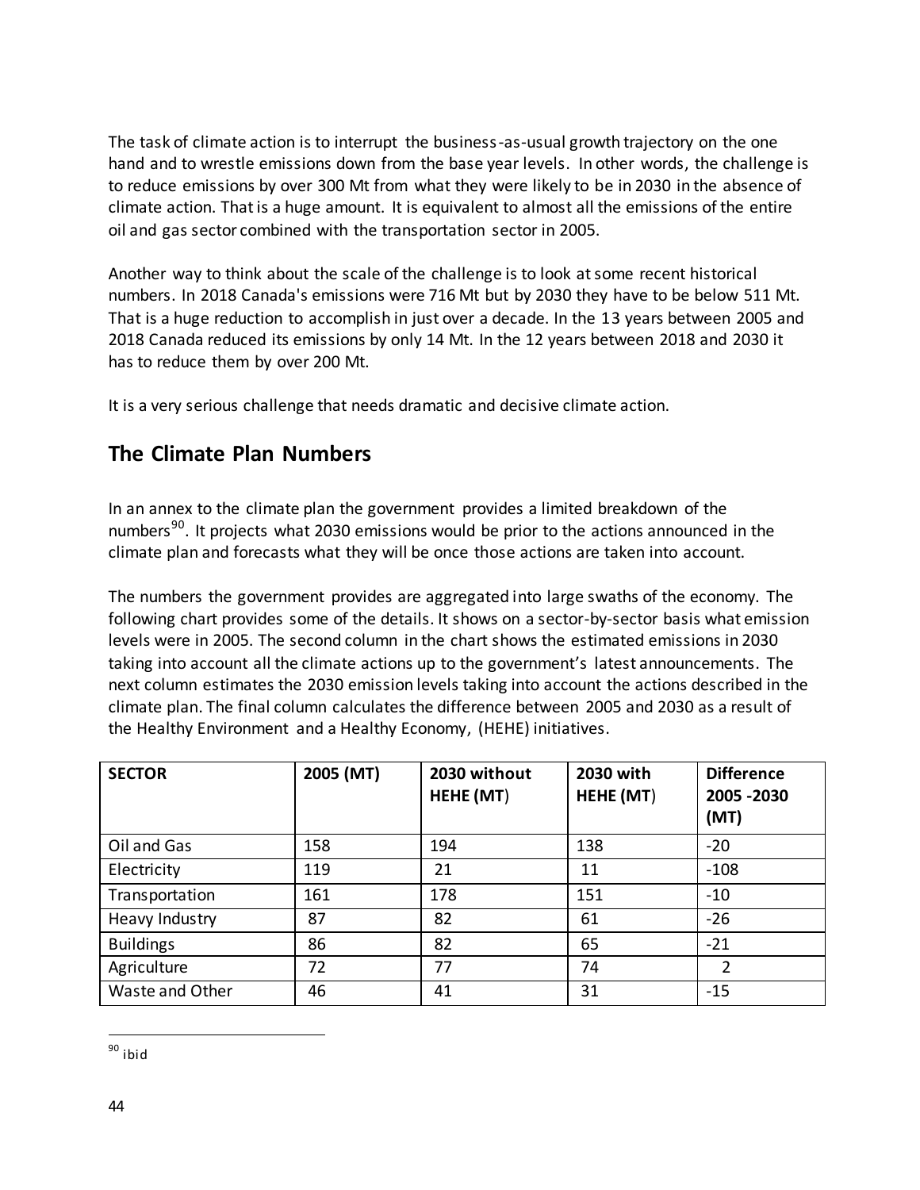The task of climate action is to interrupt the business-as-usual growth trajectory on the one hand and to wrestle emissions down from the base year levels. In other words, the challenge is to reduce emissions by over 300 Mt from what they were likely to be in 2030 in the absence of climate action. That is a huge amount. It is equivalent to almost all the emissions of the entire oil and gas sector combined with the transportation sector in 2005.

Another way to think about the scale of the challenge is to look at some recent historical numbers. In 2018 Canada's emissions were 716 Mt but by 2030 they have to be below 511 Mt. That is a huge reduction to accomplish in just over a decade. In the 13 years between 2005 and 2018 Canada reduced its emissions by only 14 Mt. In the 12 years between 2018 and 2030 it has to reduce them by over 200 Mt.

It is a very serious challenge that needs dramatic and decisive climate action.

## The Climate Plan Numbers

In an annex to the climate plan the government provides a limited breakdown of the numbers[90]. It projects what 2030 emissions would be prior to the actions announced in the climate plan and forecasts what they will be once those actions are taken into account.

The numbers the government provides are aggregated into large swaths of the economy. The following chart provides some of the details. It shows on a sector-by-sector basis what emission levels were in 2005. The second column in the chart shows the estimated emissions in 2030 taking into account all the climate actions up to the government's latest announcements. The next column estimates the 2030 emission levels taking into account the actions described in the climate plan. The final column calculates the difference between 2005 and 2030 as a result of the Healthy Environment and a Healthy Economy, (HEHE) initiatives.

| SECTOR | 2005 (MT) | 2030 without HEHE (MT) | 2030 with HEHE (MT) | Difference 2005 -2030 (MT) |
|---|---|---|---|---|
| Oil and Gas | 158 | 194 | 138 | -20 |
| Electricity | 119 | 21 | 11 | -108 |
| Transportation | 161 | 178 | 151 | -10 |
| Heavy Industry | 87 | 82 | 61 | -26 |
| Buildings | 86 | 82 | 65 | -21 |
| Agriculture | 72 | 77 | 74 | 2 |
| Waste and Other | 46 | 41 | 31 | -15 |

[90] ibid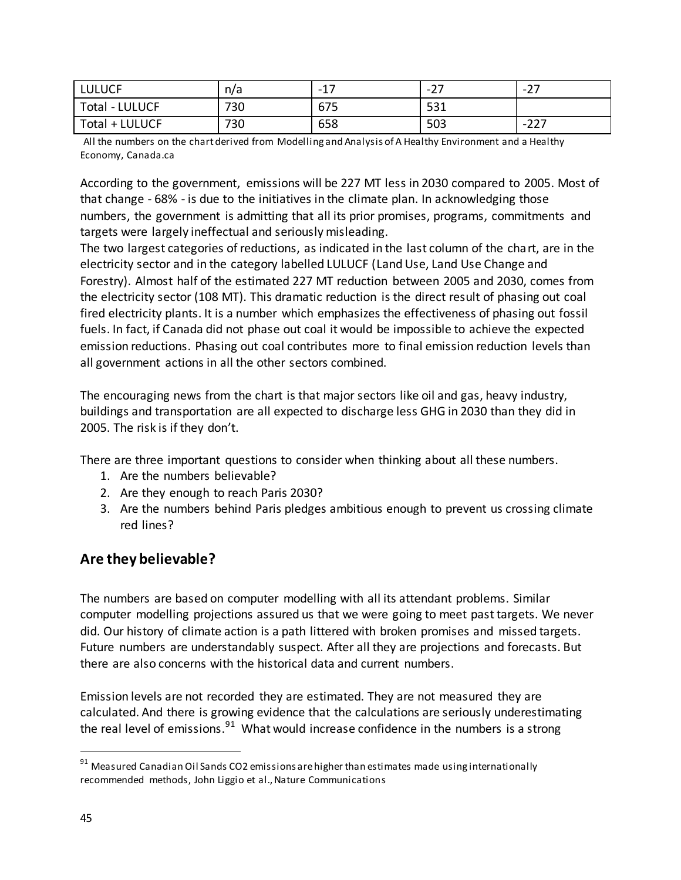| LULUCF | n/a | -17 | -27 | -27 |
|---|---|---|---|---|
| Total - LULUCF | 730 | 675 | 531 | |
| Total + LULUCF | 730 | 658 | 503 | -227 |

All the numbers on the chart derived from Modelling and Analysis of A Healthy Environment and a Healthy Economy, Canada.ca

According to the government, emissions will be 227 MT less in 2030 compared to 2005. Most of that change - 68% - is due to the initiatives in the climate plan. In acknowledging those numbers, the government is admitting that all its prior promises, programs, commitments and targets were largely ineffectual and seriously misleading.

The two largest categories of reductions, as indicated in the last column of the chart, are in the electricity sector and in the category labelled LULUCF (Land Use, Land Use Change and Forestry). Almost half of the estimated 227 MT reduction between 2005 and 2030, comes from the electricity sector (108 MT). This dramatic reduction is the direct result of phasing out coal fired electricity plants. It is a number which emphasizes the effectiveness of phasing out fossil fuels. In fact, if Canada did not phase out coal it would be impossible to achieve the expected emission reductions. Phasing out coal contributes more to final emission reduction levels than all government actions in all the other sectors combined.

The encouraging news from the chart is that major sectors like oil and gas, heavy industry, buildings and transportation are all expected to discharge less GHG in 2030 than they did in 2005. The risk is if they don't.

There are three important questions to consider when thinking about all these numbers.

1. Are the numbers believable?
2. Are they enough to reach Paris 2030?
3. Are the numbers behind Paris pledges ambitious enough to prevent us crossing climate red lines?

## Are they believable?

The numbers are based on computer modelling with all its attendant problems. Similar computer modelling projections assured us that we were going to meet past targets. We never did. Our history of climate action is a path littered with broken promises and missed targets. Future numbers are understandably suspect. After all they are projections and forecasts. But there are also concerns with the historical data and current numbers.

Emission levels are not recorded they are estimated. They are not measured they are calculated. And there is growing evidence that the calculations are seriously underestimating the real level of emissions.[91] What would increase confidence in the numbers is a strong

[91] Measured Canadian Oil Sands CO2 emissions are higher than estimates made using internationally recommended methods, John Liggio et al., Nature Communications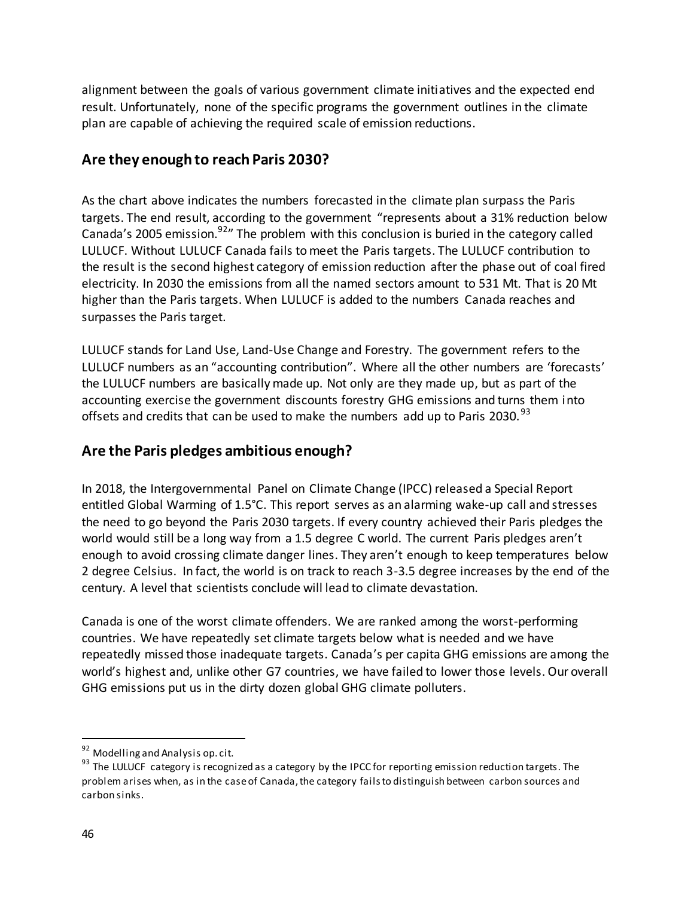alignment between the goals of various government climate initiatives and the expected end result. Unfortunately, none of the specific programs the government outlines in the climate plan are capable of achieving the required scale of emission reductions.

## Are they enough to reach Paris 2030?

As the chart above indicates the numbers forecasted in the climate plan surpass the Paris targets. The end result, according to the government "represents about a 31% reduction below Canada's 2005 emission.[92]" The problem with this conclusion is buried in the category called LULUCF. Without LULUCF Canada fails to meet the Paris targets. The LULUCF contribution to the result is the second highest category of emission reduction after the phase out of coal fired electricity. In 2030 the emissions from all the named sectors amount to 531 Mt. That is 20 Mt higher than the Paris targets. When LULUCF is added to the numbers Canada reaches and surpasses the Paris target.

LULUCF stands for Land Use, Land-Use Change and Forestry. The government refers to the LULUCF numbers as an "accounting contribution". Where all the other numbers are 'forecasts' the LULUCF numbers are basically made up. Not only are they made up, but as part of the accounting exercise the government discounts forestry GHG emissions and turns them into offsets and credits that can be used to make the numbers add up to Paris 2030.[93]

## Are the Paris pledges ambitious enough?

In 2018, the Intergovernmental Panel on Climate Change (IPCC) released a Special Report entitled Global Warming of 1.5°C. This report serves as an alarming wake-up call and stresses the need to go beyond the Paris 2030 targets. If every country achieved their Paris pledges the world would still be a long way from a 1.5 degree C world. The current Paris pledges aren't enough to avoid crossing climate danger lines. They aren't enough to keep temperatures below 2 degree Celsius. In fact, the world is on track to reach 3-3.5 degree increases by the end of the century. A level that scientists conclude will lead to climate devastation.

Canada is one of the worst climate offenders. We are ranked among the worst-performing countries. We have repeatedly set climate targets below what is needed and we have repeatedly missed those inadequate targets. Canada's per capita GHG emissions are among the world's highest and, unlike other G7 countries, we have failed to lower those levels. Our overall GHG emissions put us in the dirty dozen global GHG climate polluters.

---

[92] Modelling and Analysis op. cit.

[93] The LULUCF category is recognized as a category by the IPCC for reporting emission reduction targets. The problem arises when, as in the case of Canada, the category fails to distinguish between carbon sources and carbon sinks.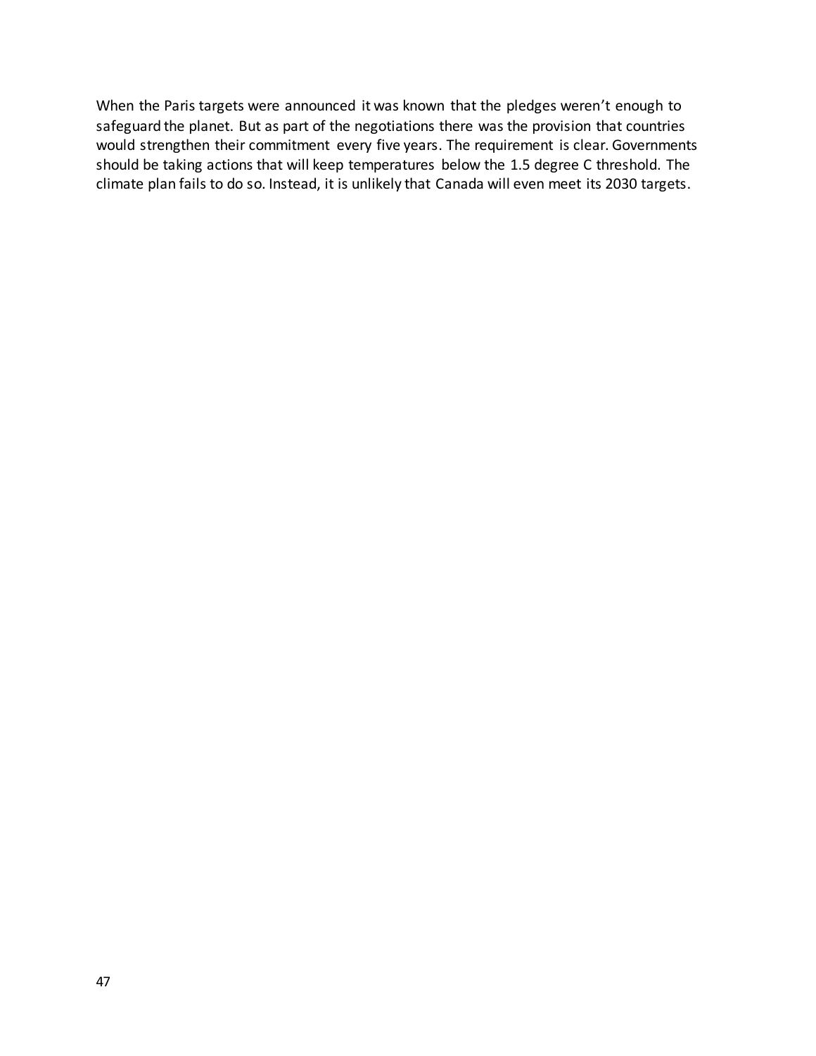When the Paris targets were announced it was known that the pledges weren't enough to safeguard the planet. But as part of the negotiations there was the provision that countries would strengthen their commitment every five years. The requirement is clear. Governments should be taking actions that will keep temperatures below the 1.5 degree C threshold. The climate plan fails to do so. Instead, it is unlikely that Canada will even meet its 2030 targets.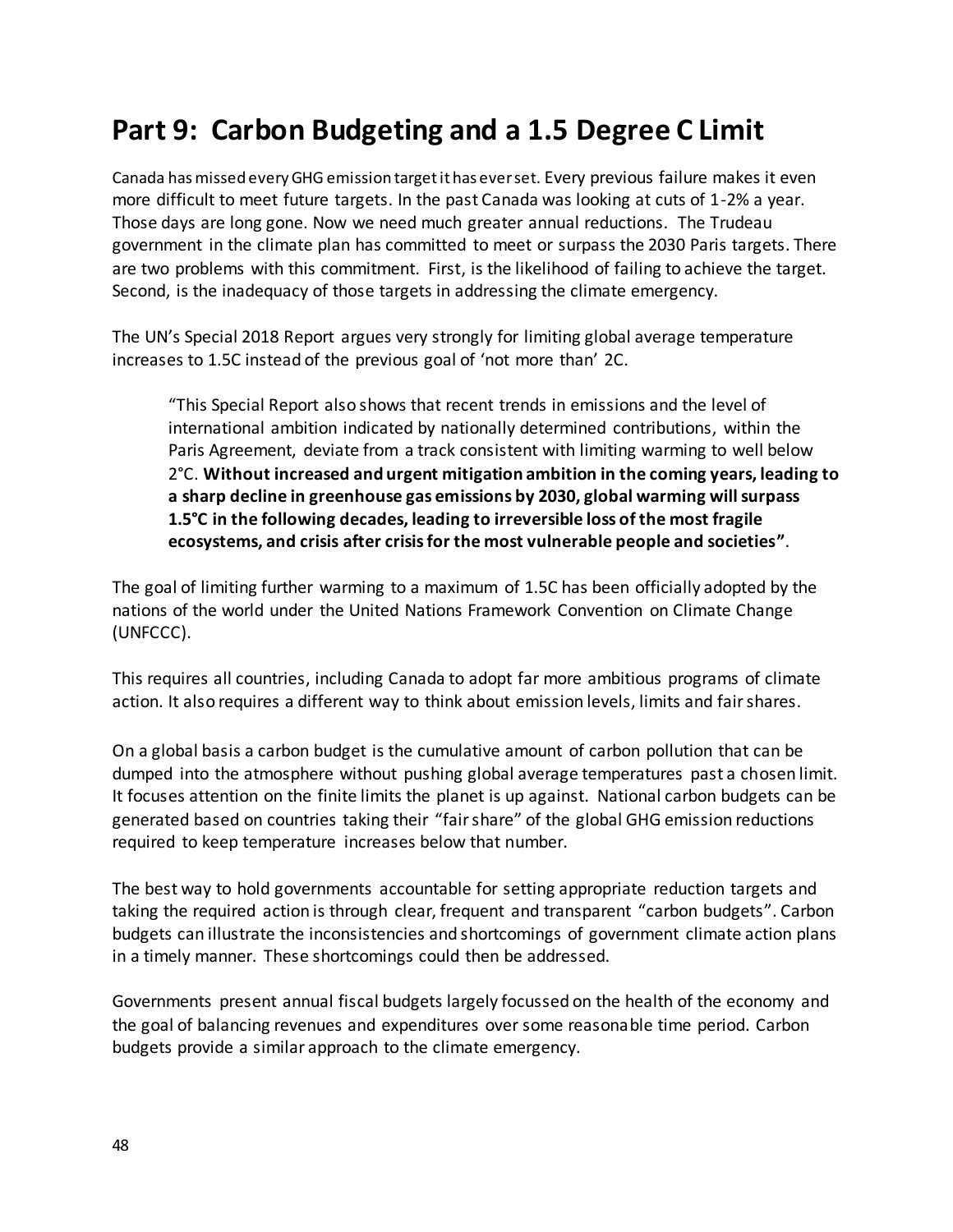# Part 9: Carbon Budgeting and a 1.5 Degree C Limit

Canada has missed every GHG emission target it has ever set. Every previous failure makes it even more difficult to meet future targets. In the past Canada was looking at cuts of 1-2% a year. Those days are long gone. Now we need much greater annual reductions. The Trudeau government in the climate plan has committed to meet or surpass the 2030 Paris targets. There are two problems with this commitment. First, is the likelihood of failing to achieve the target. Second, is the inadequacy of those targets in addressing the climate emergency.

The UN's Special 2018 Report argues very strongly for limiting global average temperature increases to 1.5C instead of the previous goal of 'not more than' 2C.

> "This Special Report also shows that recent trends in emissions and the level of international ambition indicated by nationally determined contributions, within the Paris Agreement, deviate from a track consistent with limiting warming to well below 2°C. **Without increased and urgent mitigation ambition in the coming years, leading to a sharp decline in greenhouse gas emissions by 2030, global warming will surpass 1.5°C in the following decades, leading to irreversible loss of the most fragile ecosystems, and crisis after crisis for the most vulnerable people and societies"**.

The goal of limiting further warming to a maximum of 1.5C has been officially adopted by the nations of the world under the United Nations Framework Convention on Climate Change (UNFCCC).

This requires all countries, including Canada to adopt far more ambitious programs of climate action. It also requires a different way to think about emission levels, limits and fair shares.

On a global basis a carbon budget is the cumulative amount of carbon pollution that can be dumped into the atmosphere without pushing global average temperatures past a chosen limit. It focuses attention on the finite limits the planet is up against. National carbon budgets can be generated based on countries taking their "fair share" of the global GHG emission reductions required to keep temperature increases below that number.

The best way to hold governments accountable for setting appropriate reduction targets and taking the required action is through clear, frequent and transparent "carbon budgets". Carbon budgets can illustrate the inconsistencies and shortcomings of government climate action plans in a timely manner. These shortcomings could then be addressed.

Governments present annual fiscal budgets largely focussed on the health of the economy and the goal of balancing revenues and expenditures over some reasonable time period. Carbon budgets provide a similar approach to the climate emergency.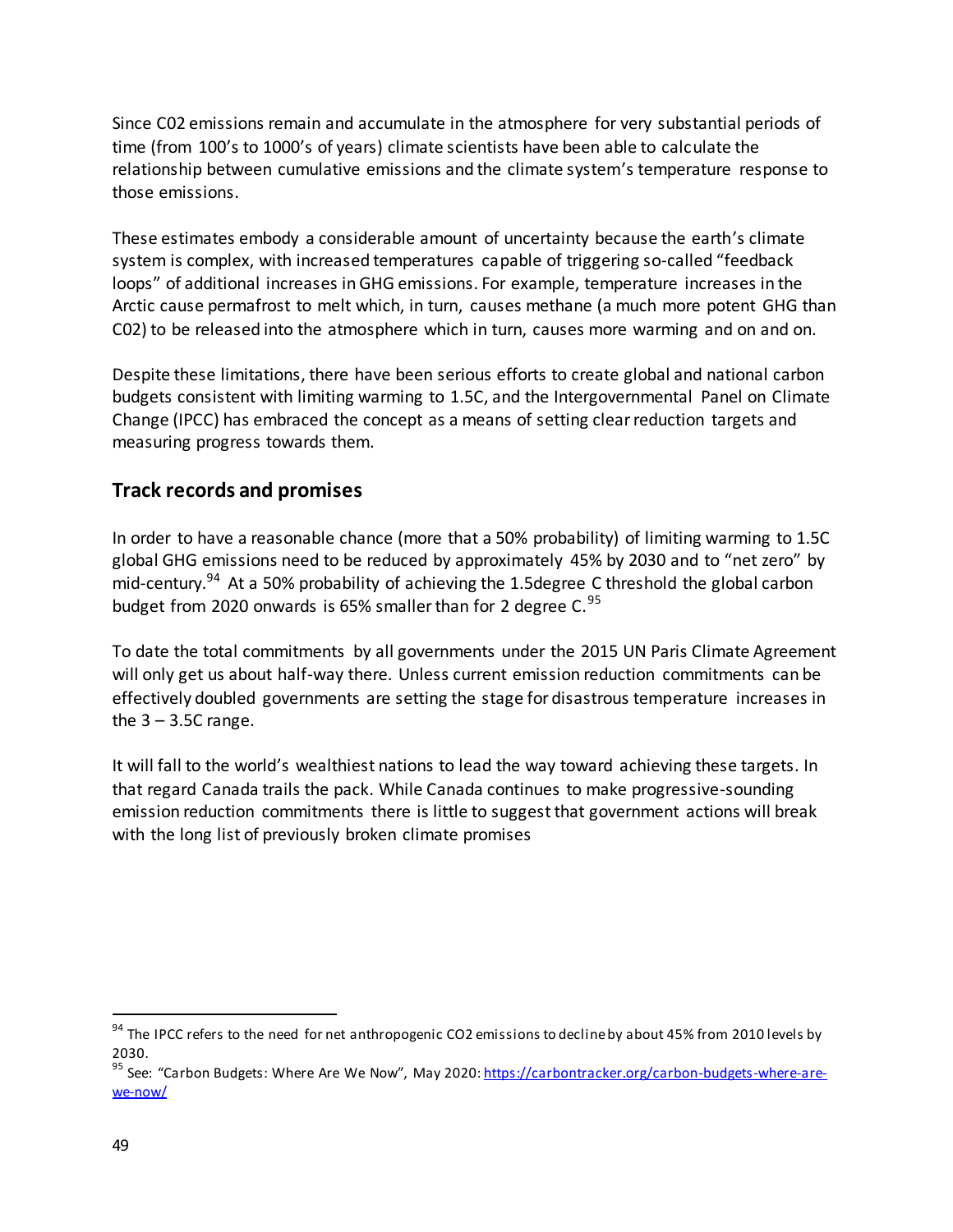Since C02 emissions remain and accumulate in the atmosphere for very substantial periods of time (from 100's to 1000's of years) climate scientists have been able to calculate the relationship between cumulative emissions and the climate system's temperature response to those emissions.

These estimates embody a considerable amount of uncertainty because the earth's climate system is complex, with increased temperatures capable of triggering so-called "feedback loops" of additional increases in GHG emissions. For example, temperature increases in the Arctic cause permafrost to melt which, in turn, causes methane (a much more potent GHG than C02) to be released into the atmosphere which in turn, causes more warming and on and on.

Despite these limitations, there have been serious efforts to create global and national carbon budgets consistent with limiting warming to 1.5C, and the Intergovernmental Panel on Climate Change (IPCC) has embraced the concept as a means of setting clear reduction targets and measuring progress towards them.

## Track records and promises

In order to have a reasonable chance (more that a 50% probability) of limiting warming to 1.5C global GHG emissions need to be reduced by approximately 45% by 2030 and to "net zero" by mid-century.[94] At a 50% probability of achieving the 1.5degree C threshold the global carbon budget from 2020 onwards is 65% smaller than for 2 degree C.[95]

To date the total commitments by all governments under the 2015 UN Paris Climate Agreement will only get us about half-way there. Unless current emission reduction commitments can be effectively doubled governments are setting the stage for disastrous temperature increases in the 3 – 3.5C range.

It will fall to the world's wealthiest nations to lead the way toward achieving these targets. In that regard Canada trails the pack. While Canada continues to make progressive-sounding emission reduction commitments there is little to suggest that government actions will break with the long list of previously broken climate promises

---

[94] The IPCC refers to the need for net anthropogenic CO2 emissions to decline by about 45% from 2010 levels by 2030.

[95] See: "Carbon Budgets: Where Are We Now", May 2020: https://carbontracker.org/carbon-budgets-where-are-we-now/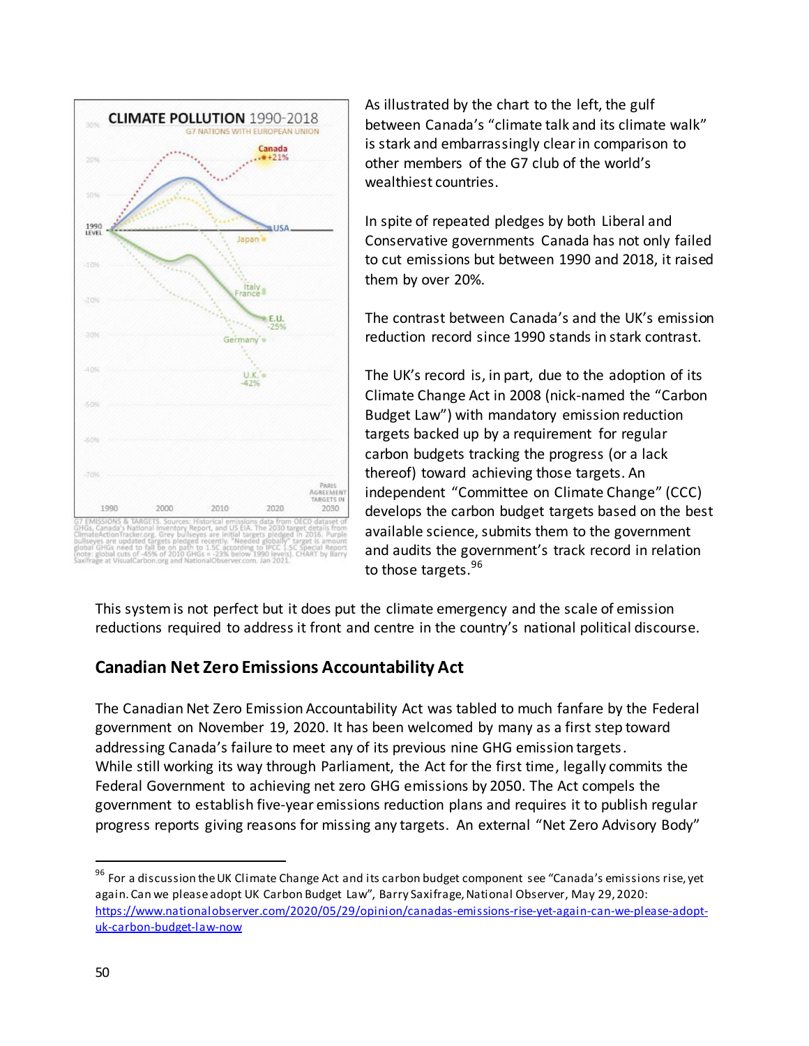CLIMATE POLLUTION 1990-2018

G7 NATIONS WITH EUROPEAN UNION

G7 EMISSIONS & TARGETS. Sources: Historical emissions data from OECD dataset of GHGs, Canada's National Inventory Report, and US EIA. The 2030 target details from ClimateActionTracker.org. Grey bullseyes are initial targets pledged in 2016. Purple bullseyes are updated targets pledged recently. "Needed globally" target is amount global GHGs need to fall to be on path to 1.5C according to IPCC 1.5C Special Report (note: global cuts of -45% of 2010 GHGs = -23% below 1990 levels). CHART by Barry Saxifrage at VisualCarbon.org and NationalObserver.com. Jan 2021.

As illustrated by the chart to the left, the gulf between Canada's "climate talk and its climate walk" is stark and embarrassingly clear in comparison to other members of the G7 club of the world's wealthiest countries.

In spite of repeated pledges by both Liberal and Conservative governments Canada has not only failed to cut emissions but between 1990 and 2018, it raised them by over 20%.

The contrast between Canada's and the UK's emission reduction record since 1990 stands in stark contrast.

The UK's record is, in part, due to the adoption of its Climate Change Act in 2008 (nick-named the "Carbon Budget Law") with mandatory emission reduction targets backed up by a requirement for regular carbon budgets tracking the progress (or a lack thereof) toward achieving those targets. An independent "Committee on Climate Change" (CCC) develops the carbon budget targets based on the best available science, submits them to the government and audits the government's track record in relation to those targets.[96]

This system is not perfect but it does put the climate emergency and the scale of emission reductions required to address it front and centre in the country's national political discourse.

## Canadian Net Zero Emissions Accountability Act

The Canadian Net Zero Emission Accountability Act was tabled to much fanfare by the Federal government on November 19, 2020. It has been welcomed by many as a first step toward addressing Canada's failure to meet any of its previous nine GHG emission targets. While still working its way through Parliament, the Act for the first time, legally commits the Federal Government to achieving net zero GHG emissions by 2050. The Act compels the government to establish five-year emissions reduction plans and requires it to publish regular progress reports giving reasons for missing any targets. An external "Net Zero Advisory Body"

---

[96] For a discussion the UK Climate Change Act and its carbon budget component see "Canada's emissions rise, yet again. Can we please adopt UK Carbon Budget Law", Barry Saxifrage, National Observer, May 29, 2020: https://www.nationalobserver.com/2020/05/29/opinion/canadas-emissions-rise-yet-again-can-we-please-adopt-uk-carbon-budget-law-now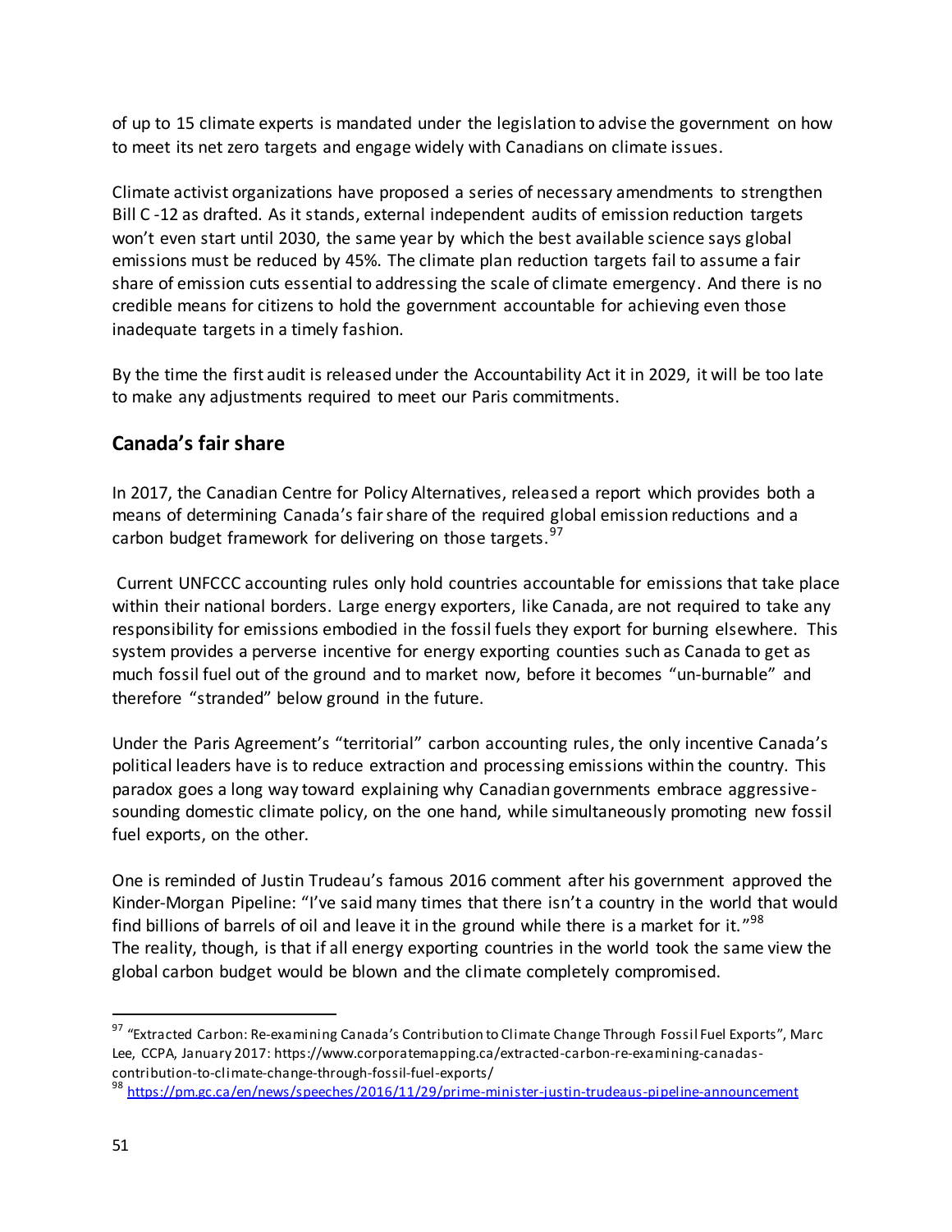of up to 15 climate experts is mandated under the legislation to advise the government on how to meet its net zero targets and engage widely with Canadians on climate issues.

Climate activist organizations have proposed a series of necessary amendments to strengthen Bill C -12 as drafted. As it stands, external independent audits of emission reduction targets won't even start until 2030, the same year by which the best available science says global emissions must be reduced by 45%. The climate plan reduction targets fail to assume a fair share of emission cuts essential to addressing the scale of climate emergency. And there is no credible means for citizens to hold the government accountable for achieving even those inadequate targets in a timely fashion.

By the time the first audit is released under the Accountability Act it in 2029, it will be too late to make any adjustments required to meet our Paris commitments.

## Canada's fair share

In 2017, the Canadian Centre for Policy Alternatives, released a report which provides both a means of determining Canada's fair share of the required global emission reductions and a carbon budget framework for delivering on those targets.[97]

Current UNFCCC accounting rules only hold countries accountable for emissions that take place within their national borders. Large energy exporters, like Canada, are not required to take any responsibility for emissions embodied in the fossil fuels they export for burning elsewhere. This system provides a perverse incentive for energy exporting counties such as Canada to get as much fossil fuel out of the ground and to market now, before it becomes "un-burnable" and therefore "stranded" below ground in the future.

Under the Paris Agreement's "territorial" carbon accounting rules, the only incentive Canada's political leaders have is to reduce extraction and processing emissions within the country. This paradox goes a long way toward explaining why Canadian governments embrace aggressive-sounding domestic climate policy, on the one hand, while simultaneously promoting new fossil fuel exports, on the other.

One is reminded of Justin Trudeau's famous 2016 comment after his government approved the Kinder-Morgan Pipeline: "I've said many times that there isn't a country in the world that would find billions of barrels of oil and leave it in the ground while there is a market for it."[98] The reality, though, is that if all energy exporting countries in the world took the same view the global carbon budget would be blown and the climate completely compromised.

---

[97] "Extracted Carbon: Re-examining Canada's Contribution to Climate Change Through Fossil Fuel Exports", Marc Lee, CCPA, January 2017: https://www.corporatemapping.ca/extracted-carbon-re-examining-canadas-contribution-to-climate-change-through-fossil-fuel-exports/

[98] https://pm.gc.ca/en/news/speeches/2016/11/29/prime-minister-justin-trudeaus-pipeline-announcement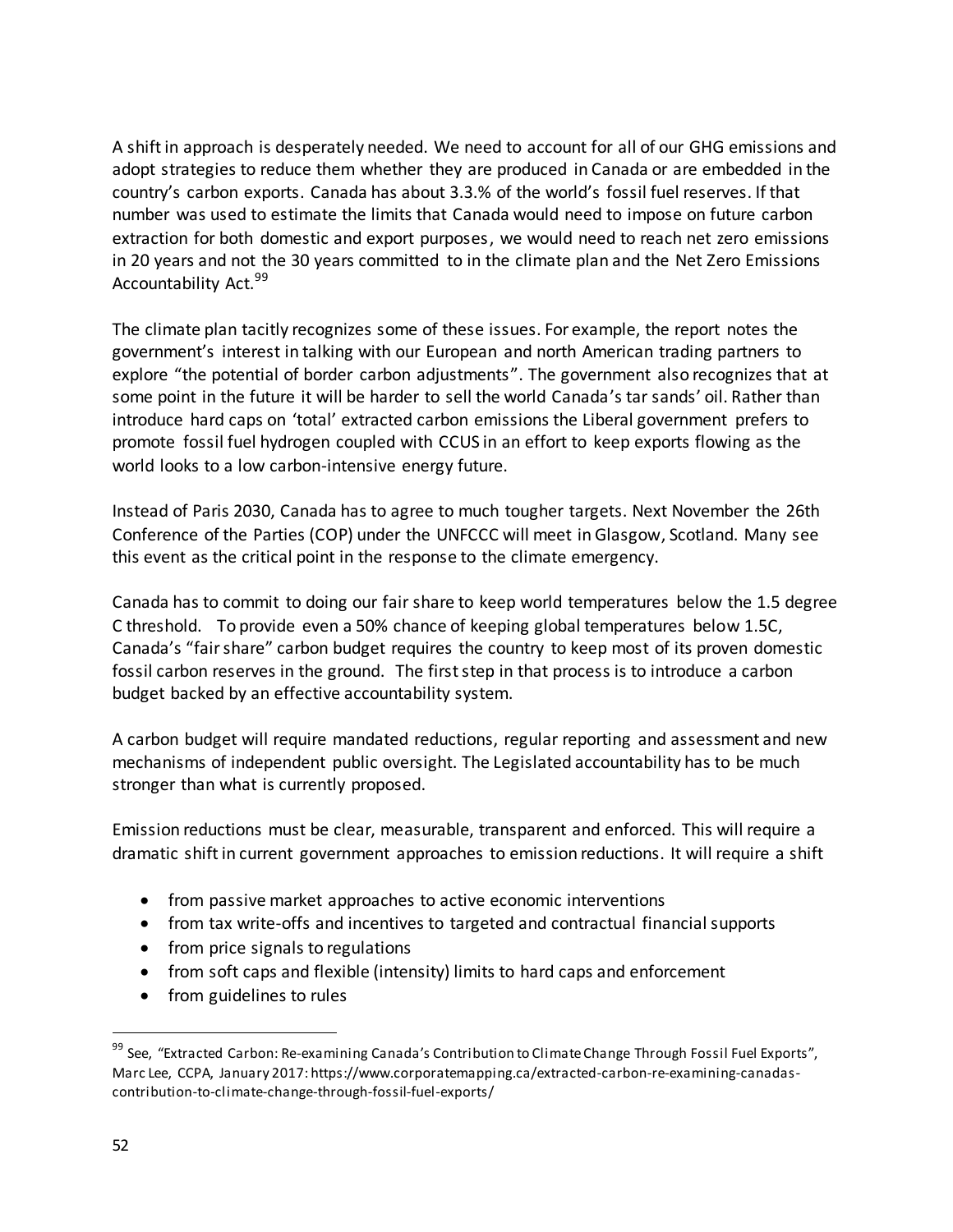A shift in approach is desperately needed. We need to account for all of our GHG emissions and adopt strategies to reduce them whether they are produced in Canada or are embedded in the country's carbon exports. Canada has about 3.3.% of the world's fossil fuel reserves. If that number was used to estimate the limits that Canada would need to impose on future carbon extraction for both domestic and export purposes, we would need to reach net zero emissions in 20 years and not the 30 years committed to in the climate plan and the Net Zero Emissions Accountability Act.[99]

The climate plan tacitly recognizes some of these issues. For example, the report notes the government's interest in talking with our European and north American trading partners to explore "the potential of border carbon adjustments". The government also recognizes that at some point in the future it will be harder to sell the world Canada's tar sands' oil. Rather than introduce hard caps on 'total' extracted carbon emissions the Liberal government prefers to promote fossil fuel hydrogen coupled with CCUS in an effort to keep exports flowing as the world looks to a low carbon-intensive energy future.

Instead of Paris 2030, Canada has to agree to much tougher targets. Next November the 26th Conference of the Parties (COP) under the UNFCCC will meet in Glasgow, Scotland. Many see this event as the critical point in the response to the climate emergency.

Canada has to commit to doing our fair share to keep world temperatures below the 1.5 degree C threshold. To provide even a 50% chance of keeping global temperatures below 1.5C, Canada's "fair share" carbon budget requires the country to keep most of its proven domestic fossil carbon reserves in the ground. The first step in that process is to introduce a carbon budget backed by an effective accountability system.

A carbon budget will require mandated reductions, regular reporting and assessment and new mechanisms of independent public oversight. The Legislated accountability has to be much stronger than what is currently proposed.

Emission reductions must be clear, measurable, transparent and enforced. This will require a dramatic shift in current government approaches to emission reductions. It will require a shift

- from passive market approaches to active economic interventions
- from tax write-offs and incentives to targeted and contractual financial supports
- from price signals to regulations
- from soft caps and flexible (intensity) limits to hard caps and enforcement
- from guidelines to rules

---

[99] See, "Extracted Carbon: Re-examining Canada's Contribution to Climate Change Through Fossil Fuel Exports", Marc Lee, CCPA, January 2017: https://www.corporatemapping.ca/extracted-carbon-re-examining-canadas-contribution-to-climate-change-through-fossil-fuel-exports/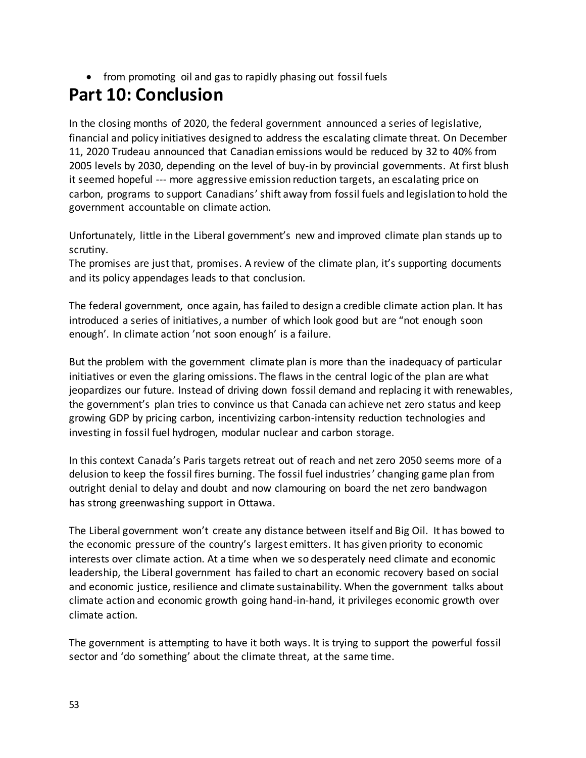- from promoting oil and gas to rapidly phasing out fossil fuels

# Part 10: Conclusion

In the closing months of 2020, the federal government announced a series of legislative, financial and policy initiatives designed to address the escalating climate threat. On December 11, 2020 Trudeau announced that Canadian emissions would be reduced by 32 to 40% from 2005 levels by 2030, depending on the level of buy-in by provincial governments. At first blush it seemed hopeful --- more aggressive emission reduction targets, an escalating price on carbon, programs to support Canadians' shift away from fossil fuels and legislation to hold the government accountable on climate action.

Unfortunately, little in the Liberal government's new and improved climate plan stands up to scrutiny.
The promises are just that, promises. A review of the climate plan, it's supporting documents and its policy appendages leads to that conclusion.

The federal government, once again, has failed to design a credible climate action plan. It has introduced a series of initiatives, a number of which look good but are "not enough soon enough'. In climate action 'not soon enough' is a failure.

But the problem with the government climate plan is more than the inadequacy of particular initiatives or even the glaring omissions. The flaws in the central logic of the plan are what jeopardizes our future. Instead of driving down fossil demand and replacing it with renewables, the government's plan tries to convince us that Canada can achieve net zero status and keep growing GDP by pricing carbon, incentivizing carbon-intensity reduction technologies and investing in fossil fuel hydrogen, modular nuclear and carbon storage.

In this context Canada's Paris targets retreat out of reach and net zero 2050 seems more of a delusion to keep the fossil fires burning. The fossil fuel industries' changing game plan from outright denial to delay and doubt and now clamouring on board the net zero bandwagon has strong greenwashing support in Ottawa.

The Liberal government won't create any distance between itself and Big Oil. It has bowed to the economic pressure of the country's largest emitters. It has given priority to economic interests over climate action. At a time when we so desperately need climate and economic leadership, the Liberal government has failed to chart an economic recovery based on social and economic justice, resilience and climate sustainability. When the government talks about climate action and economic growth going hand-in-hand, it privileges economic growth over climate action.

The government is attempting to have it both ways. It is trying to support the powerful fossil sector and 'do something' about the climate threat, at the same time.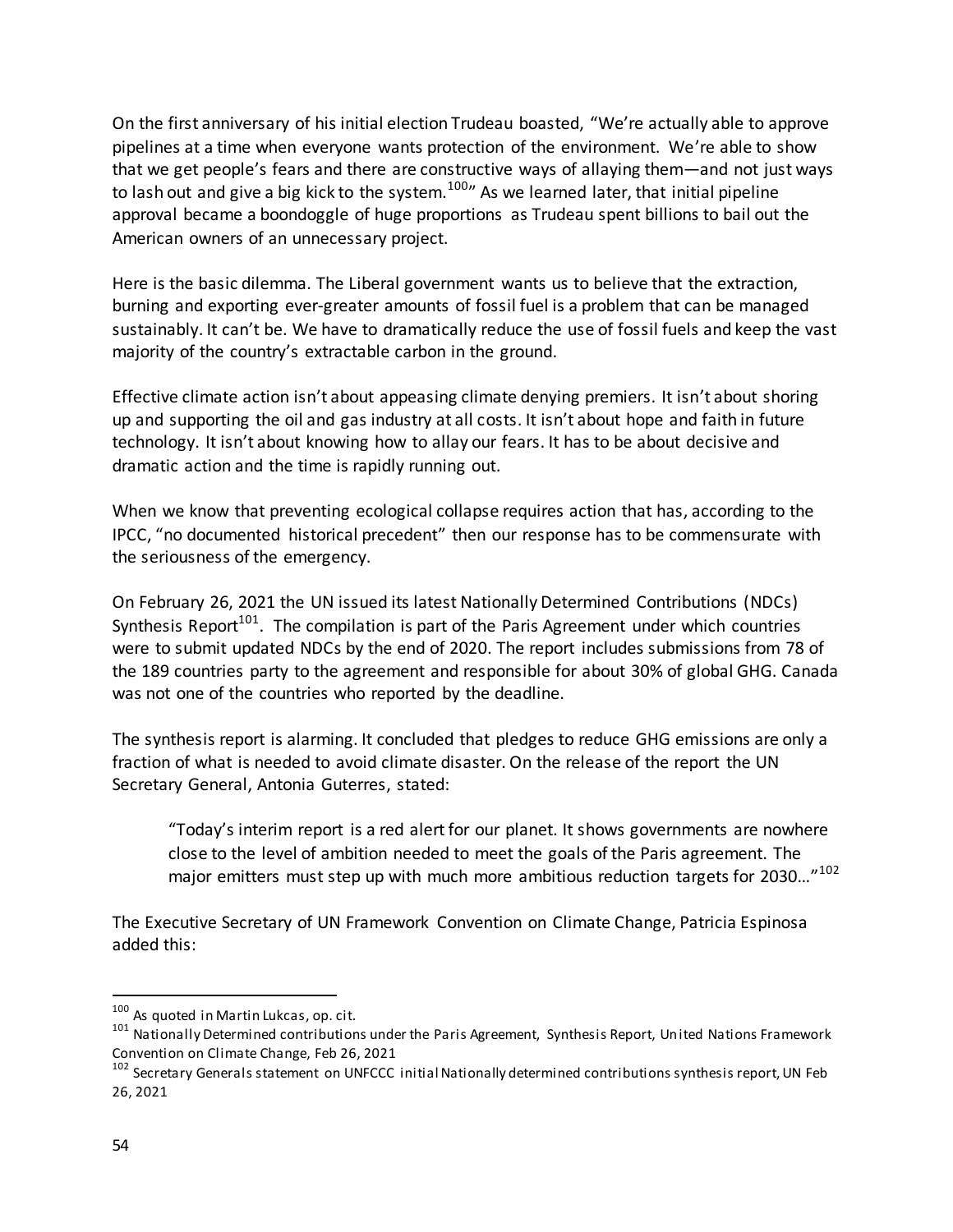On the first anniversary of his initial election Trudeau boasted, "We're actually able to approve pipelines at a time when everyone wants protection of the environment. We're able to show that we get people's fears and there are constructive ways of allaying them—and not just ways to lash out and give a big kick to the system.[100]" As we learned later, that initial pipeline approval became a boondoggle of huge proportions as Trudeau spent billions to bail out the American owners of an unnecessary project.

Here is the basic dilemma. The Liberal government wants us to believe that the extraction, burning and exporting ever-greater amounts of fossil fuel is a problem that can be managed sustainably. It can't be. We have to dramatically reduce the use of fossil fuels and keep the vast majority of the country's extractable carbon in the ground.

Effective climate action isn't about appeasing climate denying premiers. It isn't about shoring up and supporting the oil and gas industry at all costs. It isn't about hope and faith in future technology. It isn't about knowing how to allay our fears. It has to be about decisive and dramatic action and the time is rapidly running out.

When we know that preventing ecological collapse requires action that has, according to the IPCC, "no documented historical precedent" then our response has to be commensurate with the seriousness of the emergency.

On February 26, 2021 the UN issued its latest Nationally Determined Contributions (NDCs) Synthesis Report[101]. The compilation is part of the Paris Agreement under which countries were to submit updated NDCs by the end of 2020. The report includes submissions from 78 of the 189 countries party to the agreement and responsible for about 30% of global GHG. Canada was not one of the countries who reported by the deadline.

The synthesis report is alarming. It concluded that pledges to reduce GHG emissions are only a fraction of what is needed to avoid climate disaster. On the release of the report the UN Secretary General, Antonia Guterres, stated:

> "Today's interim report is a red alert for our planet. It shows governments are nowhere close to the level of ambition needed to meet the goals of the Paris agreement. The major emitters must step up with much more ambitious reduction targets for 2030…"[102]

The Executive Secretary of UN Framework Convention on Climate Change, Patricia Espinosa added this:

---

[100] As quoted in Martin Lukcas, op. cit.

[101] Nationally Determined contributions under the Paris Agreement, Synthesis Report, United Nations Framework Convention on Climate Change, Feb 26, 2021

[102] Secretary Generals statement on UNFCCC initial Nationally determined contributions synthesis report, UN Feb 26, 2021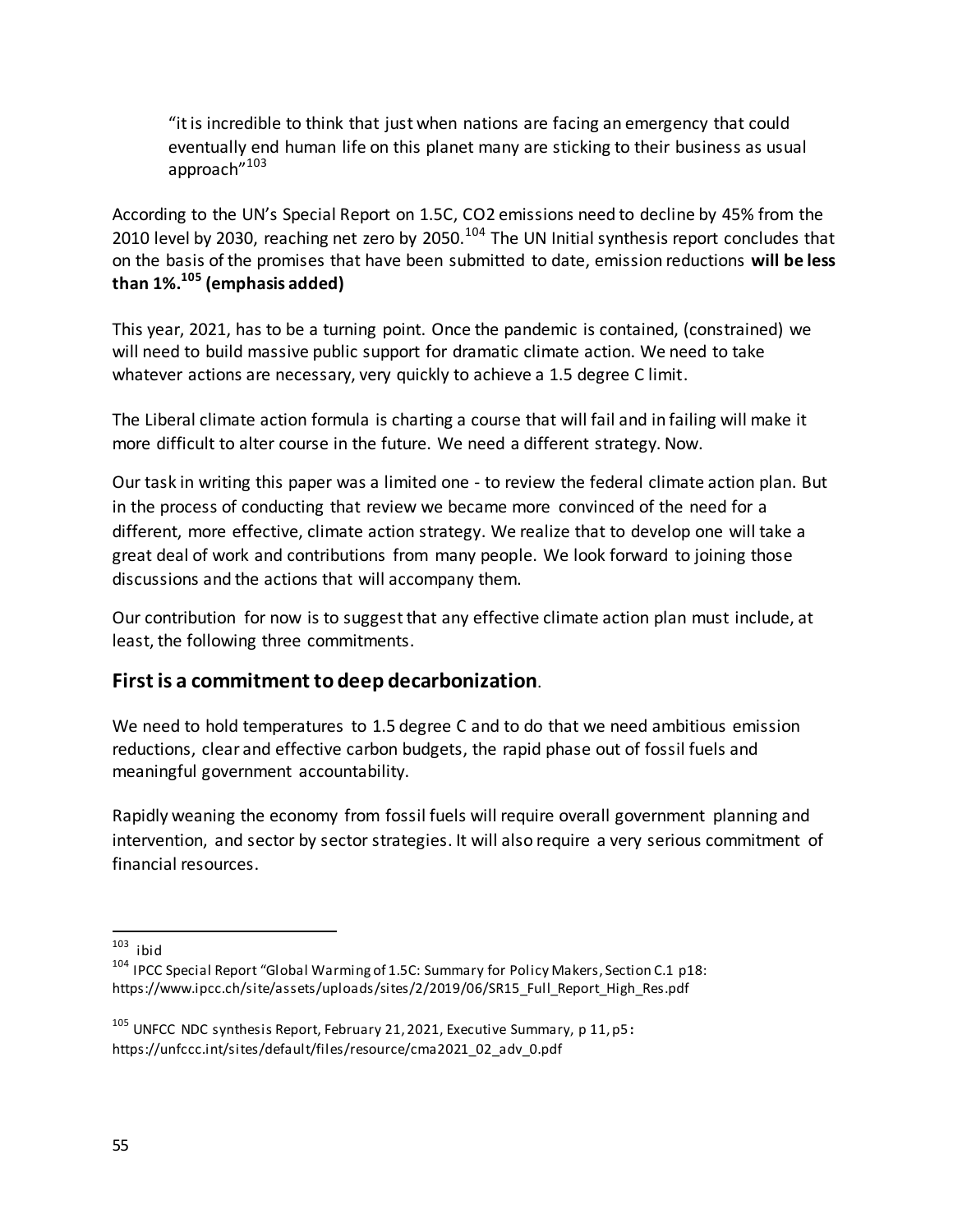> "it is incredible to think that just when nations are facing an emergency that could eventually end human life on this planet many are sticking to their business as usual approach"[103]

According to the UN's Special Report on 1.5C, CO2 emissions need to decline by 45% from the 2010 level by 2030, reaching net zero by 2050.[104] The UN Initial synthesis report concludes that on the basis of the promises that have been submitted to date, emission reductions **will be less than 1%.[105] (emphasis added)**

This year, 2021, has to be a turning point. Once the pandemic is contained, (constrained) we will need to build massive public support for dramatic climate action. We need to take whatever actions are necessary, very quickly to achieve a 1.5 degree C limit.

The Liberal climate action formula is charting a course that will fail and in failing will make it more difficult to alter course in the future. We need a different strategy. Now.

Our task in writing this paper was a limited one - to review the federal climate action plan. But in the process of conducting that review we became more convinced of the need for a different, more effective, climate action strategy. We realize that to develop one will take a great deal of work and contributions from many people. We look forward to joining those discussions and the actions that will accompany them.

Our contribution for now is to suggest that any effective climate action plan must include, at least, the following three commitments.

## First is a commitment to deep decarbonization.

We need to hold temperatures to 1.5 degree C and to do that we need ambitious emission reductions, clear and effective carbon budgets, the rapid phase out of fossil fuels and meaningful government accountability.

Rapidly weaning the economy from fossil fuels will require overall government planning and intervention, and sector by sector strategies. It will also require a very serious commitment of financial resources.

---

[103] ibid

[104] IPCC Special Report "Global Warming of 1.5C: Summary for Policy Makers, Section C.1 p18: https://www.ipcc.ch/site/assets/uploads/sites/2/2019/06/SR15_Full_Report_High_Res.pdf

[105] UNFCC NDC synthesis Report, February 21, 2021, Executive Summary, p 11, p5: https://unfccc.int/sites/default/files/resource/cma2021_02_adv_0.pdf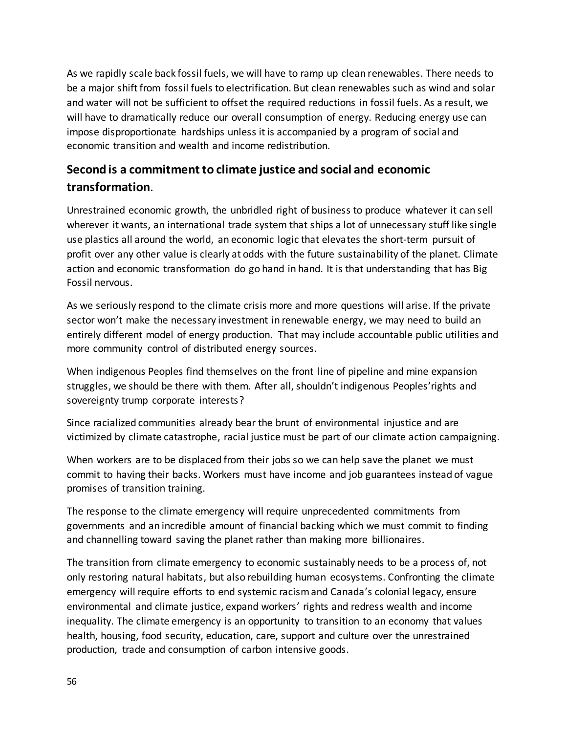As we rapidly scale back fossil fuels, we will have to ramp up clean renewables. There needs to be a major shift from fossil fuels to electrification. But clean renewables such as wind and solar and water will not be sufficient to offset the required reductions in fossil fuels. As a result, we will have to dramatically reduce our overall consumption of energy. Reducing energy use can impose disproportionate hardships unless it is accompanied by a program of social and economic transition and wealth and income redistribution.

## **Second is a commitment to climate justice and social and economic transformation**.

Unrestrained economic growth, the unbridled right of business to produce whatever it can sell wherever it wants, an international trade system that ships a lot of unnecessary stuff like single use plastics all around the world, an economic logic that elevates the short-term pursuit of profit over any other value is clearly at odds with the future sustainability of the planet. Climate action and economic transformation do go hand in hand. It is that understanding that has Big Fossil nervous.

As we seriously respond to the climate crisis more and more questions will arise. If the private sector won't make the necessary investment in renewable energy, we may need to build an entirely different model of energy production. That may include accountable public utilities and more community control of distributed energy sources.

When indigenous Peoples find themselves on the front line of pipeline and mine expansion struggles, we should be there with them. After all, shouldn't indigenous Peoples'rights and sovereignty trump corporate interests?

Since racialized communities already bear the brunt of environmental injustice and are victimized by climate catastrophe, racial justice must be part of our climate action campaigning.

When workers are to be displaced from their jobs so we can help save the planet we must commit to having their backs. Workers must have income and job guarantees instead of vague promises of transition training.

The response to the climate emergency will require unprecedented commitments from governments and an incredible amount of financial backing which we must commit to finding and channelling toward saving the planet rather than making more billionaires.

The transition from climate emergency to economic sustainably needs to be a process of, not only restoring natural habitats, but also rebuilding human ecosystems. Confronting the climate emergency will require efforts to end systemic racism and Canada's colonial legacy, ensure environmental and climate justice, expand workers' rights and redress wealth and income inequality. The climate emergency is an opportunity to transition to an economy that values health, housing, food security, education, care, support and culture over the unrestrained production, trade and consumption of carbon intensive goods.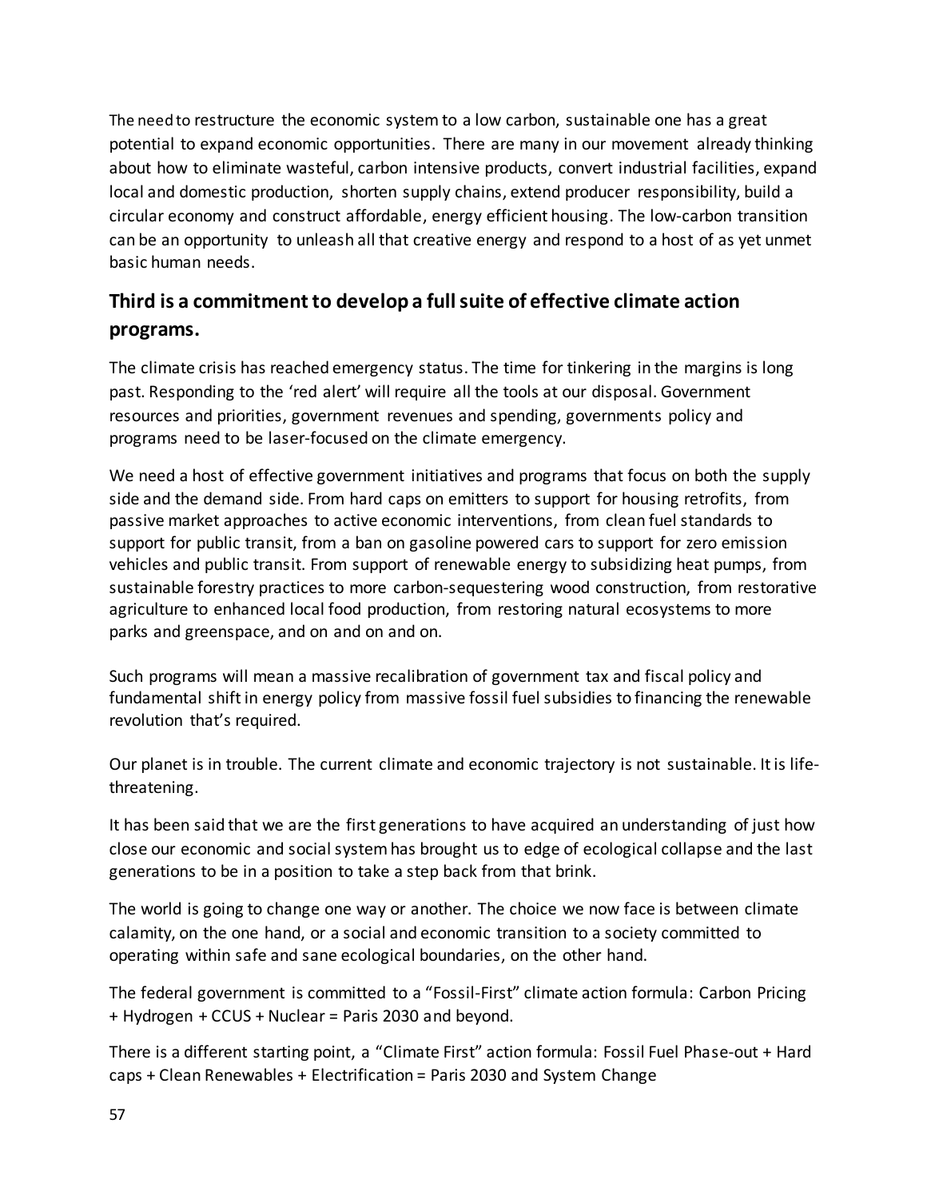The need to restructure the economic system to a low carbon, sustainable one has a great potential to expand economic opportunities. There are many in our movement already thinking about how to eliminate wasteful, carbon intensive products, convert industrial facilities, expand local and domestic production, shorten supply chains, extend producer responsibility, build a circular economy and construct affordable, energy efficient housing. The low-carbon transition can be an opportunity to unleash all that creative energy and respond to a host of as yet unmet basic human needs.

## Third is a commitment to develop a full suite of effective climate action programs.

The climate crisis has reached emergency status. The time for tinkering in the margins is long past. Responding to the 'red alert' will require all the tools at our disposal. Government resources and priorities, government revenues and spending, governments policy and programs need to be laser-focused on the climate emergency.

We need a host of effective government initiatives and programs that focus on both the supply side and the demand side. From hard caps on emitters to support for housing retrofits, from passive market approaches to active economic interventions, from clean fuel standards to support for public transit, from a ban on gasoline powered cars to support for zero emission vehicles and public transit. From support of renewable energy to subsidizing heat pumps, from sustainable forestry practices to more carbon-sequestering wood construction, from restorative agriculture to enhanced local food production, from restoring natural ecosystems to more parks and greenspace, and on and on and on.

Such programs will mean a massive recalibration of government tax and fiscal policy and fundamental shift in energy policy from massive fossil fuel subsidies to financing the renewable revolution that's required.

Our planet is in trouble. The current climate and economic trajectory is not sustainable. It is life-threatening.

It has been said that we are the first generations to have acquired an understanding of just how close our economic and social system has brought us to edge of ecological collapse and the last generations to be in a position to take a step back from that brink.

The world is going to change one way or another. The choice we now face is between climate calamity, on the one hand, or a social and economic transition to a society committed to operating within safe and sane ecological boundaries, on the other hand.

The federal government is committed to a "Fossil-First" climate action formula: Carbon Pricing + Hydrogen + CCUS + Nuclear = Paris 2030 and beyond.

There is a different starting point, a "Climate First" action formula: Fossil Fuel Phase-out + Hard caps + Clean Renewables + Electrification = Paris 2030 and System Change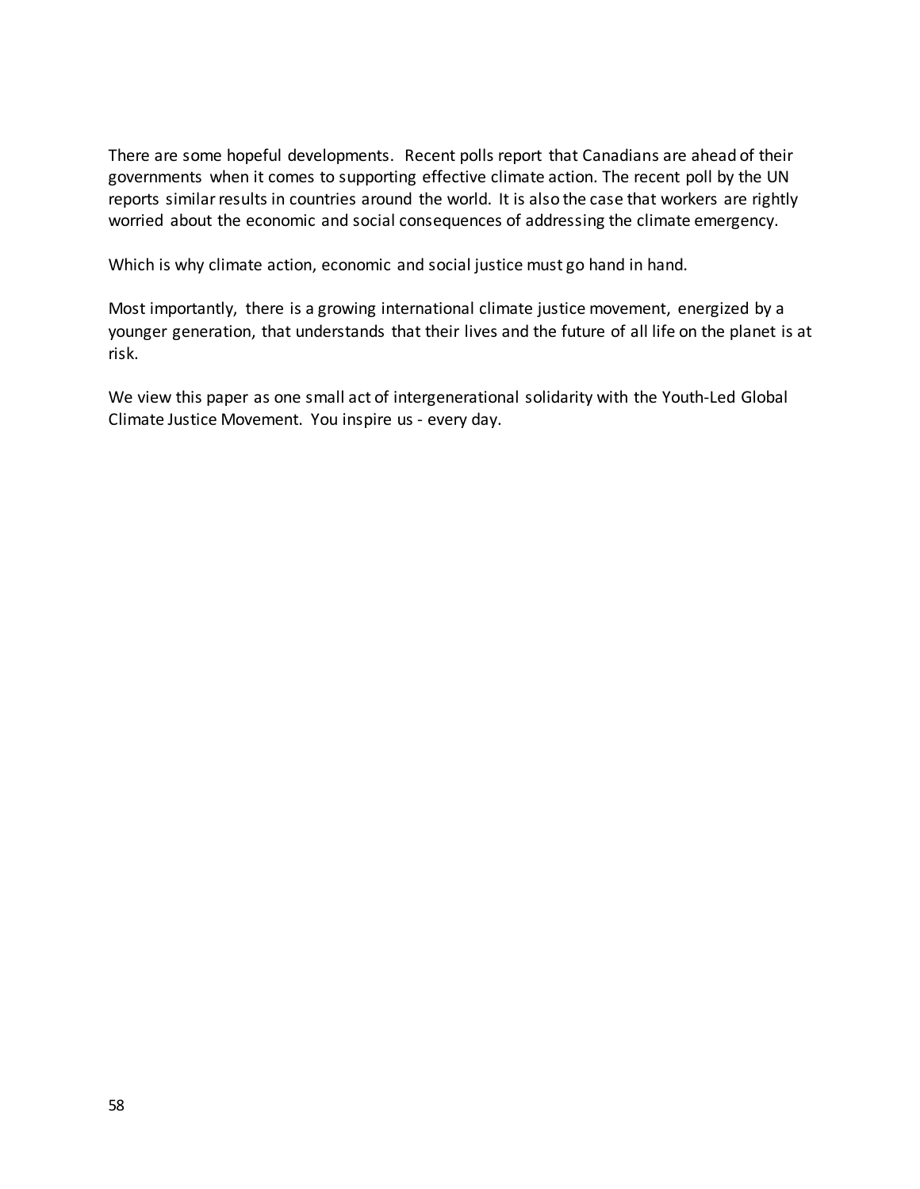There are some hopeful developments. Recent polls report that Canadians are ahead of their governments when it comes to supporting effective climate action. The recent poll by the UN reports similar results in countries around the world. It is also the case that workers are rightly worried about the economic and social consequences of addressing the climate emergency.

Which is why climate action, economic and social justice must go hand in hand.

Most importantly, there is a growing international climate justice movement, energized by a younger generation, that understands that their lives and the future of all life on the planet is at risk.

We view this paper as one small act of intergenerational solidarity with the Youth-Led Global Climate Justice Movement. You inspire us - every day.